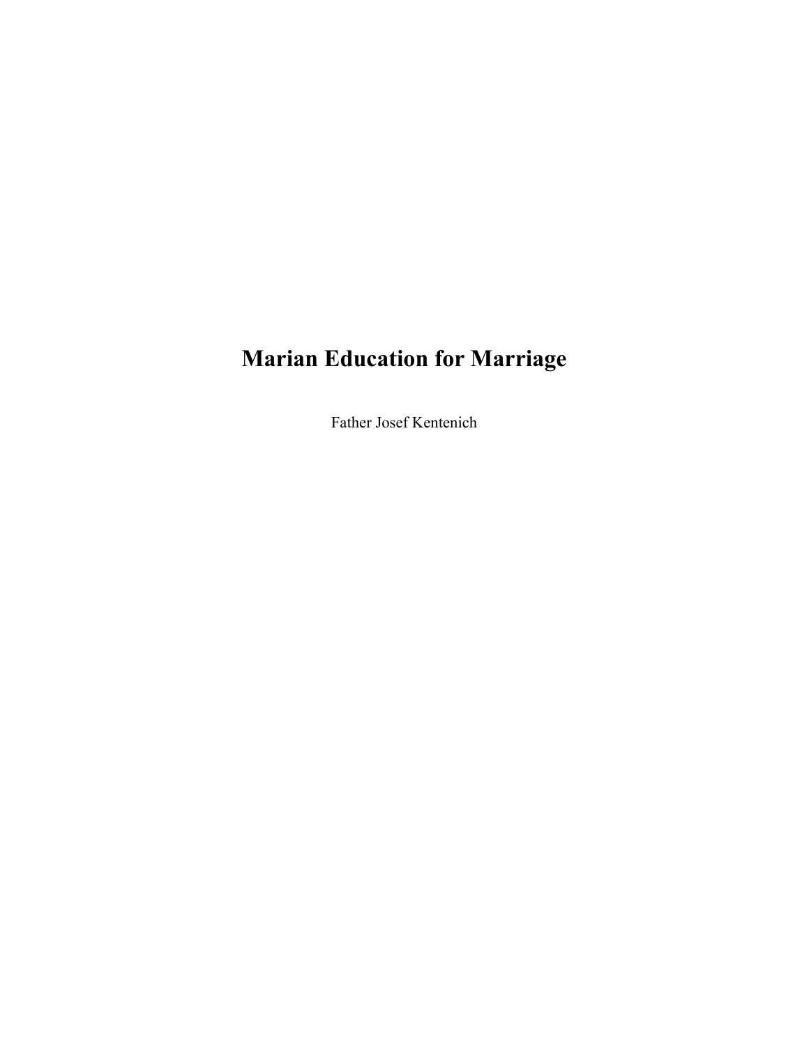# Marian Education for Marriage

Father Josef Kentenich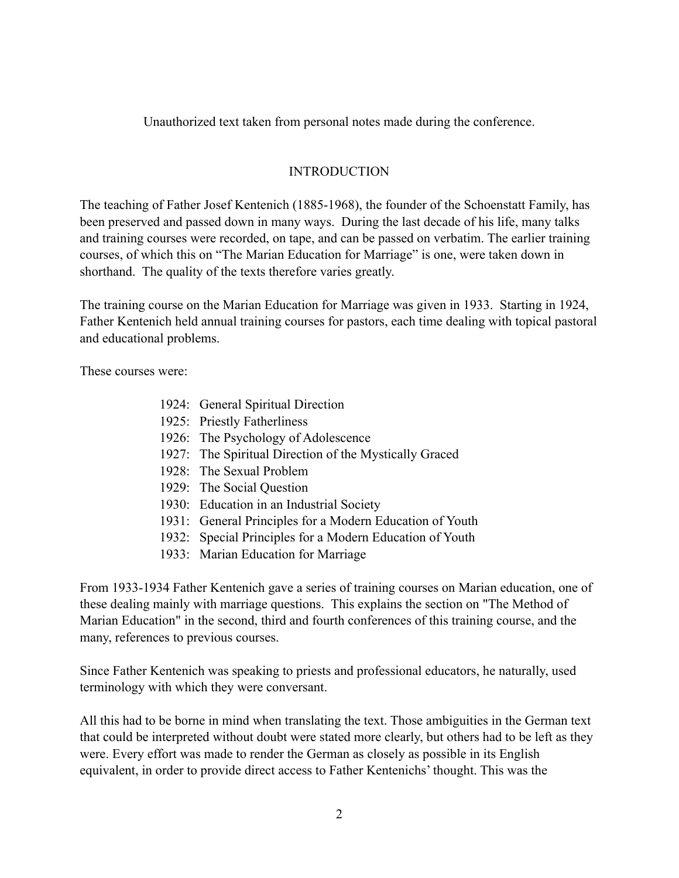Unauthorized text taken from personal notes made during the conference.

## INTRODUCTION

The teaching of Father Josef Kentenich (1885-1968), the founder of the Schoenstatt Family, has been preserved and passed down in many ways. During the last decade of his life, many talks and training courses were recorded, on tape, and can be passed on verbatim. The earlier training courses, of which this on "The Marian Education for Marriage" is one, were taken down in shorthand. The quality of the texts therefore varies greatly.

The training course on the Marian Education for Marriage was given in 1933. Starting in 1924, Father Kentenich held annual training courses for pastors, each time dealing with topical pastoral and educational problems.

These courses were:

- 1924: General Spiritual Direction
- 1925: Priestly Fatherliness
- 1926: The Psychology of Adolescence
- 1927: The Spiritual Direction of the Mystically Graced
- 1928: The Sexual Problem
- 1929: The Social Question
- 1930: Education in an Industrial Society
- 1931: General Principles for a Modern Education of Youth
- 1932: Special Principles for a Modern Education of Youth
- 1933: Marian Education for Marriage

From 1933-1934 Father Kentenich gave a series of training courses on Marian education, one of these dealing mainly with marriage questions. This explains the section on "The Method of Marian Education" in the second, third and fourth conferences of this training course, and the many, references to previous courses.

Since Father Kentenich was speaking to priests and professional educators, he naturally, used terminology with which they were conversant.

All this had to be borne in mind when translating the text. Those ambiguities in the German text that could be interpreted without doubt were stated more clearly, but others had to be left as they were. Every effort was made to render the German as closely as possible in its English equivalent, in order to provide direct access to Father Kentenichs' thought. This was the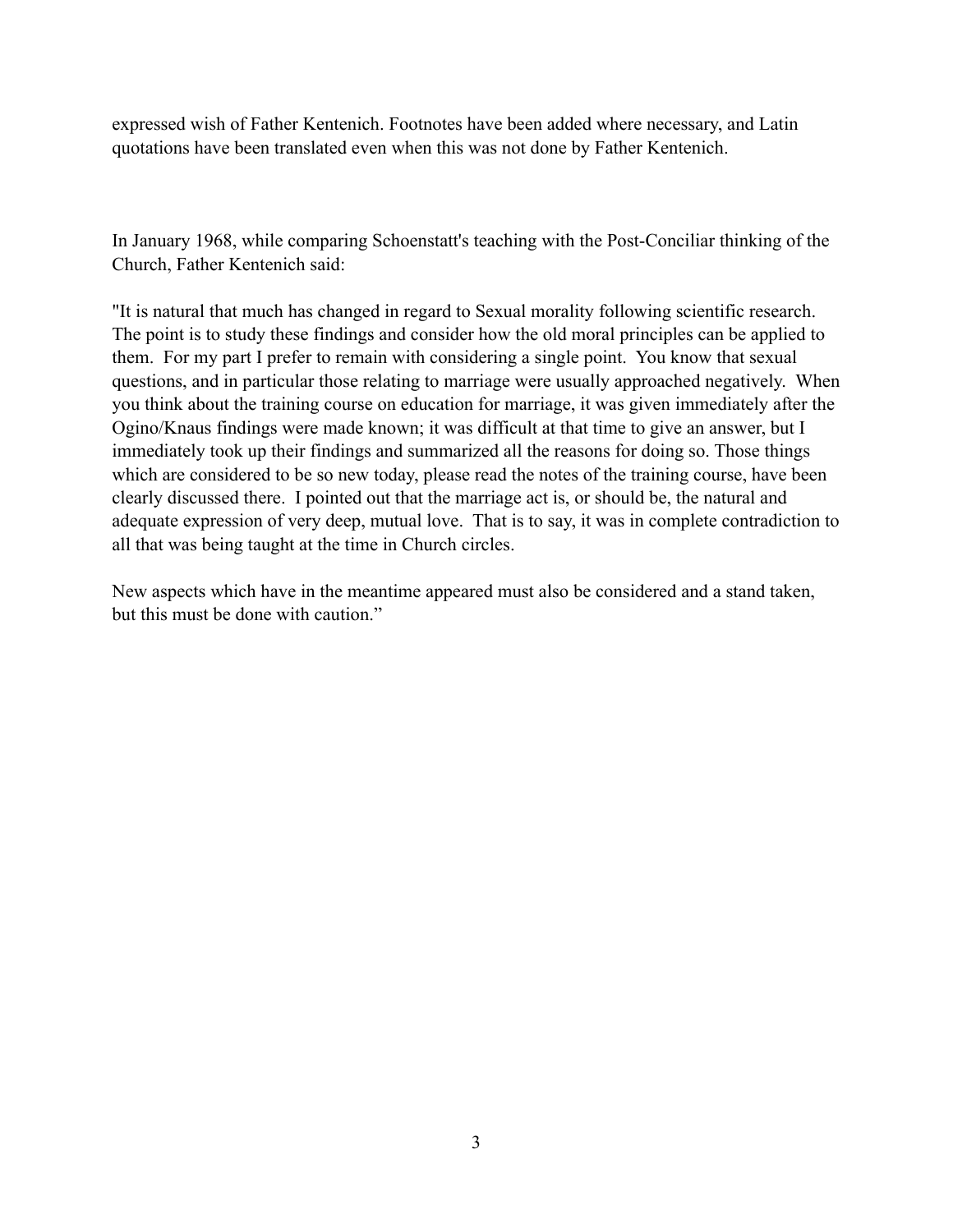expressed wish of Father Kentenich. Footnotes have been added where necessary, and Latin quotations have been translated even when this was not done by Father Kentenich.

In January 1968, while comparing Schoenstatt's teaching with the Post-Conciliar thinking of the Church, Father Kentenich said:

"It is natural that much has changed in regard to Sexual morality following scientific research. The point is to study these findings and consider how the old moral principles can be applied to them. For my part I prefer to remain with considering a single point. You know that sexual questions, and in particular those relating to marriage were usually approached negatively. When you think about the training course on education for marriage, it was given immediately after the Ogino/Knaus findings were made known; it was difficult at that time to give an answer, but I immediately took up their findings and summarized all the reasons for doing so. Those things which are considered to be so new today, please read the notes of the training course, have been clearly discussed there. I pointed out that the marriage act is, or should be, the natural and adequate expression of very deep, mutual love. That is to say, it was in complete contradiction to all that was being taught at the time in Church circles.

New aspects which have in the meantime appeared must also be considered and a stand taken, but this must be done with caution."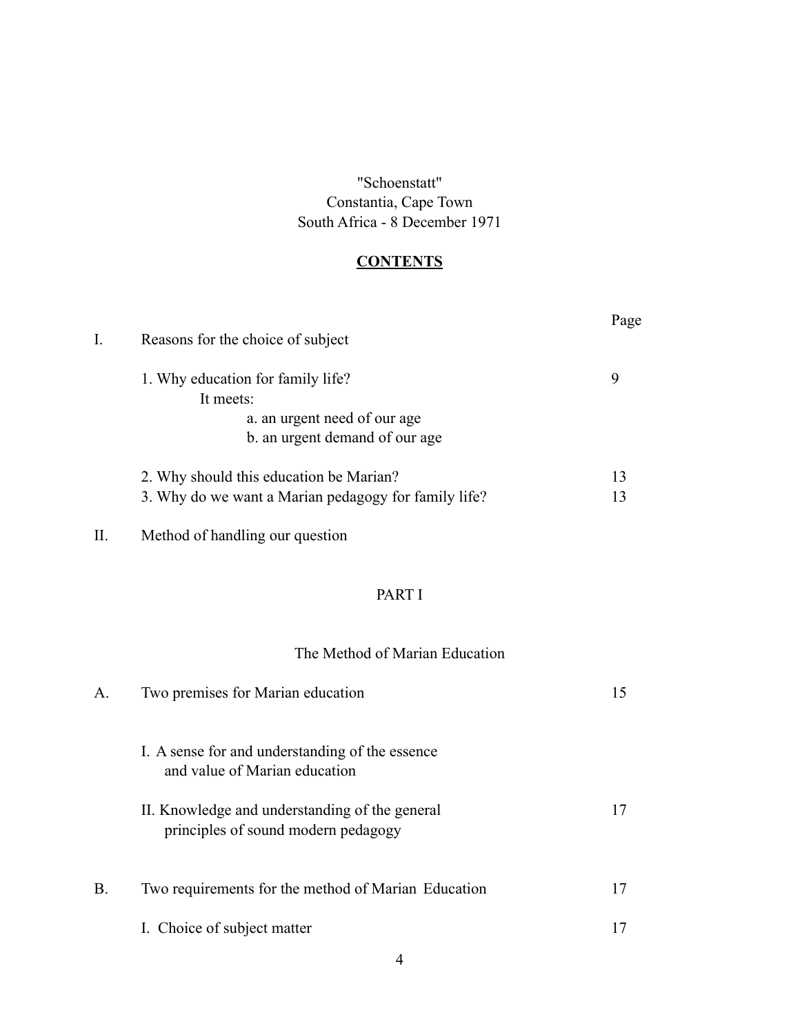"Schoenstatt"
Constantia, Cape Town
South Africa - 8 December 1971

## **CONTENTS**

| | | Page |
|---|---|---|
| I. | Reasons for the choice of subject | |
| | 1. Why education for family life? It meets: a. an urgent need of our age b. an urgent demand of our age | 9 |
| | 2. Why should this education be Marian? | 13 |
| | 3. Why do we want a Marian pedagogy for family life? | 13 |
| II. | Method of handling our question | |

## PART I

### The Method of Marian Education

| | | |
|---|---|---|
| A. | Two premises for Marian education | 15 |
| | I. A sense for and understanding of the essence and value of Marian education | |
| | II. Knowledge and understanding of the general principles of sound modern pedagogy | 17 |
| B. | Two requirements for the method of Marian Education | 17 |
| | I. Choice of subject matter | 17 |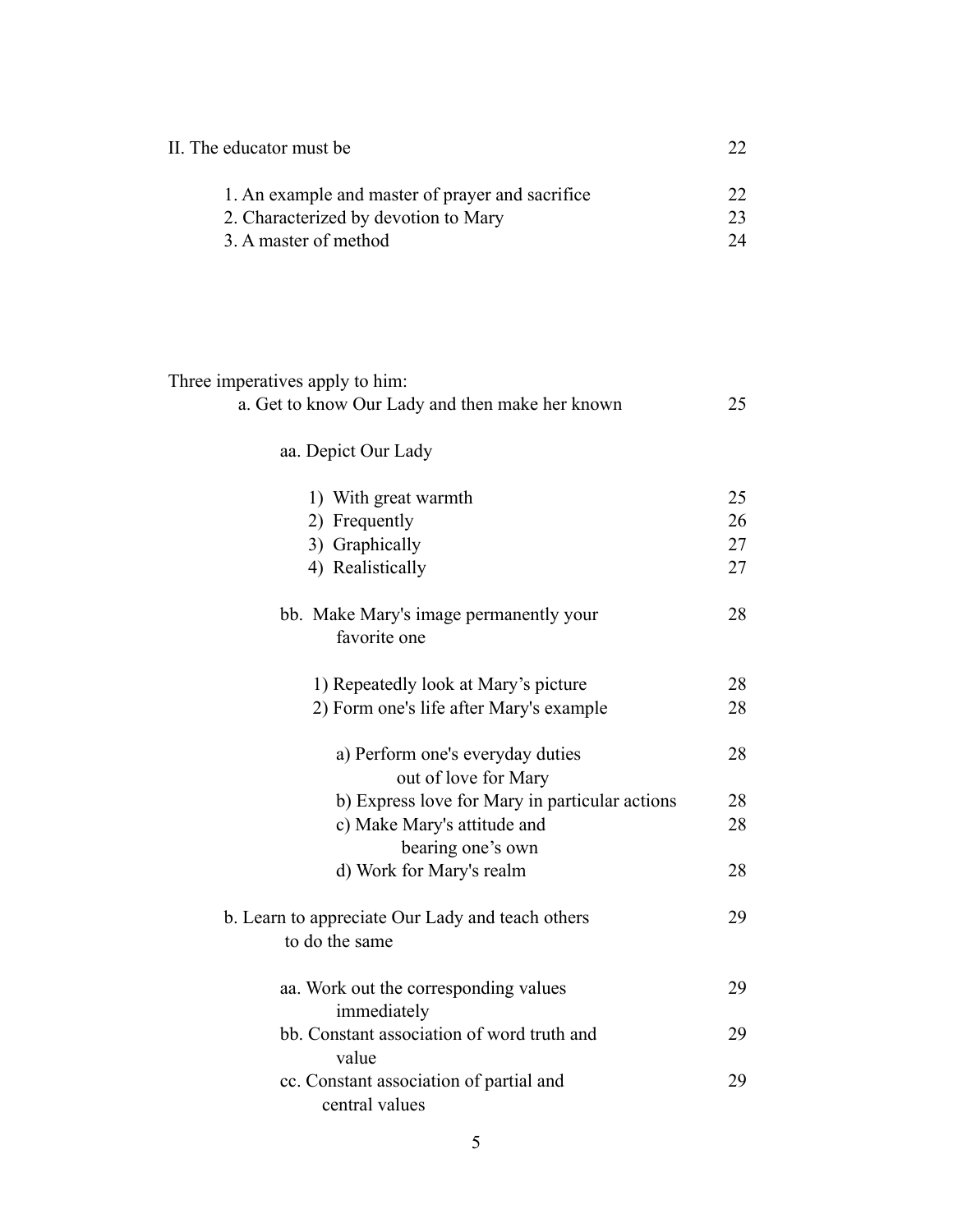| | |
|---|---|
| II. The educator must be | 22 |
| 1. An example and master of prayer and sacrifice | 22 |
| 2. Characterized by devotion to Mary | 23 |
| 3. A master of method | 24 |

| | |
|---|---|
| Three imperatives apply to him: | |
| a. Get to know Our Lady and then make her known | 25 |
| aa. Depict Our Lady | |
| 1) With great warmth | 25 |
| 2) Frequently | 26 |
| 3) Graphically | 27 |
| 4) Realistically | 27 |
| bb. Make Mary's image permanently your favorite one | 28 |
| 1) Repeatedly look at Mary's picture | 28 |
| 2) Form one's life after Mary's example | 28 |
| a) Perform one's everyday duties out of love for Mary | 28 |
| b) Express love for Mary in particular actions | 28 |
| c) Make Mary's attitude and bearing one's own | 28 |
| d) Work for Mary's realm | 28 |
| b. Learn to appreciate Our Lady and teach others to do the same | 29 |
| aa. Work out the corresponding values immediately | 29 |
| bb. Constant association of word truth and value | 29 |
| cc. Constant association of partial and central values | 29 |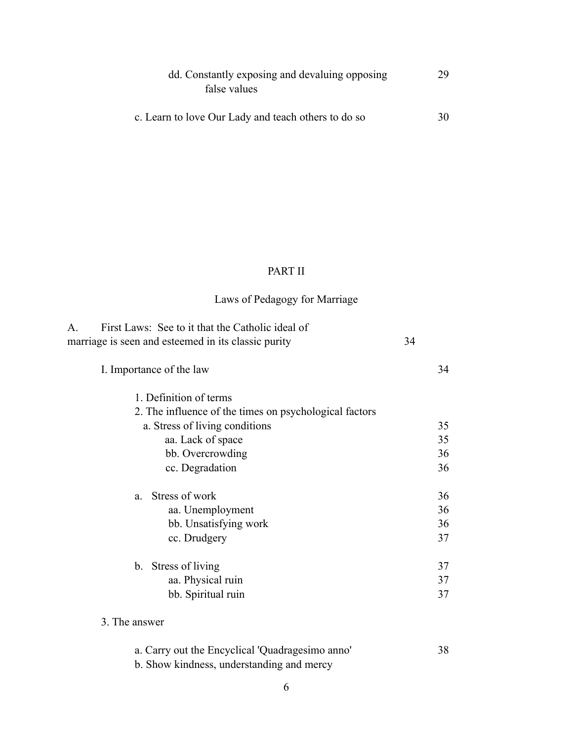dd. Constantly exposing and devaluing opposing false values 29

c. Learn to love Our Lady and teach others to do so 30

## PART II

## Laws of Pedagogy for Marriage

A. First Laws: See to it that the Catholic ideal of marriage is seen and esteemed in its classic purity 34

I. Importance of the law 34

1. Definition of terms
2. The influence of the times on psychological factors
   - a. Stress of living conditions 35
     - aa. Lack of space 35
     - bb. Overcrowding 36
     - cc. Degradation 36
   - a. Stress of work 36
     - aa. Unemployment 36
     - bb. Unsatisfying work 36
     - cc. Drudgery 37
   - b. Stress of living 37
     - aa. Physical ruin 37
     - bb. Spiritual ruin 37

3. The answer
   - a. Carry out the Encyclical 'Quadragesimo anno' 38
   - b. Show kindness, understanding and mercy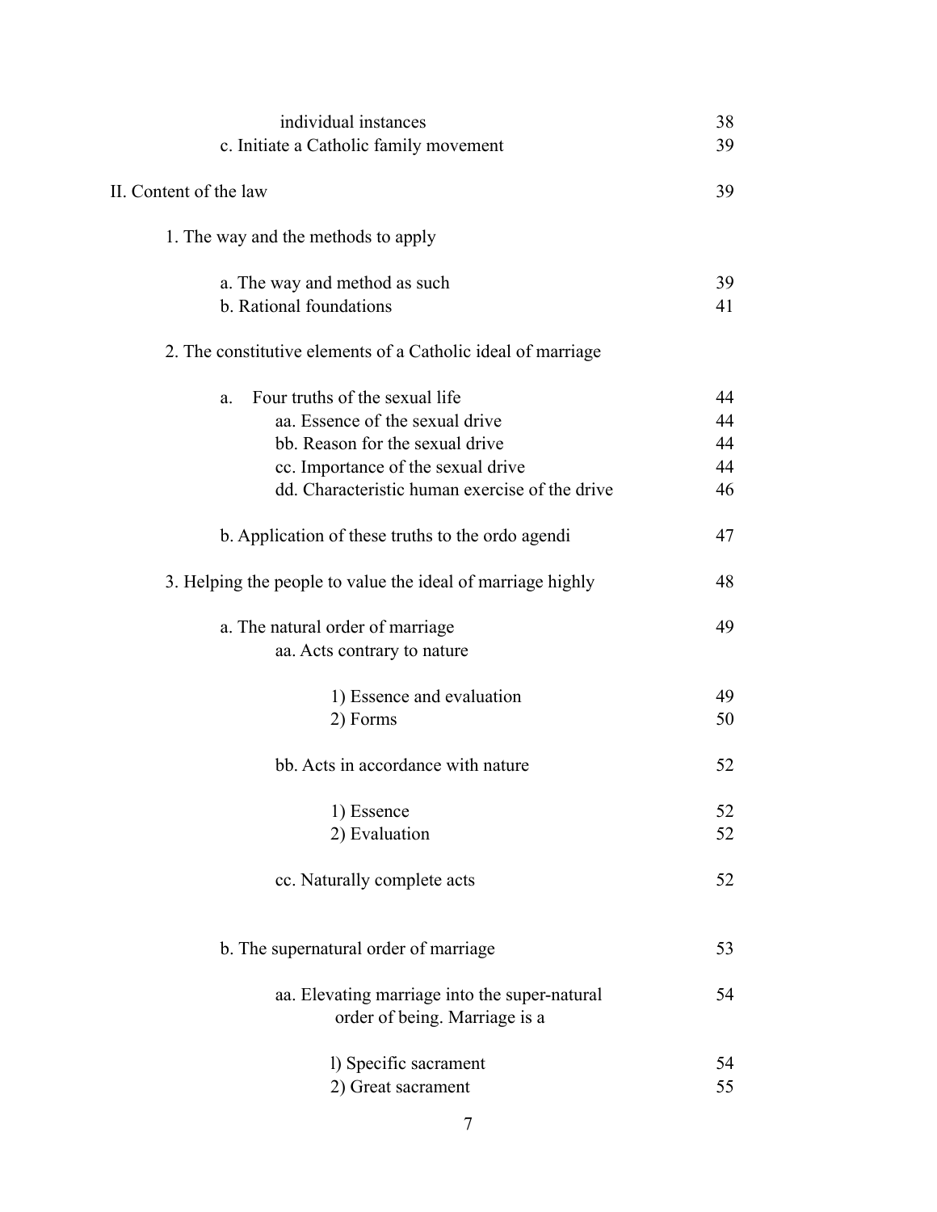| | |
|---|---|
| individual instances | 38 |
| c. Initiate a Catholic family movement | 39 |
| II. Content of the law | 39 |
| 1. The way and the methods to apply | |
| a. The way and method as such | 39 |
| b. Rational foundations | 41 |
| 2. The constitutive elements of a Catholic ideal of marriage | |
| a. Four truths of the sexual life | 44 |
| aa. Essence of the sexual drive | 44 |
| bb. Reason for the sexual drive | 44 |
| cc. Importance of the sexual drive | 44 |
| dd. Characteristic human exercise of the drive | 46 |
| b. Application of these truths to the ordo agendi | 47 |
| 3. Helping the people to value the ideal of marriage highly | 48 |
| a. The natural order of marriage | 49 |
| aa. Acts contrary to nature | |
| 1) Essence and evaluation | 49 |
| 2) Forms | 50 |
| bb. Acts in accordance with nature | 52 |
| 1) Essence | 52 |
| 2) Evaluation | 52 |
| cc. Naturally complete acts | 52 |
| b. The supernatural order of marriage | 53 |
| aa. Elevating marriage into the super-natural order of being. Marriage is a | 54 |
| l) Specific sacrament | 54 |
| 2) Great sacrament | 55 |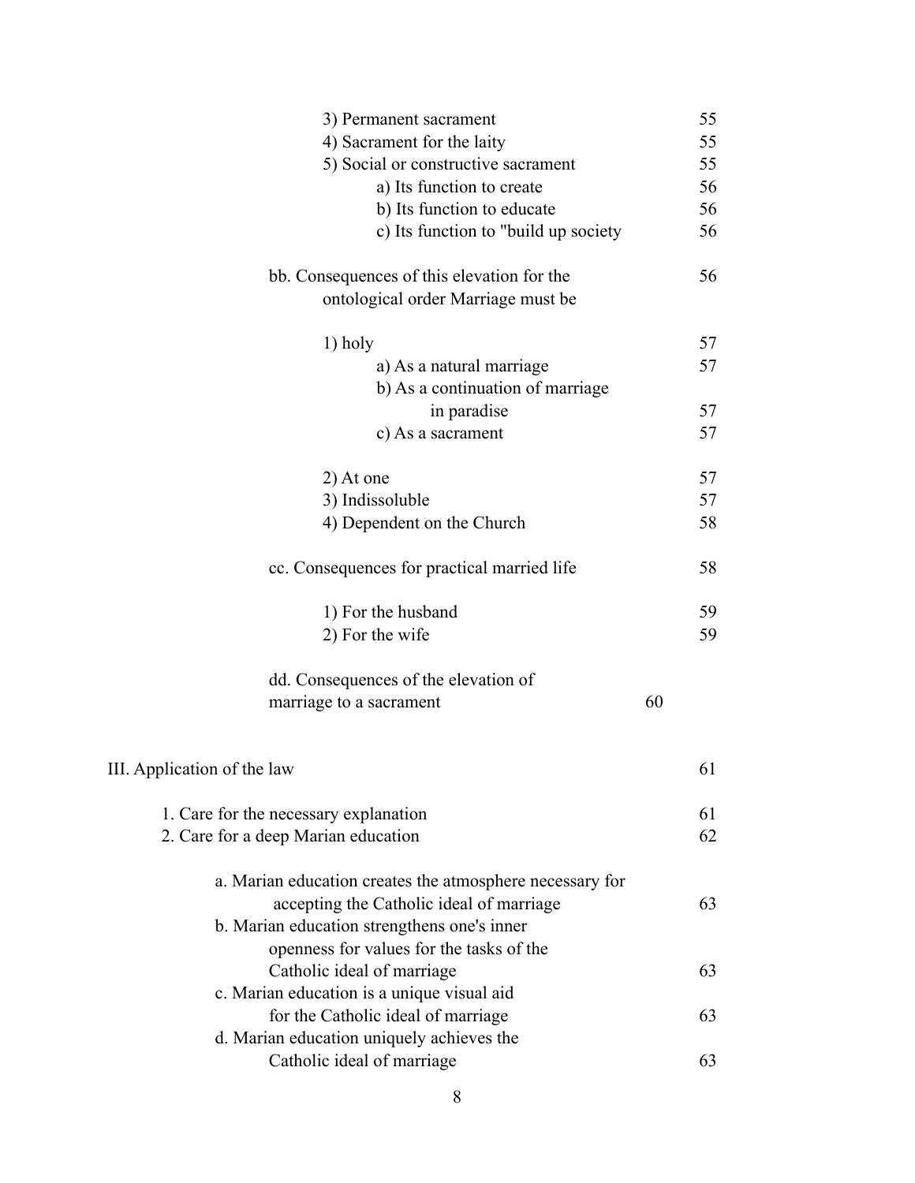3) Permanent sacrament 55
4) Sacrament for the laity 55
5) Social or constructive sacrament 55
a) Its function to create 56
b) Its function to educate 56
c) Its function to "build up society 56

bb. Consequences of this elevation for the ontological order Marriage must be 56

1) holy 57
a) As a natural marriage 57
b) As a continuation of marriage in paradise 57
c) As a sacrament 57

2) At one 57
3) Indissoluble 57
4) Dependent on the Church 58

cc. Consequences for practical married life 58

1) For the husband 59
2) For the wife 59

dd. Consequences of the elevation of marriage to a sacrament 60

III. Application of the law 61

1. Care for the necessary explanation 61
2. Care for a deep Marian education 62

a. Marian education creates the atmosphere necessary for accepting the Catholic ideal of marriage 63
b. Marian education strengthens one's inner openness for values for the tasks of the Catholic ideal of marriage 63
c. Marian education is a unique visual aid for the Catholic ideal of marriage 63
d. Marian education uniquely achieves the Catholic ideal of marriage 63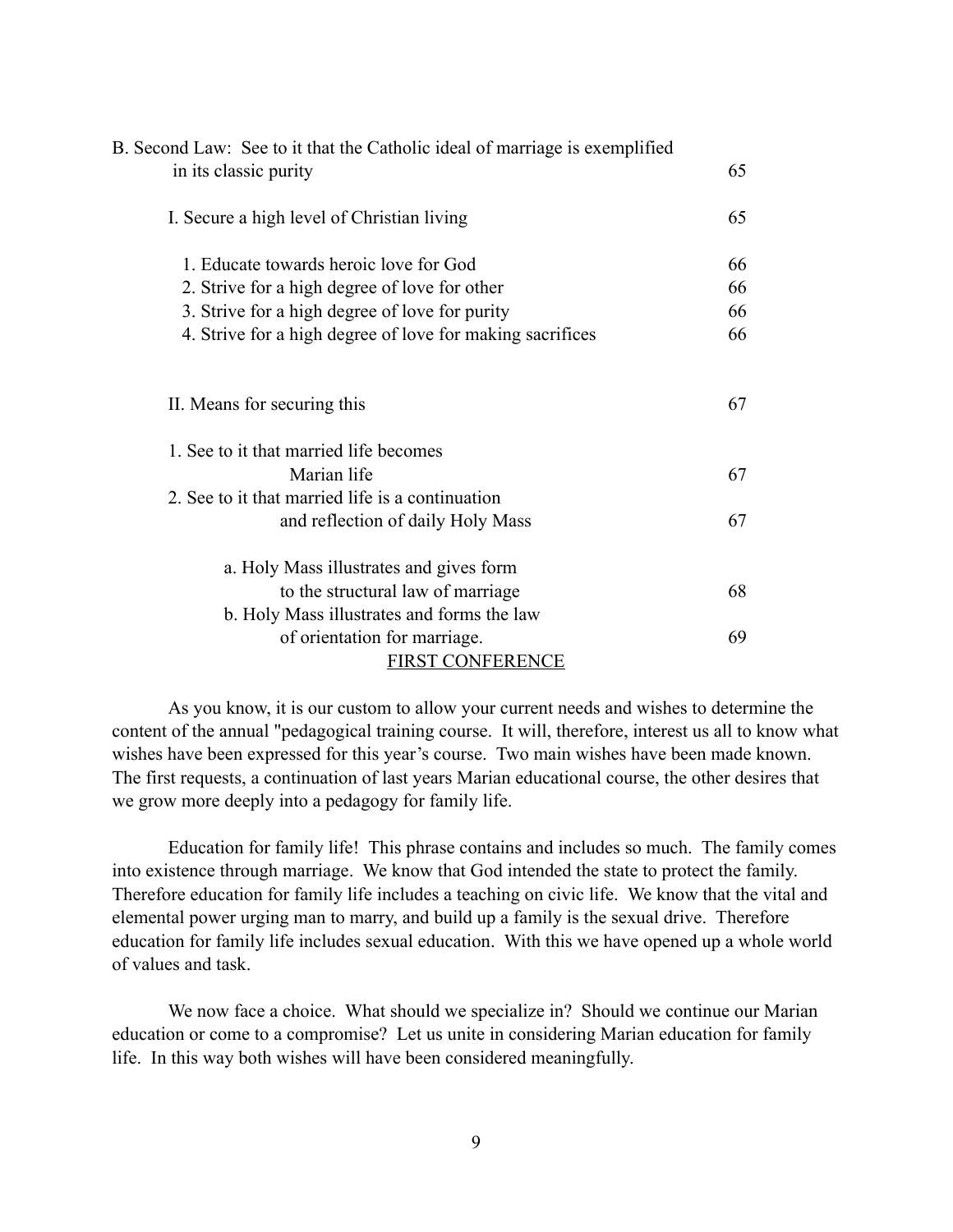B. Second Law: See to it that the Catholic ideal of marriage is exemplified in its classic purity 65

I. Secure a high level of Christian living 65

1. Educate towards heroic love for God 66
2. Strive for a high degree of love for other 66
3. Strive for a high degree of love for purity 66
4. Strive for a high degree of love for making sacrifices 66

II. Means for securing this 67

1. See to it that married life becomes Marian life 67
2. See to it that married life is a continuation and reflection of daily Holy Mass 67

a. Holy Mass illustrates and gives form to the structural law of marriage 68
b. Holy Mass illustrates and forms the law of orientation for marriage. 69

## FIRST CONFERENCE

As you know, it is our custom to allow your current needs and wishes to determine the content of the annual "pedagogical training course. It will, therefore, interest us all to know what wishes have been expressed for this year's course. Two main wishes have been made known. The first requests, a continuation of last years Marian educational course, the other desires that we grow more deeply into a pedagogy for family life.

Education for family life! This phrase contains and includes so much. The family comes into existence through marriage. We know that God intended the state to protect the family. Therefore education for family life includes a teaching on civic life. We know that the vital and elemental power urging man to marry, and build up a family is the sexual drive. Therefore education for family life includes sexual education. With this we have opened up a whole world of values and task.

We now face a choice. What should we specialize in? Should we continue our Marian education or come to a compromise? Let us unite in considering Marian education for family life. In this way both wishes will have been considered meaningfully.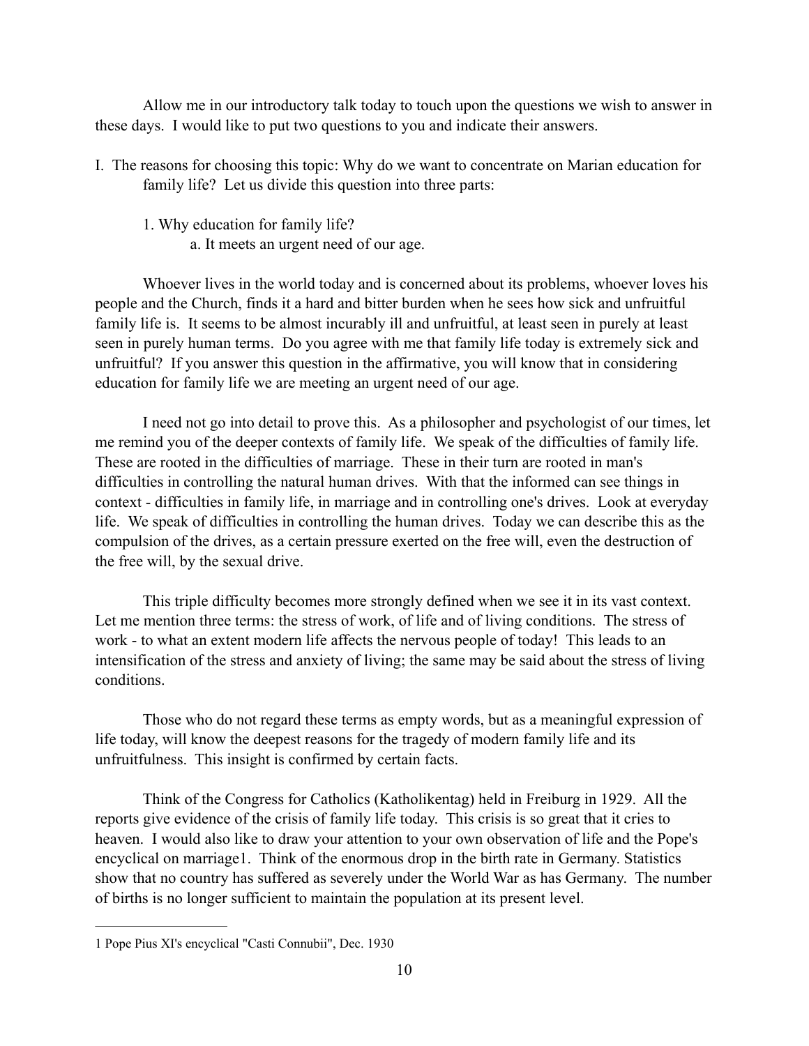Allow me in our introductory talk today to touch upon the questions we wish to answer in these days. I would like to put two questions to you and indicate their answers.

I. The reasons for choosing this topic: Why do we want to concentrate on Marian education for family life? Let us divide this question into three parts:

 1. Why education for family life?

  a. It meets an urgent need of our age.

Whoever lives in the world today and is concerned about its problems, whoever loves his people and the Church, finds it a hard and bitter burden when he sees how sick and unfruitful family life is. It seems to be almost incurably ill and unfruitful, at least seen in purely at least seen in purely human terms. Do you agree with me that family life today is extremely sick and unfruitful? If you answer this question in the affirmative, you will know that in considering education for family life we are meeting an urgent need of our age.

I need not go into detail to prove this. As a philosopher and psychologist of our times, let me remind you of the deeper contexts of family life. We speak of the difficulties of family life. These are rooted in the difficulties of marriage. These in their turn are rooted in man's difficulties in controlling the natural human drives. With that the informed can see things in context - difficulties in family life, in marriage and in controlling one's drives. Look at everyday life. We speak of difficulties in controlling the human drives. Today we can describe this as the compulsion of the drives, as a certain pressure exerted on the free will, even the destruction of the free will, by the sexual drive.

This triple difficulty becomes more strongly defined when we see it in its vast context. Let me mention three terms: the stress of work, of life and of living conditions. The stress of work - to what an extent modern life affects the nervous people of today! This leads to an intensification of the stress and anxiety of living; the same may be said about the stress of living conditions.

Those who do not regard these terms as empty words, but as a meaningful expression of life today, will know the deepest reasons for the tragedy of modern family life and its unfruitfulness. This insight is confirmed by certain facts.

Think of the Congress for Catholics (Katholikentag) held in Freiburg in 1929. All the reports give evidence of the crisis of family life today. This crisis is so great that it cries to heaven. I would also like to draw your attention to your own observation of life and the Pope's encyclical on marriage[1]. Think of the enormous drop in the birth rate in Germany. Statistics show that no country has suffered as severely under the World War as has Germany. The number of births is no longer sufficient to maintain the population at its present level.

---

[1] Pope Pius XI's encyclical "Casti Connubii", Dec. 1930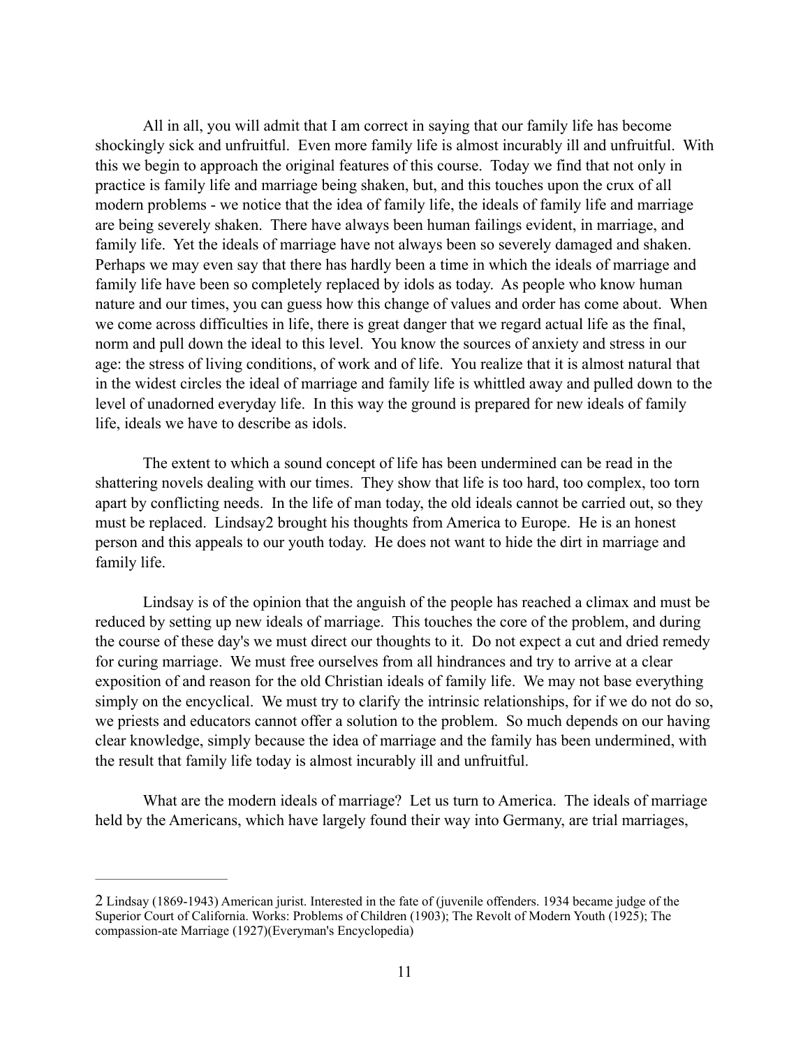All in all, you will admit that I am correct in saying that our family life has become shockingly sick and unfruitful. Even more family life is almost incurably ill and unfruitful. With this we begin to approach the original features of this course. Today we find that not only in practice is family life and marriage being shaken, but, and this touches upon the crux of all modern problems - we notice that the idea of family life, the ideals of family life and marriage are being severely shaken. There have always been human failings evident, in marriage, and family life. Yet the ideals of marriage have not always been so severely damaged and shaken. Perhaps we may even say that there has hardly been a time in which the ideals of marriage and family life have been so completely replaced by idols as today. As people who know human nature and our times, you can guess how this change of values and order has come about. When we come across difficulties in life, there is great danger that we regard actual life as the final, norm and pull down the ideal to this level. You know the sources of anxiety and stress in our age: the stress of living conditions, of work and of life. You realize that it is almost natural that in the widest circles the ideal of marriage and family life is whittled away and pulled down to the level of unadorned everyday life. In this way the ground is prepared for new ideals of family life, ideals we have to describe as idols.

The extent to which a sound concept of life has been undermined can be read in the shattering novels dealing with our times. They show that life is too hard, too complex, too torn apart by conflicting needs. In the life of man today, the old ideals cannot be carried out, so they must be replaced. Lindsay[2] brought his thoughts from America to Europe. He is an honest person and this appeals to our youth today. He does not want to hide the dirt in marriage and family life.

Lindsay is of the opinion that the anguish of the people has reached a climax and must be reduced by setting up new ideals of marriage. This touches the core of the problem, and during the course of these day's we must direct our thoughts to it. Do not expect a cut and dried remedy for curing marriage. We must free ourselves from all hindrances and try to arrive at a clear exposition of and reason for the old Christian ideals of family life. We may not base everything simply on the encyclical. We must try to clarify the intrinsic relationships, for if we do not do so, we priests and educators cannot offer a solution to the problem. So much depends on our having clear knowledge, simply because the idea of marriage and the family has been undermined, with the result that family life today is almost incurably ill and unfruitful.

What are the modern ideals of marriage? Let us turn to America. The ideals of marriage held by the Americans, which have largely found their way into Germany, are trial marriages,

---

2 Lindsay (1869-1943) American jurist. Interested in the fate of (juvenile offenders. 1934 became judge of the Superior Court of California. Works: Problems of Children (1903); The Revolt of Modern Youth (1925); The compassion-ate Marriage (1927)(Everyman's Encyclopedia)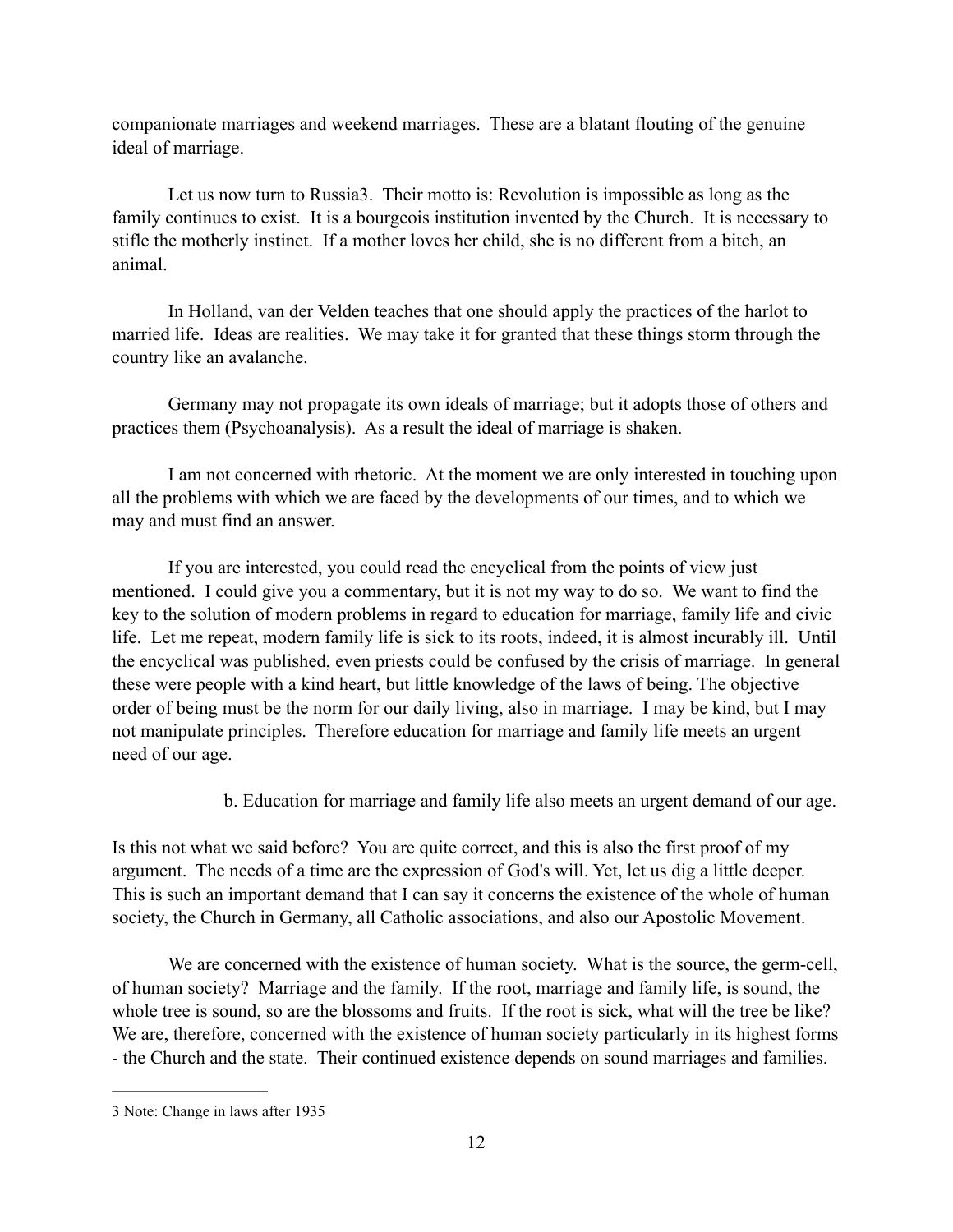companionate marriages and weekend marriages. These are a blatant flouting of the genuine ideal of marriage.

Let us now turn to Russia[3]. Their motto is: Revolution is impossible as long as the family continues to exist. It is a bourgeois institution invented by the Church. It is necessary to stifle the motherly instinct. If a mother loves her child, she is no different from a bitch, an animal.

In Holland, van der Velden teaches that one should apply the practices of the harlot to married life. Ideas are realities. We may take it for granted that these things storm through the country like an avalanche.

Germany may not propagate its own ideals of marriage; but it adopts those of others and practices them (Psychoanalysis). As a result the ideal of marriage is shaken.

I am not concerned with rhetoric. At the moment we are only interested in touching upon all the problems with which we are faced by the developments of our times, and to which we may and must find an answer.

If you are interested, you could read the encyclical from the points of view just mentioned. I could give you a commentary, but it is not my way to do so. We want to find the key to the solution of modern problems in regard to education for marriage, family life and civic life. Let me repeat, modern family life is sick to its roots, indeed, it is almost incurably ill. Until the encyclical was published, even priests could be confused by the crisis of marriage. In general these were people with a kind heart, but little knowledge of the laws of being. The objective order of being must be the norm for our daily living, also in marriage. I may be kind, but I may not manipulate principles. Therefore education for marriage and family life meets an urgent need of our age.

b. Education for marriage and family life also meets an urgent demand of our age.

Is this not what we said before? You are quite correct, and this is also the first proof of my argument. The needs of a time are the expression of God's will. Yet, let us dig a little deeper. This is such an important demand that I can say it concerns the existence of the whole of human society, the Church in Germany, all Catholic associations, and also our Apostolic Movement.

We are concerned with the existence of human society. What is the source, the germ-cell, of human society? Marriage and the family. If the root, marriage and family life, is sound, the whole tree is sound, so are the blossoms and fruits. If the root is sick, what will the tree be like? We are, therefore, concerned with the existence of human society particularly in its highest forms - the Church and the state. Their continued existence depends on sound marriages and families.

---

3 Note: Change in laws after 1935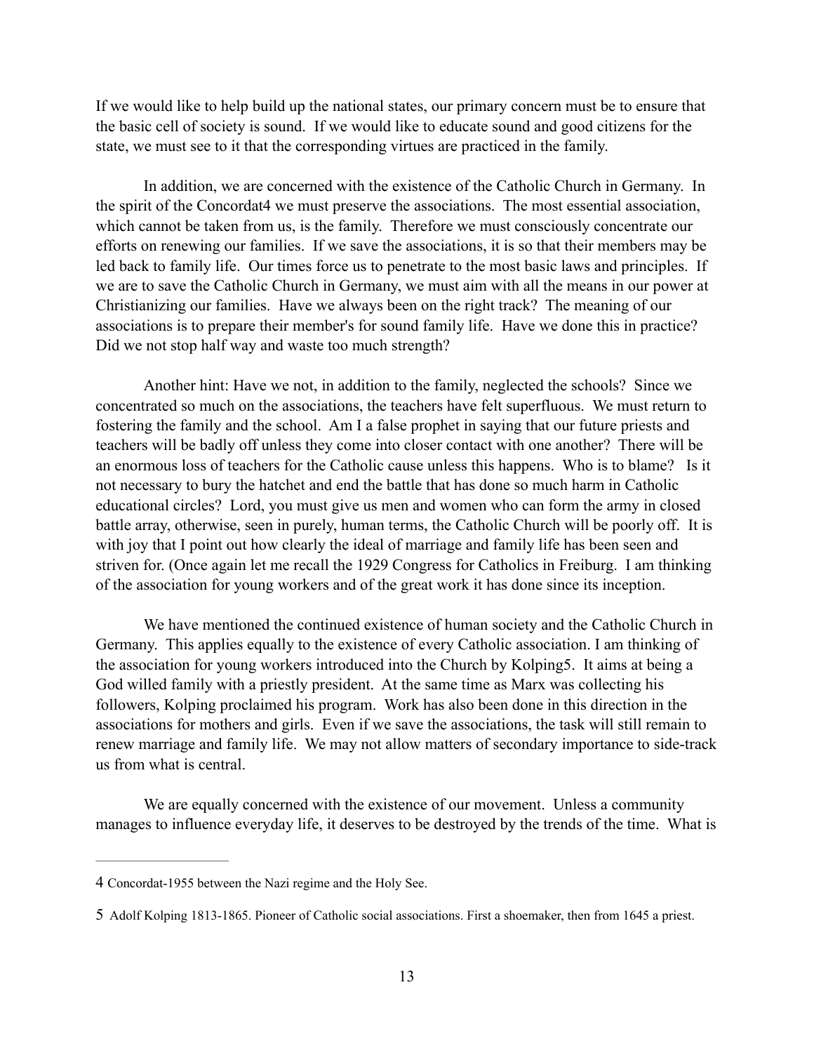If we would like to help build up the national states, our primary concern must be to ensure that the basic cell of society is sound. If we would like to educate sound and good citizens for the state, we must see to it that the corresponding virtues are practiced in the family.

In addition, we are concerned with the existence of the Catholic Church in Germany. In the spirit of the Concordat[4] we must preserve the associations. The most essential association, which cannot be taken from us, is the family. Therefore we must consciously concentrate our efforts on renewing our families. If we save the associations, it is so that their members may be led back to family life. Our times force us to penetrate to the most basic laws and principles. If we are to save the Catholic Church in Germany, we must aim with all the means in our power at Christianizing our families. Have we always been on the right track? The meaning of our associations is to prepare their member's for sound family life. Have we done this in practice? Did we not stop half way and waste too much strength?

Another hint: Have we not, in addition to the family, neglected the schools? Since we concentrated so much on the associations, the teachers have felt superfluous. We must return to fostering the family and the school. Am I a false prophet in saying that our future priests and teachers will be badly off unless they come into closer contact with one another? There will be an enormous loss of teachers for the Catholic cause unless this happens. Who is to blame? Is it not necessary to bury the hatchet and end the battle that has done so much harm in Catholic educational circles? Lord, you must give us men and women who can form the army in closed battle array, otherwise, seen in purely, human terms, the Catholic Church will be poorly off. It is with joy that I point out how clearly the ideal of marriage and family life has been seen and striven for. (Once again let me recall the 1929 Congress for Catholics in Freiburg. I am thinking of the association for young workers and of the great work it has done since its inception.

We have mentioned the continued existence of human society and the Catholic Church in Germany. This applies equally to the existence of every Catholic association. I am thinking of the association for young workers introduced into the Church by Kolping[5]. It aims at being a God willed family with a priestly president. At the same time as Marx was collecting his followers, Kolping proclaimed his program. Work has also been done in this direction in the associations for mothers and girls. Even if we save the associations, the task will still remain to renew marriage and family life. We may not allow matters of secondary importance to side-track us from what is central.

We are equally concerned with the existence of our movement. Unless a community manages to influence everyday life, it deserves to be destroyed by the trends of the time. What is

---

4 Concordat-1955 between the Nazi regime and the Holy See.

5 Adolf Kolping 1813-1865. Pioneer of Catholic social associations. First a shoemaker, then from 1645 a priest.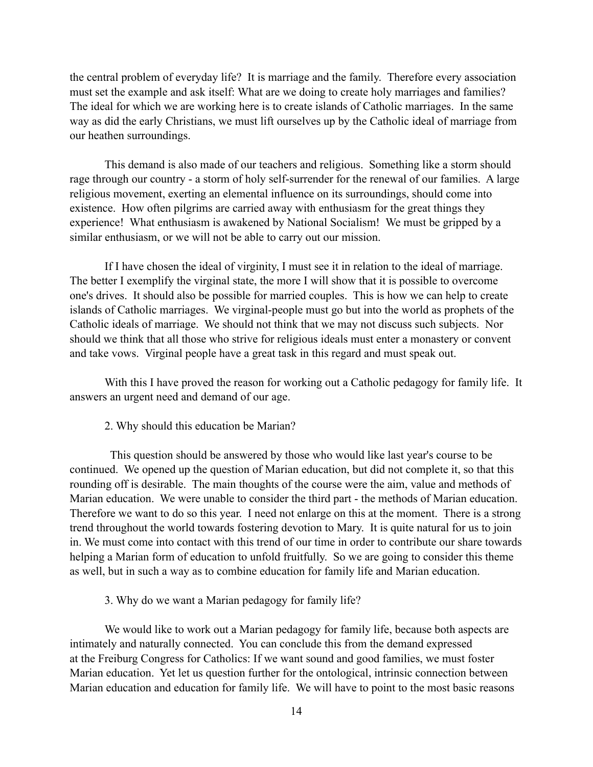the central problem of everyday life? It is marriage and the family. Therefore every association must set the example and ask itself: What are we doing to create holy marriages and families? The ideal for which we are working here is to create islands of Catholic marriages. In the same way as did the early Christians, we must lift ourselves up by the Catholic ideal of marriage from our heathen surroundings.

This demand is also made of our teachers and religious. Something like a storm should rage through our country - a storm of holy self-surrender for the renewal of our families. A large religious movement, exerting an elemental influence on its surroundings, should come into existence. How often pilgrims are carried away with enthusiasm for the great things they experience! What enthusiasm is awakened by National Socialism! We must be gripped by a similar enthusiasm, or we will not be able to carry out our mission.

If I have chosen the ideal of virginity, I must see it in relation to the ideal of marriage. The better I exemplify the virginal state, the more I will show that it is possible to overcome one's drives. It should also be possible for married couples. This is how we can help to create islands of Catholic marriages. We virginal-people must go but into the world as prophets of the Catholic ideals of marriage. We should not think that we may not discuss such subjects. Nor should we think that all those who strive for religious ideals must enter a monastery or convent and take vows. Virginal people have a great task in this regard and must speak out.

With this I have proved the reason for working out a Catholic pedagogy for family life. It answers an urgent need and demand of our age.

2. Why should this education be Marian?

This question should be answered by those who would like last year's course to be continued. We opened up the question of Marian education, but did not complete it, so that this rounding off is desirable. The main thoughts of the course were the aim, value and methods of Marian education. We were unable to consider the third part - the methods of Marian education. Therefore we want to do so this year. I need not enlarge on this at the moment. There is a strong trend throughout the world towards fostering devotion to Mary. It is quite natural for us to join in. We must come into contact with this trend of our time in order to contribute our share towards helping a Marian form of education to unfold fruitfully. So we are going to consider this theme as well, but in such a way as to combine education for family life and Marian education.

3. Why do we want a Marian pedagogy for family life?

We would like to work out a Marian pedagogy for family life, because both aspects are intimately and naturally connected. You can conclude this from the demand expressed at the Freiburg Congress for Catholics: If we want sound and good families, we must foster Marian education. Yet let us question further for the ontological, intrinsic connection between Marian education and education for family life. We will have to point to the most basic reasons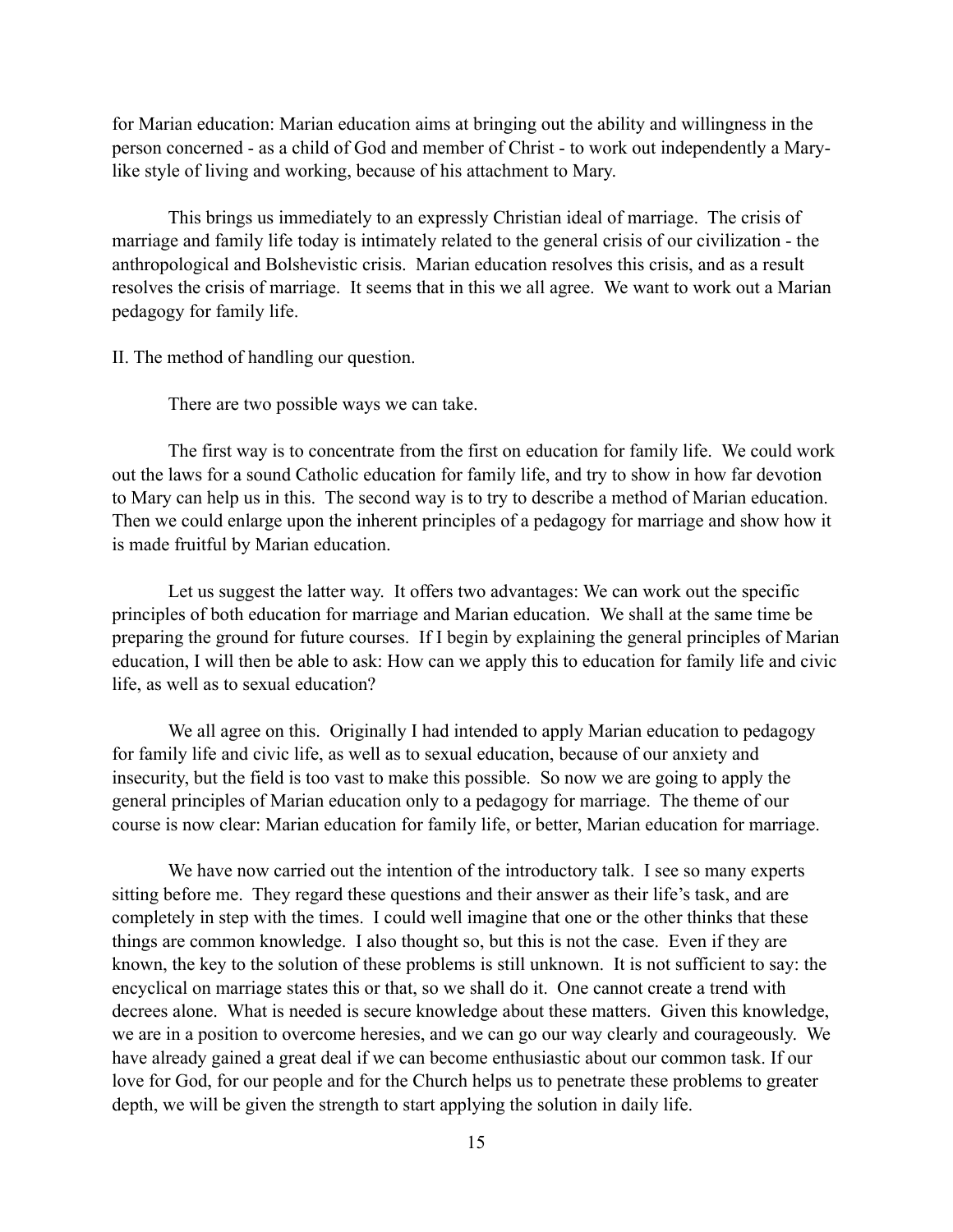for Marian education: Marian education aims at bringing out the ability and willingness in the person concerned - as a child of God and member of Christ - to work out independently a Mary-like style of living and working, because of his attachment to Mary.

This brings us immediately to an expressly Christian ideal of marriage. The crisis of marriage and family life today is intimately related to the general crisis of our civilization - the anthropological and Bolshevistic crisis. Marian education resolves this crisis, and as a result resolves the crisis of marriage. It seems that in this we all agree. We want to work out a Marian pedagogy for family life.

II. The method of handling our question.

There are two possible ways we can take.

The first way is to concentrate from the first on education for family life. We could work out the laws for a sound Catholic education for family life, and try to show in how far devotion to Mary can help us in this. The second way is to try to describe a method of Marian education. Then we could enlarge upon the inherent principles of a pedagogy for marriage and show how it is made fruitful by Marian education.

Let us suggest the latter way. It offers two advantages: We can work out the specific principles of both education for marriage and Marian education. We shall at the same time be preparing the ground for future courses. If I begin by explaining the general principles of Marian education, I will then be able to ask: How can we apply this to education for family life and civic life, as well as to sexual education?

We all agree on this. Originally I had intended to apply Marian education to pedagogy for family life and civic life, as well as to sexual education, because of our anxiety and insecurity, but the field is too vast to make this possible. So now we are going to apply the general principles of Marian education only to a pedagogy for marriage. The theme of our course is now clear: Marian education for family life, or better, Marian education for marriage.

We have now carried out the intention of the introductory talk. I see so many experts sitting before me. They regard these questions and their answer as their life's task, and are completely in step with the times. I could well imagine that one or the other thinks that these things are common knowledge. I also thought so, but this is not the case. Even if they are known, the key to the solution of these problems is still unknown. It is not sufficient to say: the encyclical on marriage states this or that, so we shall do it. One cannot create a trend with decrees alone. What is needed is secure knowledge about these matters. Given this knowledge, we are in a position to overcome heresies, and we can go our way clearly and courageously. We have already gained a great deal if we can become enthusiastic about our common task. If our love for God, for our people and for the Church helps us to penetrate these problems to greater depth, we will be given the strength to start applying the solution in daily life.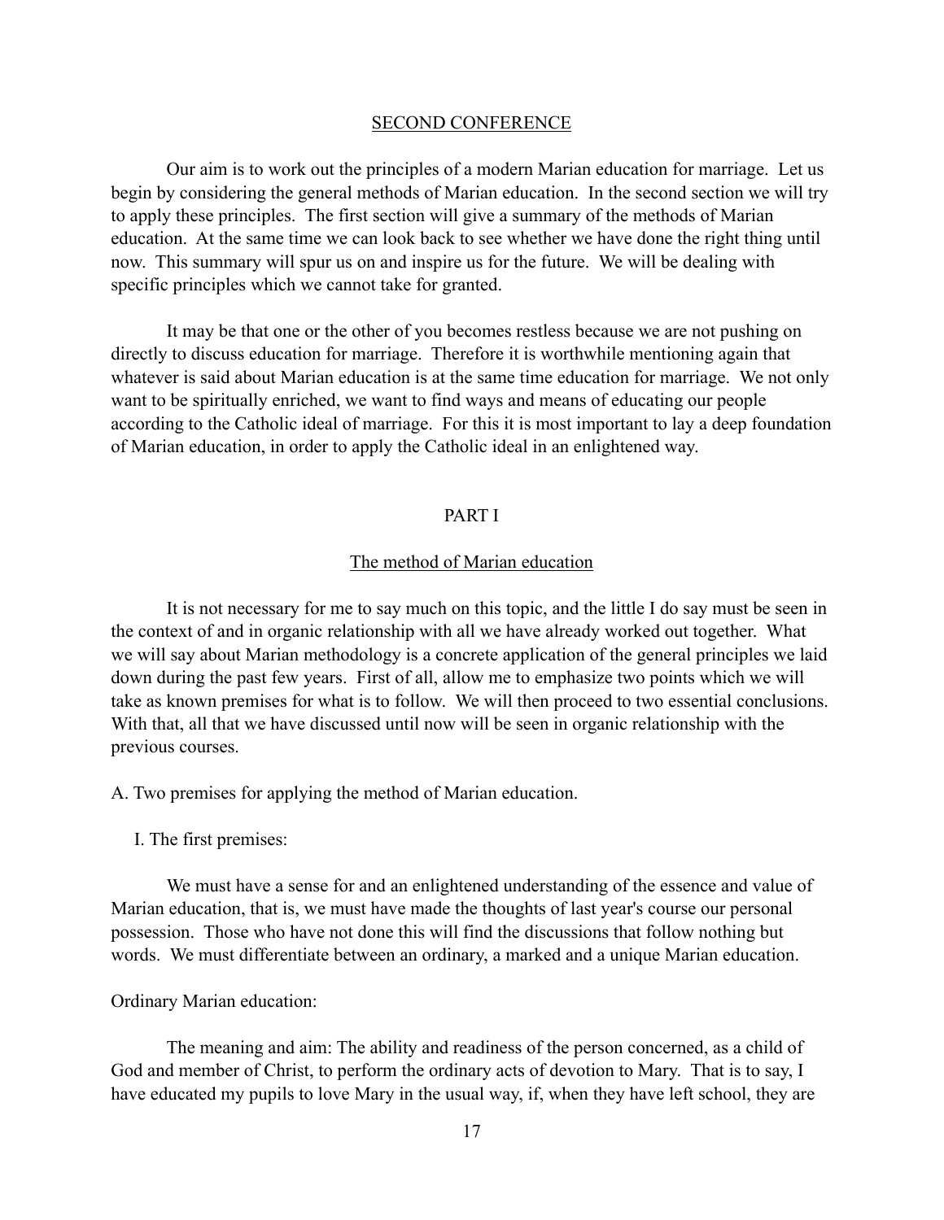## SECOND CONFERENCE

Our aim is to work out the principles of a modern Marian education for marriage. Let us begin by considering the general methods of Marian education. In the second section we will try to apply these principles. The first section will give a summary of the methods of Marian education. At the same time we can look back to see whether we have done the right thing until now. This summary will spur us on and inspire us for the future. We will be dealing with specific principles which we cannot take for granted.

It may be that one or the other of you becomes restless because we are not pushing on directly to discuss education for marriage. Therefore it is worthwhile mentioning again that whatever is said about Marian education is at the same time education for marriage. We not only want to be spiritually enriched, we want to find ways and means of educating our people according to the Catholic ideal of marriage. For this it is most important to lay a deep foundation of Marian education, in order to apply the Catholic ideal in an enlightened way.

## PART I

### The method of Marian education

It is not necessary for me to say much on this topic, and the little I do say must be seen in the context of and in organic relationship with all we have already worked out together. What we will say about Marian methodology is a concrete application of the general principles we laid down during the past few years. First of all, allow me to emphasize two points which we will take as known premises for what is to follow. We will then proceed to two essential conclusions. With that, all that we have discussed until now will be seen in organic relationship with the previous courses.

A. Two premises for applying the method of Marian education.

I. The first premises:

We must have a sense for and an enlightened understanding of the essence and value of Marian education, that is, we must have made the thoughts of last year's course our personal possession. Those who have not done this will find the discussions that follow nothing but words. We must differentiate between an ordinary, a marked and a unique Marian education.

Ordinary Marian education:

The meaning and aim: The ability and readiness of the person concerned, as a child of God and member of Christ, to perform the ordinary acts of devotion to Mary. That is to say, I have educated my pupils to love Mary in the usual way, if, when they have left school, they are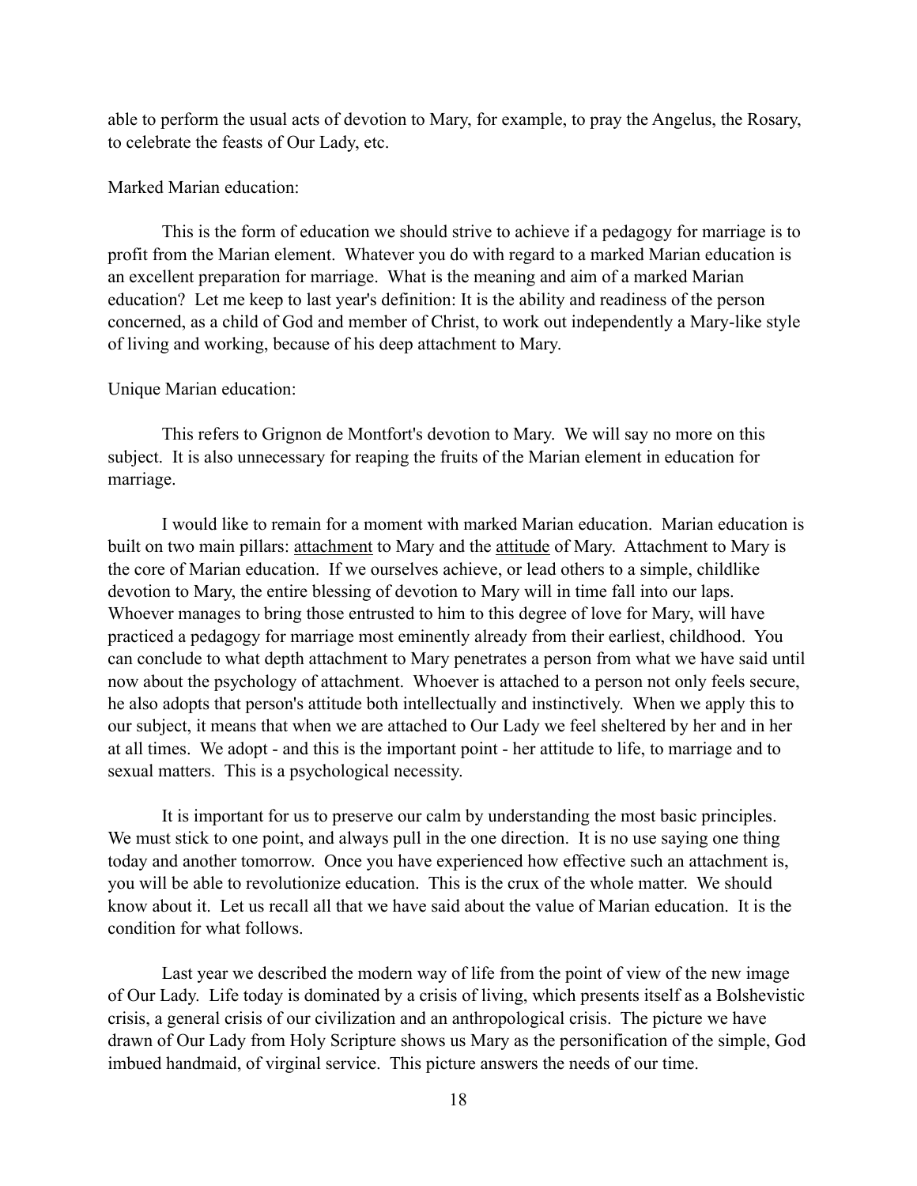able to perform the usual acts of devotion to Mary, for example, to pray the Angelus, the Rosary, to celebrate the feasts of Our Lady, etc.

Marked Marian education:

This is the form of education we should strive to achieve if a pedagogy for marriage is to profit from the Marian element. Whatever you do with regard to a marked Marian education is an excellent preparation for marriage. What is the meaning and aim of a marked Marian education? Let me keep to last year's definition: It is the ability and readiness of the person concerned, as a child of God and member of Christ, to work out independently a Mary-like style of living and working, because of his deep attachment to Mary.

Unique Marian education:

This refers to Grignon de Montfort's devotion to Mary. We will say no more on this subject. It is also unnecessary for reaping the fruits of the Marian element in education for marriage.

I would like to remain for a moment with marked Marian education. Marian education is built on two main pillars: <u>attachment</u> to Mary and the <u>attitude</u> of Mary. Attachment to Mary is the core of Marian education. If we ourselves achieve, or lead others to a simple, childlike devotion to Mary, the entire blessing of devotion to Mary will in time fall into our laps. Whoever manages to bring those entrusted to him to this degree of love for Mary, will have practiced a pedagogy for marriage most eminently already from their earliest, childhood. You can conclude to what depth attachment to Mary penetrates a person from what we have said until now about the psychology of attachment. Whoever is attached to a person not only feels secure, he also adopts that person's attitude both intellectually and instinctively. When we apply this to our subject, it means that when we are attached to Our Lady we feel sheltered by her and in her at all times. We adopt - and this is the important point - her attitude to life, to marriage and to sexual matters. This is a psychological necessity.

It is important for us to preserve our calm by understanding the most basic principles. We must stick to one point, and always pull in the one direction. It is no use saying one thing today and another tomorrow. Once you have experienced how effective such an attachment is, you will be able to revolutionize education. This is the crux of the whole matter. We should know about it. Let us recall all that we have said about the value of Marian education. It is the condition for what follows.

Last year we described the modern way of life from the point of view of the new image of Our Lady. Life today is dominated by a crisis of living, which presents itself as a Bolshevistic crisis, a general crisis of our civilization and an anthropological crisis. The picture we have drawn of Our Lady from Holy Scripture shows us Mary as the personification of the simple, God imbued handmaid, of virginal service. This picture answers the needs of our time.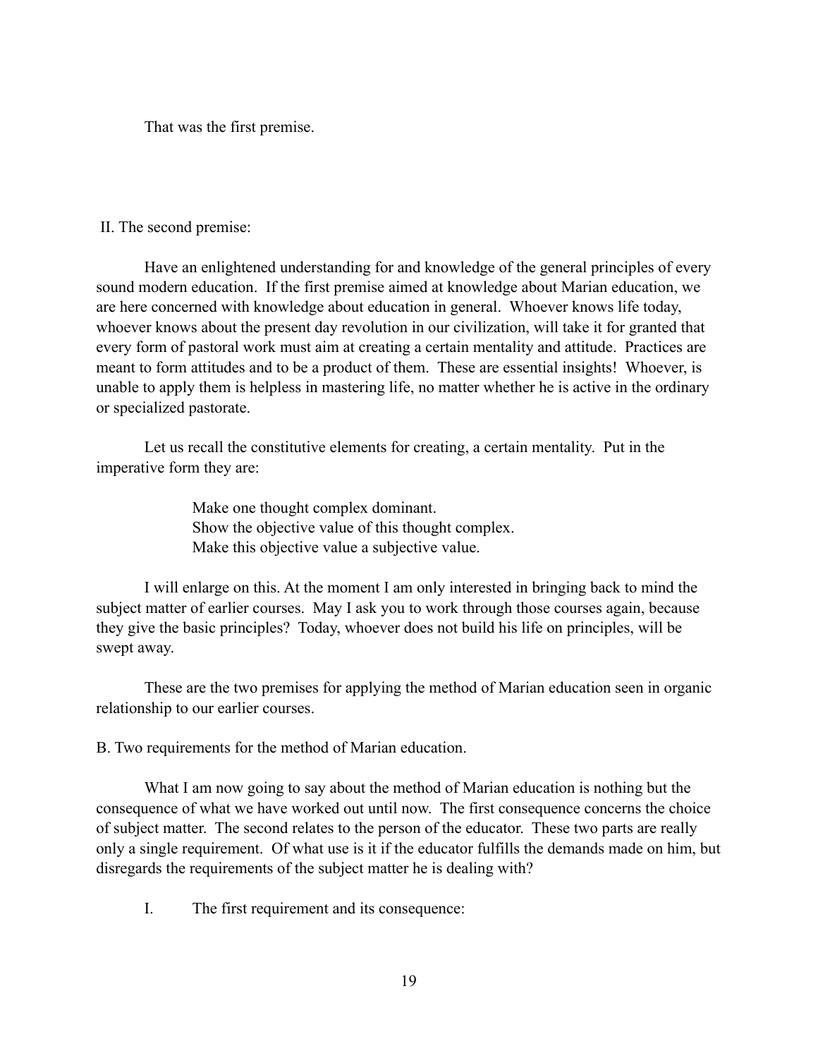That was the first premise.

II. The second premise:

Have an enlightened understanding for and knowledge of the general principles of every sound modern education. If the first premise aimed at knowledge about Marian education, we are here concerned with knowledge about education in general. Whoever knows life today, whoever knows about the present day revolution in our civilization, will take it for granted that every form of pastoral work must aim at creating a certain mentality and attitude. Practices are meant to form attitudes and to be a product of them. These are essential insights! Whoever, is unable to apply them is helpless in mastering life, no matter whether he is active in the ordinary or specialized pastorate.

Let us recall the constitutive elements for creating, a certain mentality. Put in the imperative form they are:

> Make one thought complex dominant.
> Show the objective value of this thought complex.
> Make this objective value a subjective value.

I will enlarge on this. At the moment I am only interested in bringing back to mind the subject matter of earlier courses. May I ask you to work through those courses again, because they give the basic principles? Today, whoever does not build his life on principles, will be swept away.

These are the two premises for applying the method of Marian education seen in organic relationship to our earlier courses.

B. Two requirements for the method of Marian education.

What I am now going to say about the method of Marian education is nothing but the consequence of what we have worked out until now. The first consequence concerns the choice of subject matter. The second relates to the person of the educator. These two parts are really only a single requirement. Of what use is it if the educator fulfills the demands made on him, but disregards the requirements of the subject matter he is dealing with?

I. The first requirement and its consequence: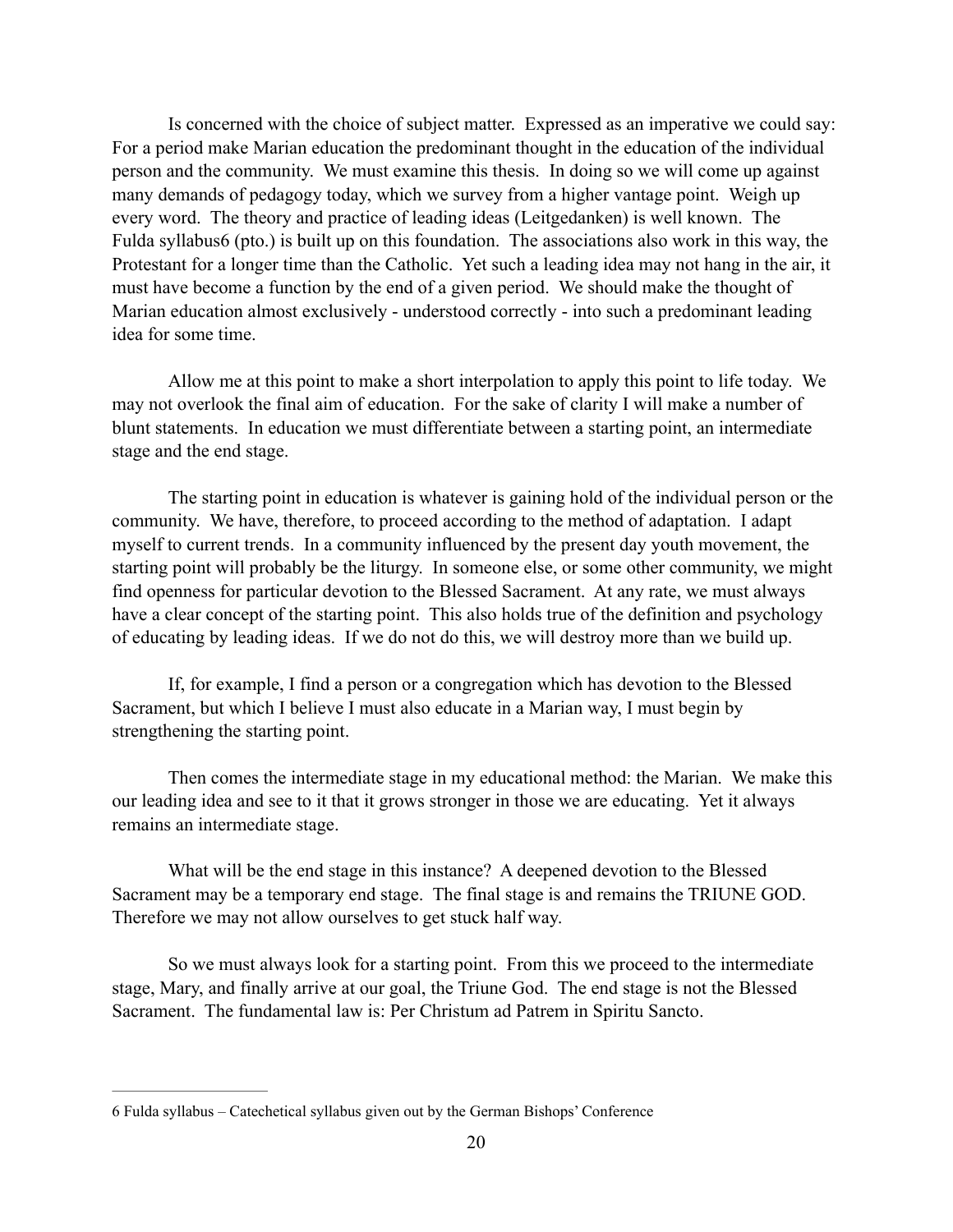Is concerned with the choice of subject matter. Expressed as an imperative we could say: For a period make Marian education the predominant thought in the education of the individual person and the community. We must examine this thesis. In doing so we will come up against many demands of pedagogy today, which we survey from a higher vantage point. Weigh up every word. The theory and practice of leading ideas (Leitgedanken) is well known. The Fulda syllabus[6] (pto.) is built up on this foundation. The associations also work in this way, the Protestant for a longer time than the Catholic. Yet such a leading idea may not hang in the air, it must have become a function by the end of a given period. We should make the thought of Marian education almost exclusively - understood correctly - into such a predominant leading idea for some time.

Allow me at this point to make a short interpolation to apply this point to life today. We may not overlook the final aim of education. For the sake of clarity I will make a number of blunt statements. In education we must differentiate between a starting point, an intermediate stage and the end stage.

The starting point in education is whatever is gaining hold of the individual person or the community. We have, therefore, to proceed according to the method of adaptation. I adapt myself to current trends. In a community influenced by the present day youth movement, the starting point will probably be the liturgy. In someone else, or some other community, we might find openness for particular devotion to the Blessed Sacrament. At any rate, we must always have a clear concept of the starting point. This also holds true of the definition and psychology of educating by leading ideas. If we do not do this, we will destroy more than we build up.

If, for example, I find a person or a congregation which has devotion to the Blessed Sacrament, but which I believe I must also educate in a Marian way, I must begin by strengthening the starting point.

Then comes the intermediate stage in my educational method: the Marian. We make this our leading idea and see to it that it grows stronger in those we are educating. Yet it always remains an intermediate stage.

What will be the end stage in this instance? A deepened devotion to the Blessed Sacrament may be a temporary end stage. The final stage is and remains the TRIUNE GOD. Therefore we may not allow ourselves to get stuck half way.

So we must always look for a starting point. From this we proceed to the intermediate stage, Mary, and finally arrive at our goal, the Triune God. The end stage is not the Blessed Sacrament. The fundamental law is: Per Christum ad Patrem in Spiritu Sancto.

---

6 Fulda syllabus – Catechetical syllabus given out by the German Bishops' Conference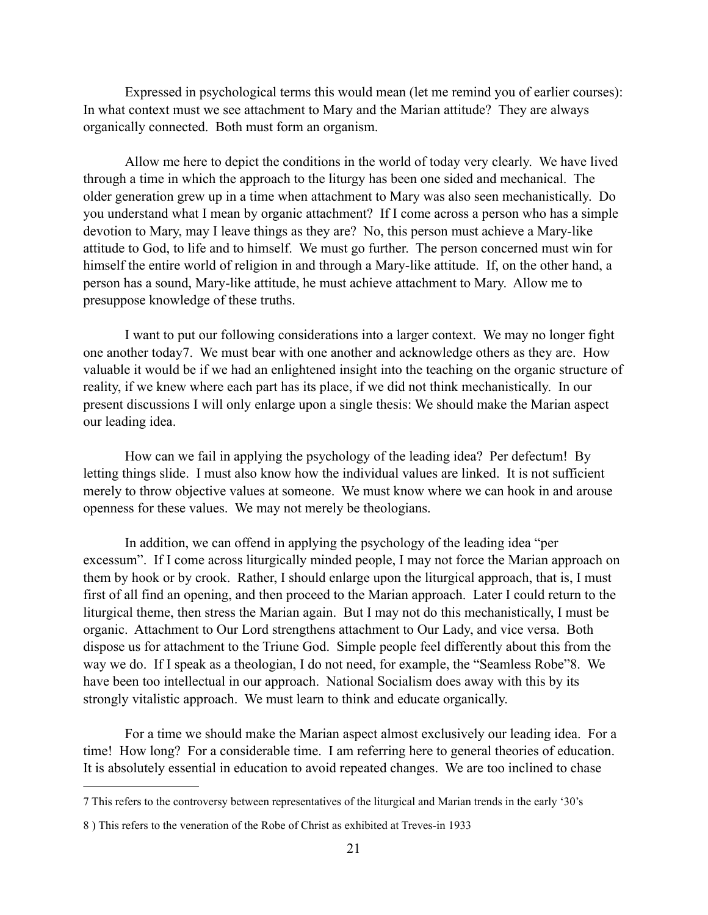Expressed in psychological terms this would mean (let me remind you of earlier courses): In what context must we see attachment to Mary and the Marian attitude? They are always organically connected. Both must form an organism.

Allow me here to depict the conditions in the world of today very clearly. We have lived through a time in which the approach to the liturgy has been one sided and mechanical. The older generation grew up in a time when attachment to Mary was also seen mechanistically. Do you understand what I mean by organic attachment? If I come across a person who has a simple devotion to Mary, may I leave things as they are? No, this person must achieve a Mary-like attitude to God, to life and to himself. We must go further. The person concerned must win for himself the entire world of religion in and through a Mary-like attitude. If, on the other hand, a person has a sound, Mary-like attitude, he must achieve attachment to Mary. Allow me to presuppose knowledge of these truths.

I want to put our following considerations into a larger context. We may no longer fight one another today[7]. We must bear with one another and acknowledge others as they are. How valuable it would be if we had an enlightened insight into the teaching on the organic structure of reality, if we knew where each part has its place, if we did not think mechanistically. In our present discussions I will only enlarge upon a single thesis: We should make the Marian aspect our leading idea.

How can we fail in applying the psychology of the leading idea? Per defectum! By letting things slide. I must also know how the individual values are linked. It is not sufficient merely to throw objective values at someone. We must know where we can hook in and arouse openness for these values. We may not merely be theologians.

In addition, we can offend in applying the psychology of the leading idea "per excessum". If I come across liturgically minded people, I may not force the Marian approach on them by hook or by crook. Rather, I should enlarge upon the liturgical approach, that is, I must first of all find an opening, and then proceed to the Marian approach. Later I could return to the liturgical theme, then stress the Marian again. But I may not do this mechanistically, I must be organic. Attachment to Our Lord strengthens attachment to Our Lady, and vice versa. Both dispose us for attachment to the Triune God. Simple people feel differently about this from the way we do. If I speak as a theologian, I do not need, for example, the "Seamless Robe"[8]. We have been too intellectual in our approach. National Socialism does away with this by its strongly vitalistic approach. We must learn to think and educate organically.

For a time we should make the Marian aspect almost exclusively our leading idea. For a time! How long? For a considerable time. I am referring here to general theories of education. It is absolutely essential in education to avoid repeated changes. We are too inclined to chase

---

7 This refers to the controversy between representatives of the liturgical and Marian trends in the early '30's

8 ) This refers to the veneration of the Robe of Christ as exhibited at Treves-in 1933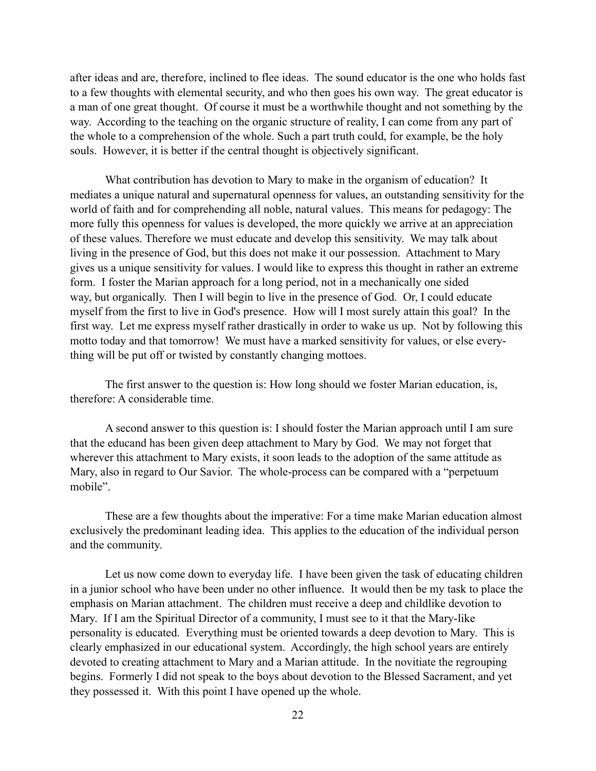after ideas and are, therefore, inclined to flee ideas. The sound educator is the one who holds fast to a few thoughts with elemental security, and who then goes his own way. The great educator is a man of one great thought. Of course it must be a worthwhile thought and not something by the way. According to the teaching on the organic structure of reality, I can come from any part of the whole to a comprehension of the whole. Such a part truth could, for example, be the holy souls. However, it is better if the central thought is objectively significant.

What contribution has devotion to Mary to make in the organism of education? It mediates a unique natural and supernatural openness for values, an outstanding sensitivity for the world of faith and for comprehending all noble, natural values. This means for pedagogy: The more fully this openness for values is developed, the more quickly we arrive at an appreciation of these values. Therefore we must educate and develop this sensitivity. We may talk about living in the presence of God, but this does not make it our possession. Attachment to Mary gives us a unique sensitivity for values. I would like to express this thought in rather an extreme form. I foster the Marian approach for a long period, not in a mechanically one sided way, but organically. Then I will begin to live in the presence of God. Or, I could educate myself from the first to live in God's presence. How will I most surely attain this goal? In the first way. Let me express myself rather drastically in order to wake us up. Not by following this motto today and that tomorrow! We must have a marked sensitivity for values, or else everything will be put off or twisted by constantly changing mottoes.

The first answer to the question is: How long should we foster Marian education, is, therefore: A considerable time.

A second answer to this question is: I should foster the Marian approach until I am sure that the educand has been given deep attachment to Mary by God. We may not forget that wherever this attachment to Mary exists, it soon leads to the adoption of the same attitude as Mary, also in regard to Our Savior. The whole-process can be compared with a "perpetuum mobile".

These are a few thoughts about the imperative: For a time make Marian education almost exclusively the predominant leading idea. This applies to the education of the individual person and the community.

Let us now come down to everyday life. I have been given the task of educating children in a junior school who have been under no other influence. It would then be my task to place the emphasis on Marian attachment. The children must receive a deep and childlike devotion to Mary. If I am the Spiritual Director of a community, I must see to it that the Mary-like personality is educated. Everything must be oriented towards a deep devotion to Mary. This is clearly emphasized in our educational system. Accordingly, the high school years are entirely devoted to creating attachment to Mary and a Marian attitude. In the novitiate the regrouping begins. Formerly I did not speak to the boys about devotion to the Blessed Sacrament, and yet they possessed it. With this point I have opened up the whole.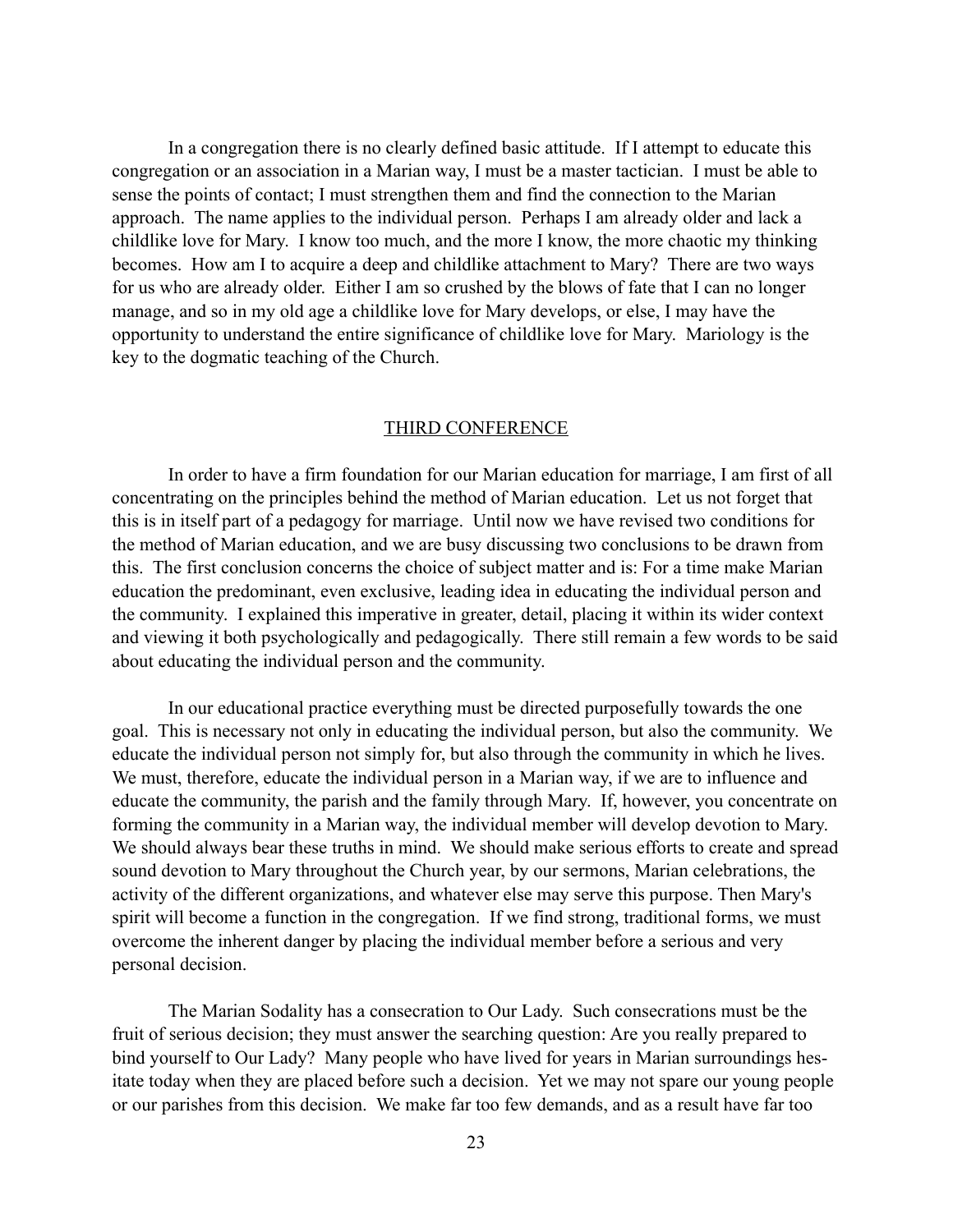In a congregation there is no clearly defined basic attitude. If I attempt to educate this congregation or an association in a Marian way, I must be a master tactician. I must be able to sense the points of contact; I must strengthen them and find the connection to the Marian approach. The name applies to the individual person. Perhaps I am already older and lack a childlike love for Mary. I know too much, and the more I know, the more chaotic my thinking becomes. How am I to acquire a deep and childlike attachment to Mary? There are two ways for us who are already older. Either I am so crushed by the blows of fate that I can no longer manage, and so in my old age a childlike love for Mary develops, or else, I may have the opportunity to understand the entire significance of childlike love for Mary. Mariology is the key to the dogmatic teaching of the Church.

## THIRD CONFERENCE

In order to have a firm foundation for our Marian education for marriage, I am first of all concentrating on the principles behind the method of Marian education. Let us not forget that this is in itself part of a pedagogy for marriage. Until now we have revised two conditions for the method of Marian education, and we are busy discussing two conclusions to be drawn from this. The first conclusion concerns the choice of subject matter and is: For a time make Marian education the predominant, even exclusive, leading idea in educating the individual person and the community. I explained this imperative in greater, detail, placing it within its wider context and viewing it both psychologically and pedagogically. There still remain a few words to be said about educating the individual person and the community.

In our educational practice everything must be directed purposefully towards the one goal. This is necessary not only in educating the individual person, but also the community. We educate the individual person not simply for, but also through the community in which he lives. We must, therefore, educate the individual person in a Marian way, if we are to influence and educate the community, the parish and the family through Mary. If, however, you concentrate on forming the community in a Marian way, the individual member will develop devotion to Mary. We should always bear these truths in mind. We should make serious efforts to create and spread sound devotion to Mary throughout the Church year, by our sermons, Marian celebrations, the activity of the different organizations, and whatever else may serve this purpose. Then Mary's spirit will become a function in the congregation. If we find strong, traditional forms, we must overcome the inherent danger by placing the individual member before a serious and very personal decision.

The Marian Sodality has a consecration to Our Lady. Such consecrations must be the fruit of serious decision; they must answer the searching question: Are you really prepared to bind yourself to Our Lady? Many people who have lived for years in Marian surroundings hesitate today when they are placed before such a decision. Yet we may not spare our young people or our parishes from this decision. We make far too few demands, and as a result have far too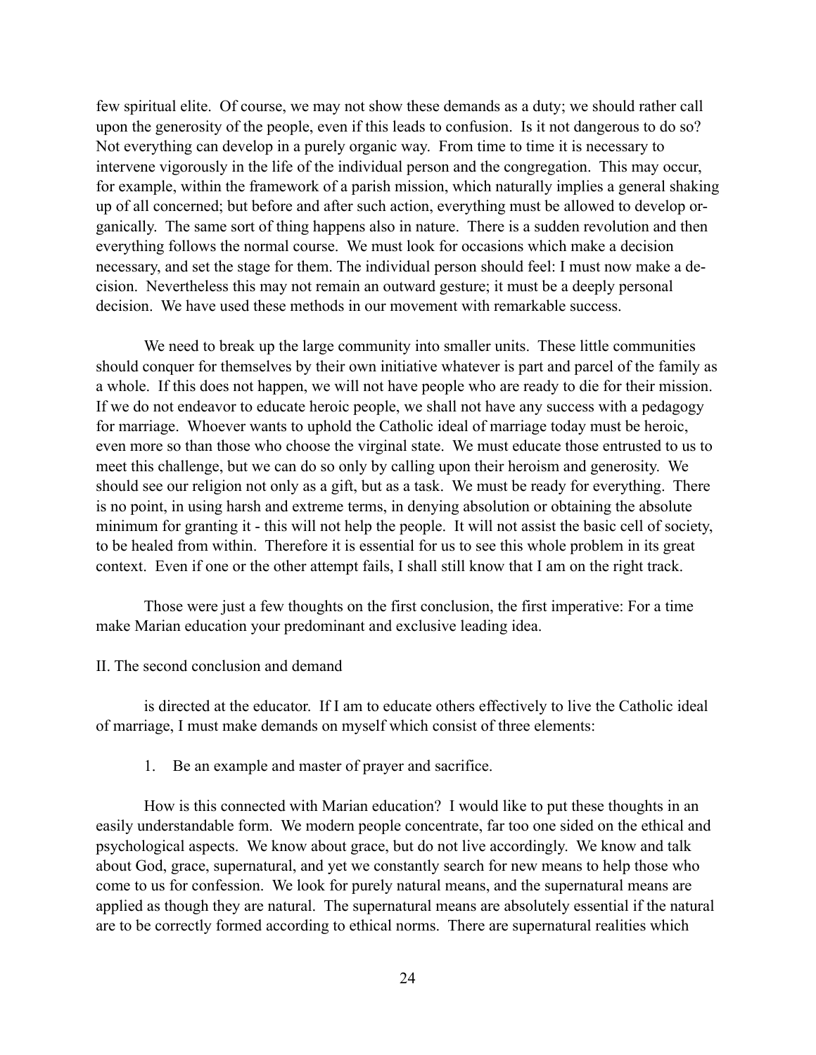few spiritual elite. Of course, we may not show these demands as a duty; we should rather call upon the generosity of the people, even if this leads to confusion. Is it not dangerous to do so? Not everything can develop in a purely organic way. From time to time it is necessary to intervene vigorously in the life of the individual person and the congregation. This may occur, for example, within the framework of a parish mission, which naturally implies a general shaking up of all concerned; but before and after such action, everything must be allowed to develop organically. The same sort of thing happens also in nature. There is a sudden revolution and then everything follows the normal course. We must look for occasions which make a decision necessary, and set the stage for them. The individual person should feel: I must now make a decision. Nevertheless this may not remain an outward gesture; it must be a deeply personal decision. We have used these methods in our movement with remarkable success.

We need to break up the large community into smaller units. These little communities should conquer for themselves by their own initiative whatever is part and parcel of the family as a whole. If this does not happen, we will not have people who are ready to die for their mission. If we do not endeavor to educate heroic people, we shall not have any success with a pedagogy for marriage. Whoever wants to uphold the Catholic ideal of marriage today must be heroic, even more so than those who choose the virginal state. We must educate those entrusted to us to meet this challenge, but we can do so only by calling upon their heroism and generosity. We should see our religion not only as a gift, but as a task. We must be ready for everything. There is no point, in using harsh and extreme terms, in denying absolution or obtaining the absolute minimum for granting it - this will not help the people. It will not assist the basic cell of society, to be healed from within. Therefore it is essential for us to see this whole problem in its great context. Even if one or the other attempt fails, I shall still know that I am on the right track.

Those were just a few thoughts on the first conclusion, the first imperative: For a time make Marian education your predominant and exclusive leading idea.

II. The second conclusion and demand

is directed at the educator. If I am to educate others effectively to live the Catholic ideal of marriage, I must make demands on myself which consist of three elements:

1. Be an example and master of prayer and sacrifice.

How is this connected with Marian education? I would like to put these thoughts in an easily understandable form. We modern people concentrate, far too one sided on the ethical and psychological aspects. We know about grace, but do not live accordingly. We know and talk about God, grace, supernatural, and yet we constantly search for new means to help those who come to us for confession. We look for purely natural means, and the supernatural means are applied as though they are natural. The supernatural means are absolutely essential if the natural are to be correctly formed according to ethical norms. There are supernatural realities which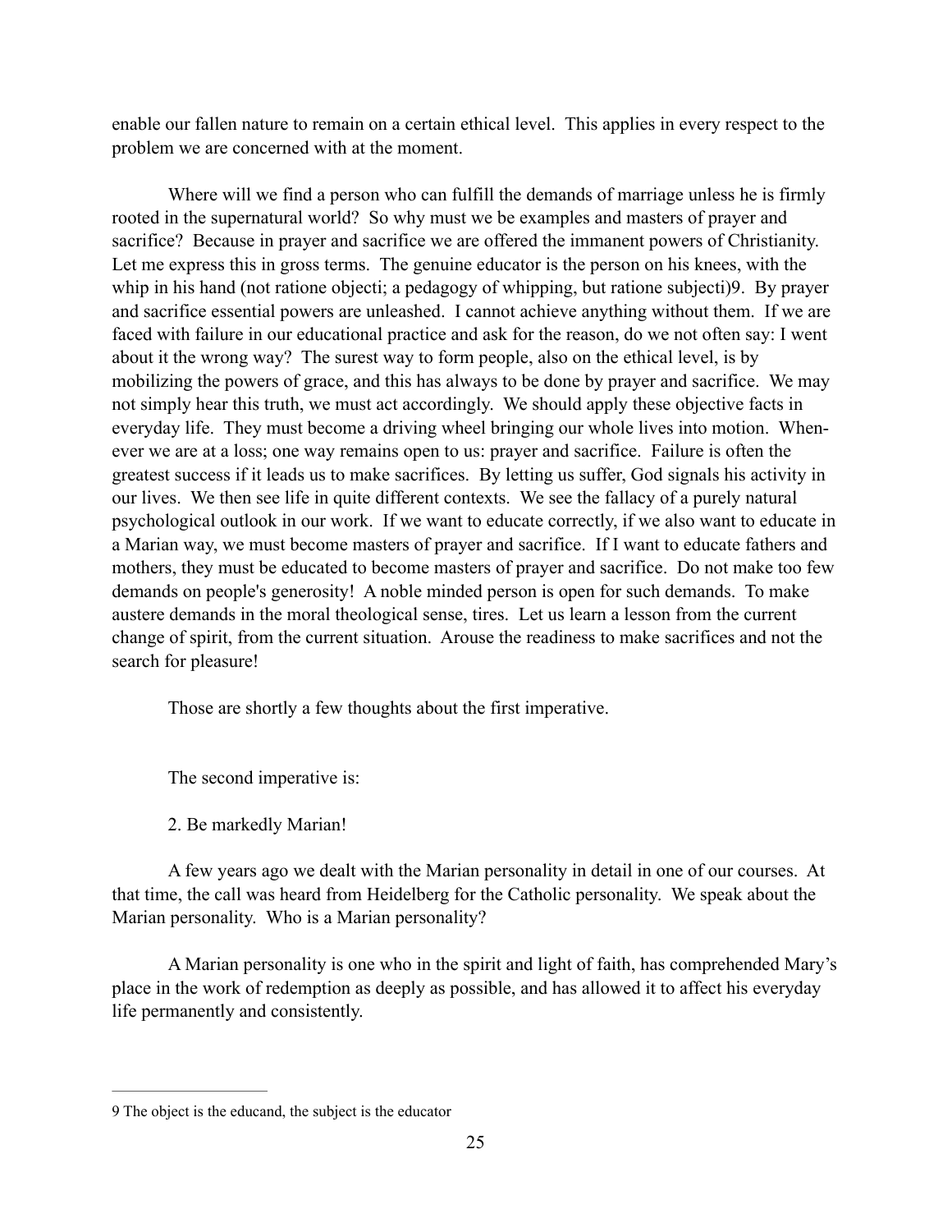enable our fallen nature to remain on a certain ethical level. This applies in every respect to the problem we are concerned with at the moment.

Where will we find a person who can fulfill the demands of marriage unless he is firmly rooted in the supernatural world? So why must we be examples and masters of prayer and sacrifice? Because in prayer and sacrifice we are offered the immanent powers of Christianity. Let me express this in gross terms. The genuine educator is the person on his knees, with the whip in his hand (not ratione objecti; a pedagogy of whipping, but ratione subjecti)[9]. By prayer and sacrifice essential powers are unleashed. I cannot achieve anything without them. If we are faced with failure in our educational practice and ask for the reason, do we not often say: I went about it the wrong way? The surest way to form people, also on the ethical level, is by mobilizing the powers of grace, and this has always to be done by prayer and sacrifice. We may not simply hear this truth, we must act accordingly. We should apply these objective facts in everyday life. They must become a driving wheel bringing our whole lives into motion. Whenever we are at a loss; one way remains open to us: prayer and sacrifice. Failure is often the greatest success if it leads us to make sacrifices. By letting us suffer, God signals his activity in our lives. We then see life in quite different contexts. We see the fallacy of a purely natural psychological outlook in our work. If we want to educate correctly, if we also want to educate in a Marian way, we must become masters of prayer and sacrifice. If I want to educate fathers and mothers, they must be educated to become masters of prayer and sacrifice. Do not make too few demands on people's generosity! A noble minded person is open for such demands. To make austere demands in the moral theological sense, tires. Let us learn a lesson from the current change of spirit, from the current situation. Arouse the readiness to make sacrifices and not the search for pleasure!

Those are shortly a few thoughts about the first imperative.

The second imperative is:

2. Be markedly Marian!

A few years ago we dealt with the Marian personality in detail in one of our courses. At that time, the call was heard from Heidelberg for the Catholic personality. We speak about the Marian personality. Who is a Marian personality?

A Marian personality is one who in the spirit and light of faith, has comprehended Mary's place in the work of redemption as deeply as possible, and has allowed it to affect his everyday life permanently and consistently.

---

[9] The object is the educand, the subject is the educator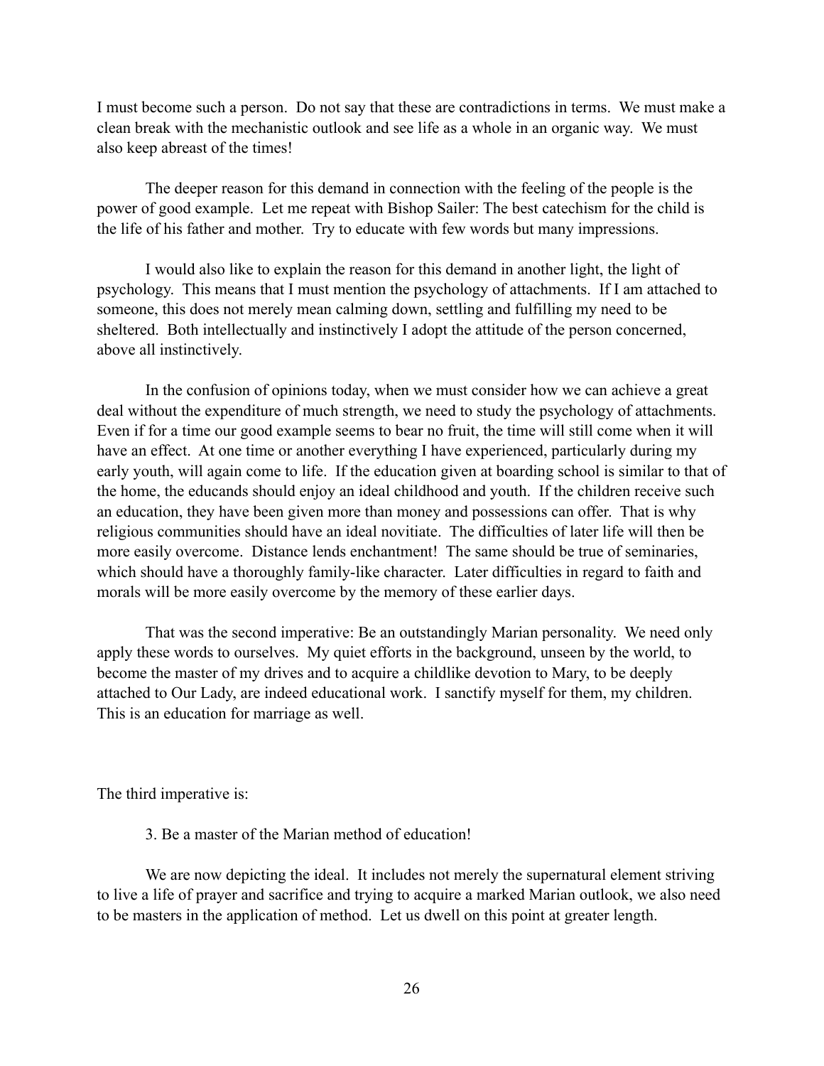I must become such a person. Do not say that these are contradictions in terms. We must make a clean break with the mechanistic outlook and see life as a whole in an organic way. We must also keep abreast of the times!

The deeper reason for this demand in connection with the feeling of the people is the power of good example. Let me repeat with Bishop Sailer: The best catechism for the child is the life of his father and mother. Try to educate with few words but many impressions.

I would also like to explain the reason for this demand in another light, the light of psychology. This means that I must mention the psychology of attachments. If I am attached to someone, this does not merely mean calming down, settling and fulfilling my need to be sheltered. Both intellectually and instinctively I adopt the attitude of the person concerned, above all instinctively.

In the confusion of opinions today, when we must consider how we can achieve a great deal without the expenditure of much strength, we need to study the psychology of attachments. Even if for a time our good example seems to bear no fruit, the time will still come when it will have an effect. At one time or another everything I have experienced, particularly during my early youth, will again come to life. If the education given at boarding school is similar to that of the home, the educands should enjoy an ideal childhood and youth. If the children receive such an education, they have been given more than money and possessions can offer. That is why religious communities should have an ideal novitiate. The difficulties of later life will then be more easily overcome. Distance lends enchantment! The same should be true of seminaries, which should have a thoroughly family-like character. Later difficulties in regard to faith and morals will be more easily overcome by the memory of these earlier days.

That was the second imperative: Be an outstandingly Marian personality. We need only apply these words to ourselves. My quiet efforts in the background, unseen by the world, to become the master of my drives and to acquire a childlike devotion to Mary, to be deeply attached to Our Lady, are indeed educational work. I sanctify myself for them, my children. This is an education for marriage as well.

The third imperative is:

3. Be a master of the Marian method of education!

We are now depicting the ideal. It includes not merely the supernatural element striving to live a life of prayer and sacrifice and trying to acquire a marked Marian outlook, we also need to be masters in the application of method. Let us dwell on this point at greater length.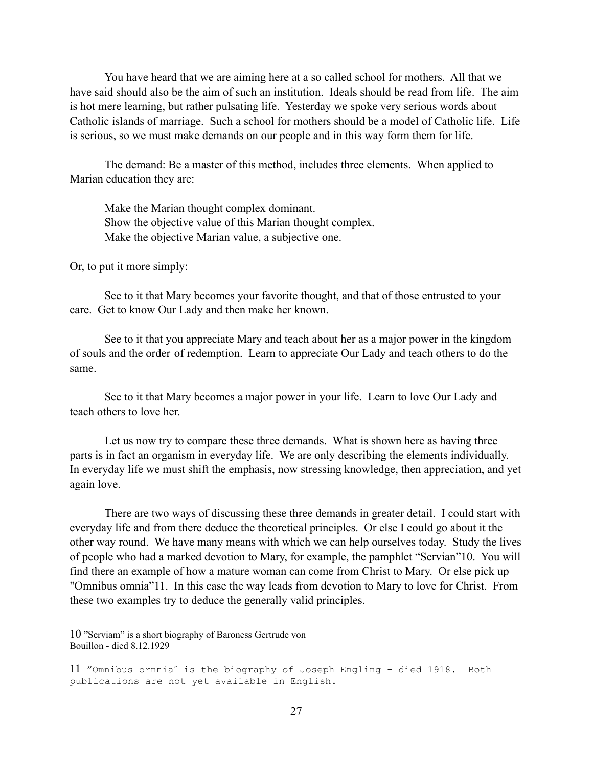You have heard that we are aiming here at a so called school for mothers. All that we have said should also be the aim of such an institution. Ideals should be read from life. The aim is hot mere learning, but rather pulsating life. Yesterday we spoke very serious words about Catholic islands of marriage. Such a school for mothers should be a model of Catholic life. Life is serious, so we must make demands on our people and in this way form them for life.

The demand: Be a master of this method, includes three elements. When applied to Marian education they are:

Make the Marian thought complex dominant.
Show the objective value of this Marian thought complex.
Make the objective Marian value, a subjective one.

Or, to put it more simply:

See to it that Mary becomes your favorite thought, and that of those entrusted to your care. Get to know Our Lady and then make her known.

See to it that you appreciate Mary and teach about her as a major power in the kingdom of souls and the order of redemption. Learn to appreciate Our Lady and teach others to do the same.

See to it that Mary becomes a major power in your life. Learn to love Our Lady and teach others to love her.

Let us now try to compare these three demands. What is shown here as having three parts is in fact an organism in everyday life. We are only describing the elements individually. In everyday life we must shift the emphasis, now stressing knowledge, then appreciation, and yet again love.

There are two ways of discussing these three demands in greater detail. I could start with everyday life and from there deduce the theoretical principles. Or else I could go about it the other way round. We have many means with which we can help ourselves today. Study the lives of people who had a marked devotion to Mary, for example, the pamphlet "Servian"[10]. You will find there an example of how a mature woman can come from Christ to Mary. Or else pick up "Omnibus omnia"[11]. In this case the way leads from devotion to Mary to love for Christ. From these two examples try to deduce the generally valid principles.

---

[10] "Serviam" is a short biography of Baroness Gertrude von Bouillon - died 8.12.1929

[11] "Omnibus ornnia" is the biography of Joseph Engling - died 1918. Both publications are not yet available in English.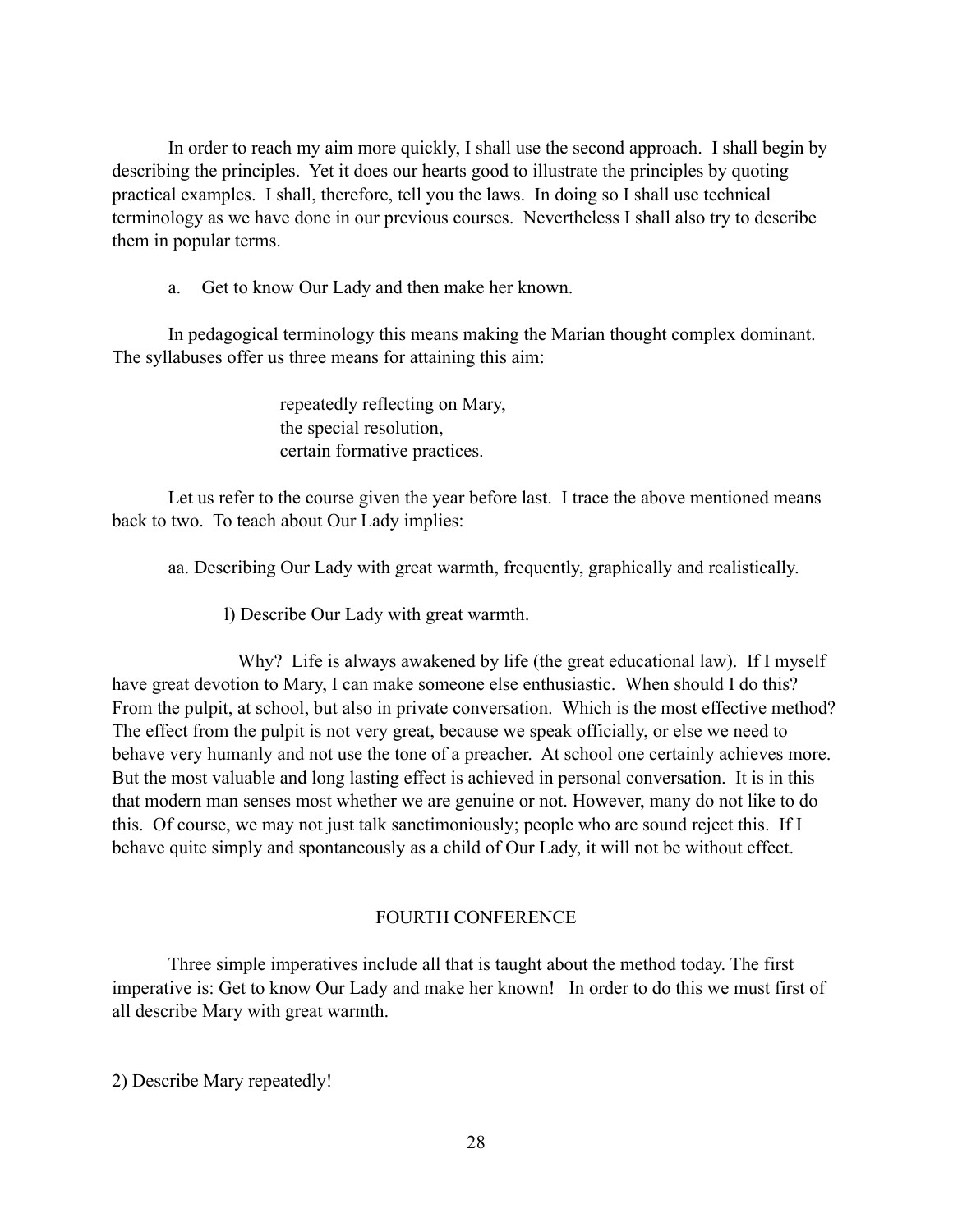In order to reach my aim more quickly, I shall use the second approach. I shall begin by describing the principles. Yet it does our hearts good to illustrate the principles by quoting practical examples. I shall, therefore, tell you the laws. In doing so I shall use technical terminology as we have done in our previous courses. Nevertheless I shall also try to describe them in popular terms.

a. Get to know Our Lady and then make her known.

In pedagogical terminology this means making the Marian thought complex dominant. The syllabuses offer us three means for attaining this aim:

> repeatedly reflecting on Mary,
> the special resolution,
> certain formative practices.

Let us refer to the course given the year before last. I trace the above mentioned means back to two. To teach about Our Lady implies:

aa. Describing Our Lady with great warmth, frequently, graphically and realistically.

l) Describe Our Lady with great warmth.

Why? Life is always awakened by life (the great educational law). If I myself have great devotion to Mary, I can make someone else enthusiastic. When should I do this? From the pulpit, at school, but also in private conversation. Which is the most effective method? The effect from the pulpit is not very great, because we speak officially, or else we need to behave very humanly and not use the tone of a preacher. At school one certainly achieves more. But the most valuable and long lasting effect is achieved in personal conversation. It is in this that modern man senses most whether we are genuine or not. However, many do not like to do this. Of course, we may not just talk sanctimoniously; people who are sound reject this. If I behave quite simply and spontaneously as a child of Our Lady, it will not be without effect.

## FOURTH CONFERENCE

Three simple imperatives include all that is taught about the method today. The first imperative is: Get to know Our Lady and make her known! In order to do this we must first of all describe Mary with great warmth.

2) Describe Mary repeatedly!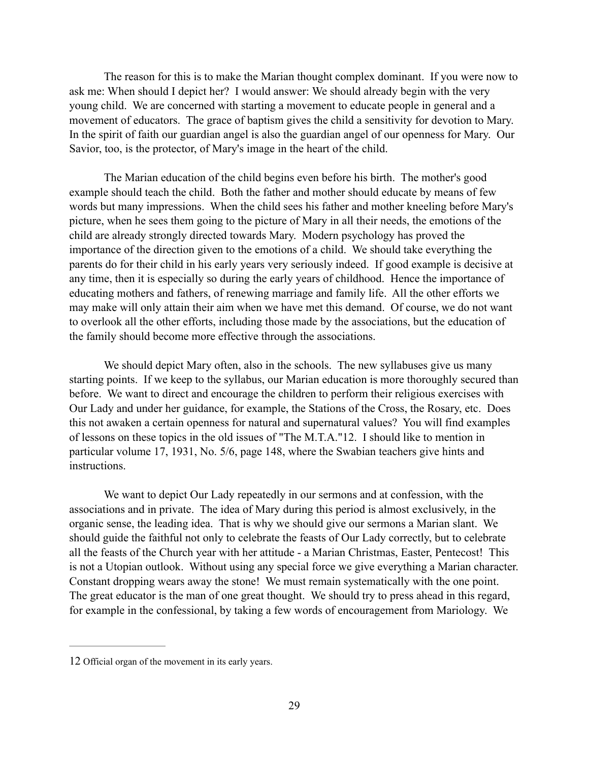The reason for this is to make the Marian thought complex dominant. If you were now to ask me: When should I depict her? I would answer: We should already begin with the very young child. We are concerned with starting a movement to educate people in general and a movement of educators. The grace of baptism gives the child a sensitivity for devotion to Mary. In the spirit of faith our guardian angel is also the guardian angel of our openness for Mary. Our Savior, too, is the protector, of Mary's image in the heart of the child.

The Marian education of the child begins even before his birth. The mother's good example should teach the child. Both the father and mother should educate by means of few words but many impressions. When the child sees his father and mother kneeling before Mary's picture, when he sees them going to the picture of Mary in all their needs, the emotions of the child are already strongly directed towards Mary. Modern psychology has proved the importance of the direction given to the emotions of a child. We should take everything the parents do for their child in his early years very seriously indeed. If good example is decisive at any time, then it is especially so during the early years of childhood. Hence the importance of educating mothers and fathers, of renewing marriage and family life. All the other efforts we may make will only attain their aim when we have met this demand. Of course, we do not want to overlook all the other efforts, including those made by the associations, but the education of the family should become more effective through the associations.

We should depict Mary often, also in the schools. The new syllabuses give us many starting points. If we keep to the syllabus, our Marian education is more thoroughly secured than before. We want to direct and encourage the children to perform their religious exercises with Our Lady and under her guidance, for example, the Stations of the Cross, the Rosary, etc. Does this not awaken a certain openness for natural and supernatural values? You will find examples of lessons on these topics in the old issues of "The M.T.A."[12]. I should like to mention in particular volume 17, 1931, No. 5/6, page 148, where the Swabian teachers give hints and instructions.

We want to depict Our Lady repeatedly in our sermons and at confession, with the associations and in private. The idea of Mary during this period is almost exclusively, in the organic sense, the leading idea. That is why we should give our sermons a Marian slant. We should guide the faithful not only to celebrate the feasts of Our Lady correctly, but to celebrate all the feasts of the Church year with her attitude - a Marian Christmas, Easter, Pentecost! This is not a Utopian outlook. Without using any special force we give everything a Marian character. Constant dropping wears away the stone! We must remain systematically with the one point. The great educator is the man of one great thought. We should try to press ahead in this regard, for example in the confessional, by taking a few words of encouragement from Mariology. We

---

[12] Official organ of the movement in its early years.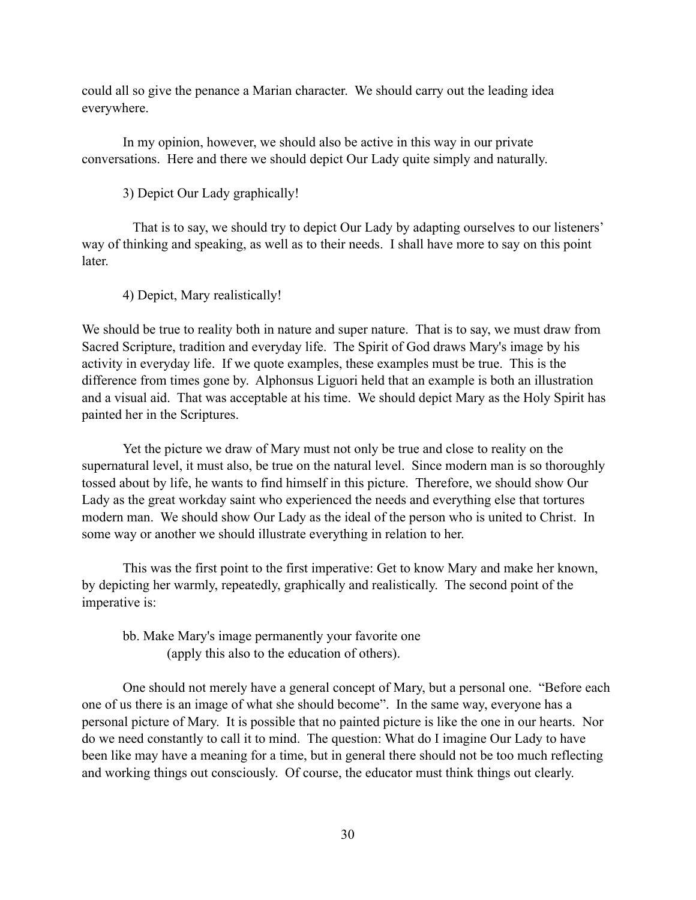could all so give the penance a Marian character. We should carry out the leading idea everywhere.

In my opinion, however, we should also be active in this way in our private conversations. Here and there we should depict Our Lady quite simply and naturally.

3) Depict Our Lady graphically!

That is to say, we should try to depict Our Lady by adapting ourselves to our listeners' way of thinking and speaking, as well as to their needs. I shall have more to say on this point later.

4) Depict, Mary realistically!

We should be true to reality both in nature and super nature. That is to say, we must draw from Sacred Scripture, tradition and everyday life. The Spirit of God draws Mary's image by his activity in everyday life. If we quote examples, these examples must be true. This is the difference from times gone by. Alphonsus Liguori held that an example is both an illustration and a visual aid. That was acceptable at his time. We should depict Mary as the Holy Spirit has painted her in the Scriptures.

Yet the picture we draw of Mary must not only be true and close to reality on the supernatural level, it must also, be true on the natural level. Since modern man is so thoroughly tossed about by life, he wants to find himself in this picture. Therefore, we should show Our Lady as the great workday saint who experienced the needs and everything else that tortures modern man. We should show Our Lady as the ideal of the person who is united to Christ. In some way or another we should illustrate everything in relation to her.

This was the first point to the first imperative: Get to know Mary and make her known, by depicting her warmly, repeatedly, graphically and realistically. The second point of the imperative is:

bb. Make Mary's image permanently your favorite one
(apply this also to the education of others).

One should not merely have a general concept of Mary, but a personal one. "Before each one of us there is an image of what she should become". In the same way, everyone has a personal picture of Mary. It is possible that no painted picture is like the one in our hearts. Nor do we need constantly to call it to mind. The question: What do I imagine Our Lady to have been like may have a meaning for a time, but in general there should not be too much reflecting and working things out consciously. Of course, the educator must think things out clearly.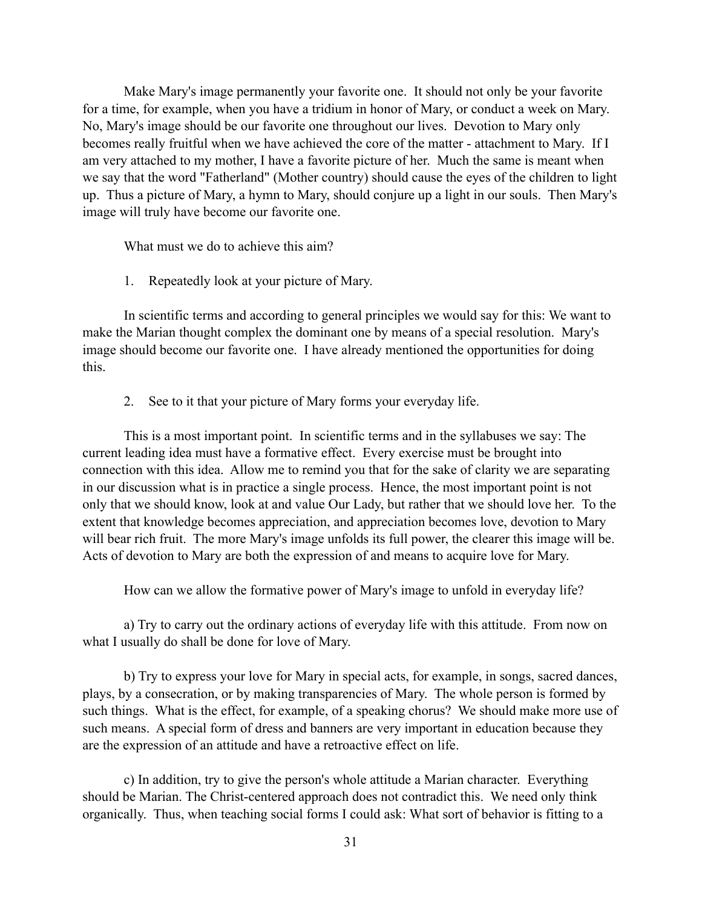Make Mary's image permanently your favorite one. It should not only be your favorite for a time, for example, when you have a tridium in honor of Mary, or conduct a week on Mary. No, Mary's image should be our favorite one throughout our lives. Devotion to Mary only becomes really fruitful when we have achieved the core of the matter - attachment to Mary. If I am very attached to my mother, I have a favorite picture of her. Much the same is meant when we say that the word "Fatherland" (Mother country) should cause the eyes of the children to light up. Thus a picture of Mary, a hymn to Mary, should conjure up a light in our souls. Then Mary's image will truly have become our favorite one.

What must we do to achieve this aim?

1. Repeatedly look at your picture of Mary.

In scientific terms and according to general principles we would say for this: We want to make the Marian thought complex the dominant one by means of a special resolution. Mary's image should become our favorite one. I have already mentioned the opportunities for doing this.

2. See to it that your picture of Mary forms your everyday life.

This is a most important point. In scientific terms and in the syllabuses we say: The current leading idea must have a formative effect. Every exercise must be brought into connection with this idea. Allow me to remind you that for the sake of clarity we are separating in our discussion what is in practice a single process. Hence, the most important point is not only that we should know, look at and value Our Lady, but rather that we should love her. To the extent that knowledge becomes appreciation, and appreciation becomes love, devotion to Mary will bear rich fruit. The more Mary's image unfolds its full power, the clearer this image will be. Acts of devotion to Mary are both the expression of and means to acquire love for Mary.

How can we allow the formative power of Mary's image to unfold in everyday life?

a) Try to carry out the ordinary actions of everyday life with this attitude. From now on what I usually do shall be done for love of Mary.

b) Try to express your love for Mary in special acts, for example, in songs, sacred dances, plays, by a consecration, or by making transparencies of Mary. The whole person is formed by such things. What is the effect, for example, of a speaking chorus? We should make more use of such means. A special form of dress and banners are very important in education because they are the expression of an attitude and have a retroactive effect on life.

c) In addition, try to give the person's whole attitude a Marian character. Everything should be Marian. The Christ-centered approach does not contradict this. We need only think organically. Thus, when teaching social forms I could ask: What sort of behavior is fitting to a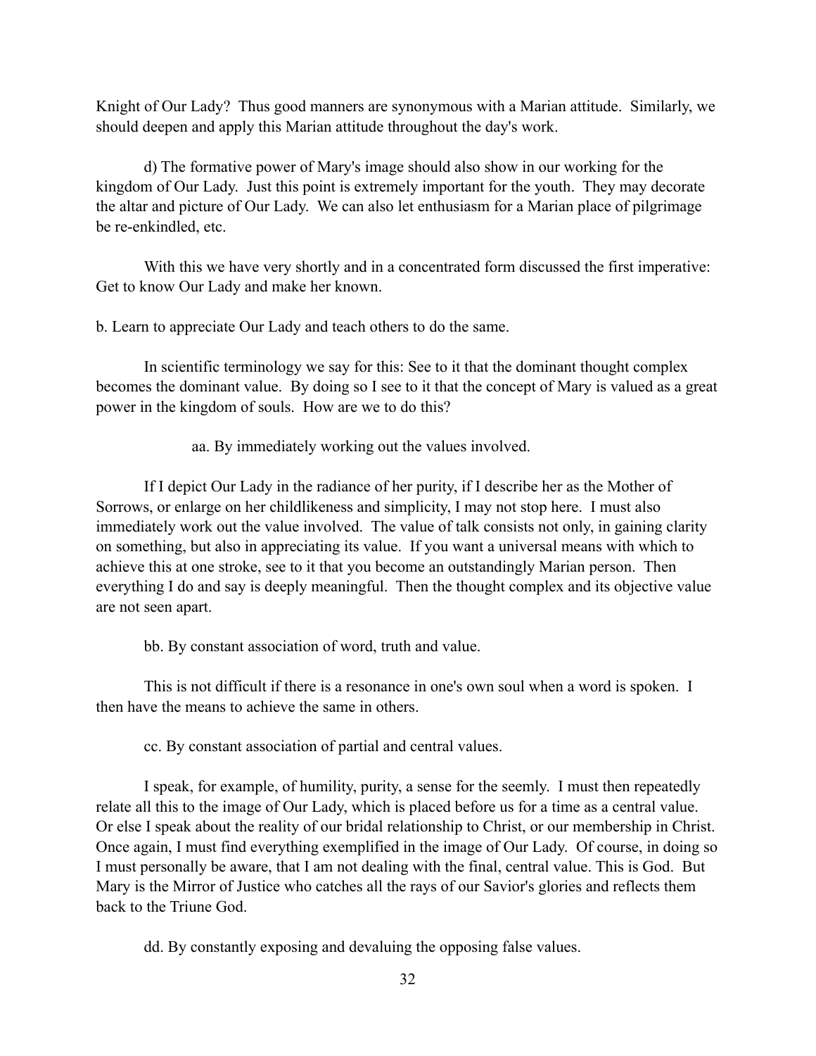Knight of Our Lady? Thus good manners are synonymous with a Marian attitude. Similarly, we should deepen and apply this Marian attitude throughout the day's work.

d) The formative power of Mary's image should also show in our working for the kingdom of Our Lady. Just this point is extremely important for the youth. They may decorate the altar and picture of Our Lady. We can also let enthusiasm for a Marian place of pilgrimage be re-enkindled, etc.

With this we have very shortly and in a concentrated form discussed the first imperative: Get to know Our Lady and make her known.

b. Learn to appreciate Our Lady and teach others to do the same.

In scientific terminology we say for this: See to it that the dominant thought complex becomes the dominant value. By doing so I see to it that the concept of Mary is valued as a great power in the kingdom of souls. How are we to do this?

aa. By immediately working out the values involved.

If I depict Our Lady in the radiance of her purity, if I describe her as the Mother of Sorrows, or enlarge on her childlikeness and simplicity, I may not stop here. I must also immediately work out the value involved. The value of talk consists not only, in gaining clarity on something, but also in appreciating its value. If you want a universal means with which to achieve this at one stroke, see to it that you become an outstandingly Marian person. Then everything I do and say is deeply meaningful. Then the thought complex and its objective value are not seen apart.

bb. By constant association of word, truth and value.

This is not difficult if there is a resonance in one's own soul when a word is spoken. I then have the means to achieve the same in others.

cc. By constant association of partial and central values.

I speak, for example, of humility, purity, a sense for the seemly. I must then repeatedly relate all this to the image of Our Lady, which is placed before us for a time as a central value. Or else I speak about the reality of our bridal relationship to Christ, or our membership in Christ. Once again, I must find everything exemplified in the image of Our Lady. Of course, in doing so I must personally be aware, that I am not dealing with the final, central value. This is God. But Mary is the Mirror of Justice who catches all the rays of our Savior's glories and reflects them back to the Triune God.

dd. By constantly exposing and devaluing the opposing false values.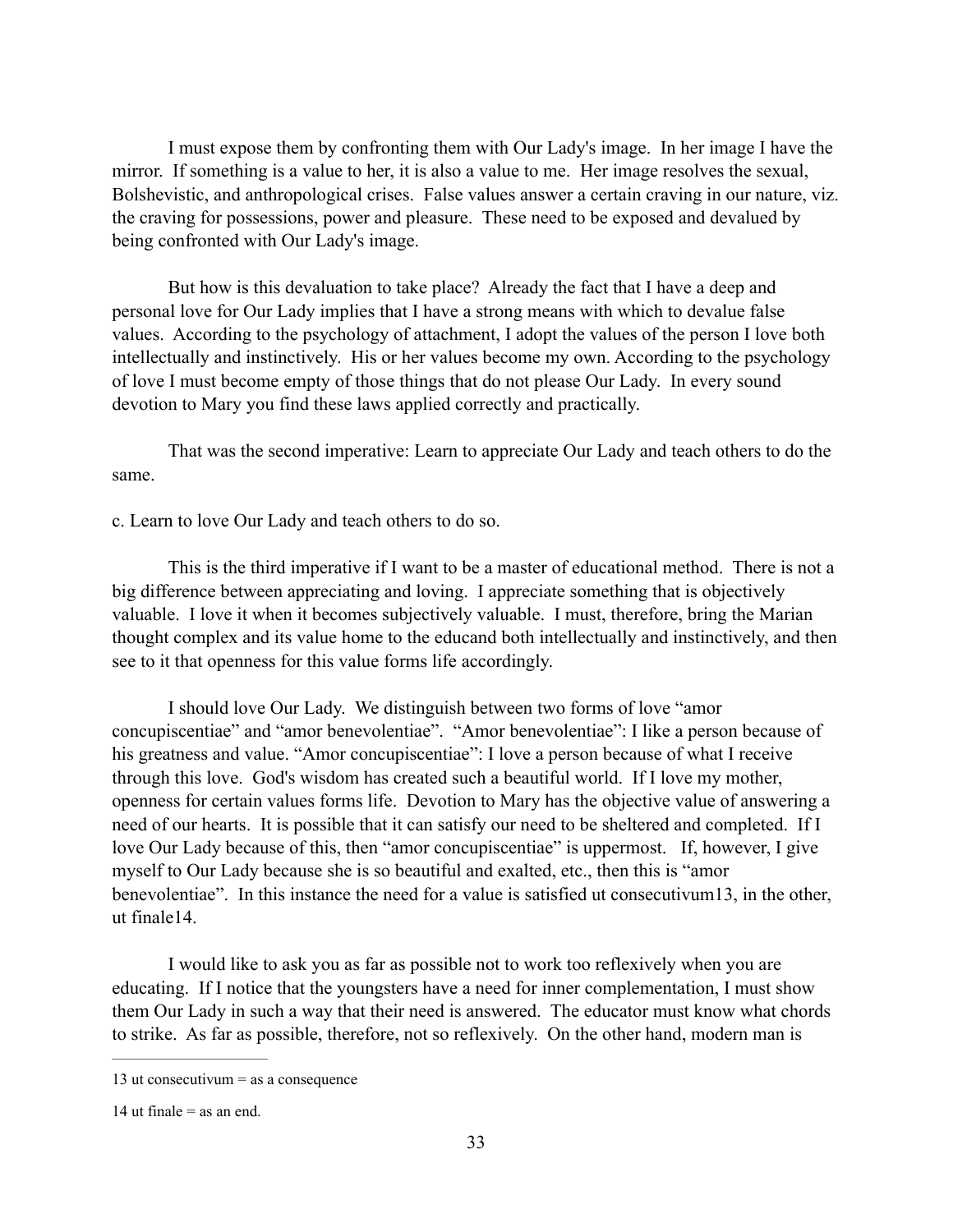I must expose them by confronting them with Our Lady's image. In her image I have the mirror. If something is a value to her, it is also a value to me. Her image resolves the sexual, Bolshevistic, and anthropological crises. False values answer a certain craving in our nature, viz. the craving for possessions, power and pleasure. These need to be exposed and devalued by being confronted with Our Lady's image.

But how is this devaluation to take place? Already the fact that I have a deep and personal love for Our Lady implies that I have a strong means with which to devalue false values. According to the psychology of attachment, I adopt the values of the person I love both intellectually and instinctively. His or her values become my own. According to the psychology of love I must become empty of those things that do not please Our Lady. In every sound devotion to Mary you find these laws applied correctly and practically.

That was the second imperative: Learn to appreciate Our Lady and teach others to do the same.

c. Learn to love Our Lady and teach others to do so.

This is the third imperative if I want to be a master of educational method. There is not a big difference between appreciating and loving. I appreciate something that is objectively valuable. I love it when it becomes subjectively valuable. I must, therefore, bring the Marian thought complex and its value home to the educand both intellectually and instinctively, and then see to it that openness for this value forms life accordingly.

I should love Our Lady. We distinguish between two forms of love "amor concupiscentiae" and "amor benevolentiae". "Amor benevolentiae": I like a person because of his greatness and value. "Amor concupiscentiae": I love a person because of what I receive through this love. God's wisdom has created such a beautiful world. If I love my mother, openness for certain values forms life. Devotion to Mary has the objective value of answering a need of our hearts. It is possible that it can satisfy our need to be sheltered and completed. If I love Our Lady because of this, then "amor concupiscentiae" is uppermost. If, however, I give myself to Our Lady because she is so beautiful and exalted, etc., then this is "amor benevolentiae". In this instance the need for a value is satisfied ut consecutivum[13], in the other, ut finale[14].

I would like to ask you as far as possible not to work too reflexively when you are educating. If I notice that the youngsters have a need for inner complementation, I must show them Our Lady in such a way that their need is answered. The educator must know what chords to strike. As far as possible, therefore, not so reflexively. On the other hand, modern man is

---

13 ut consecutivum = as a consequence

14 ut finale = as an end.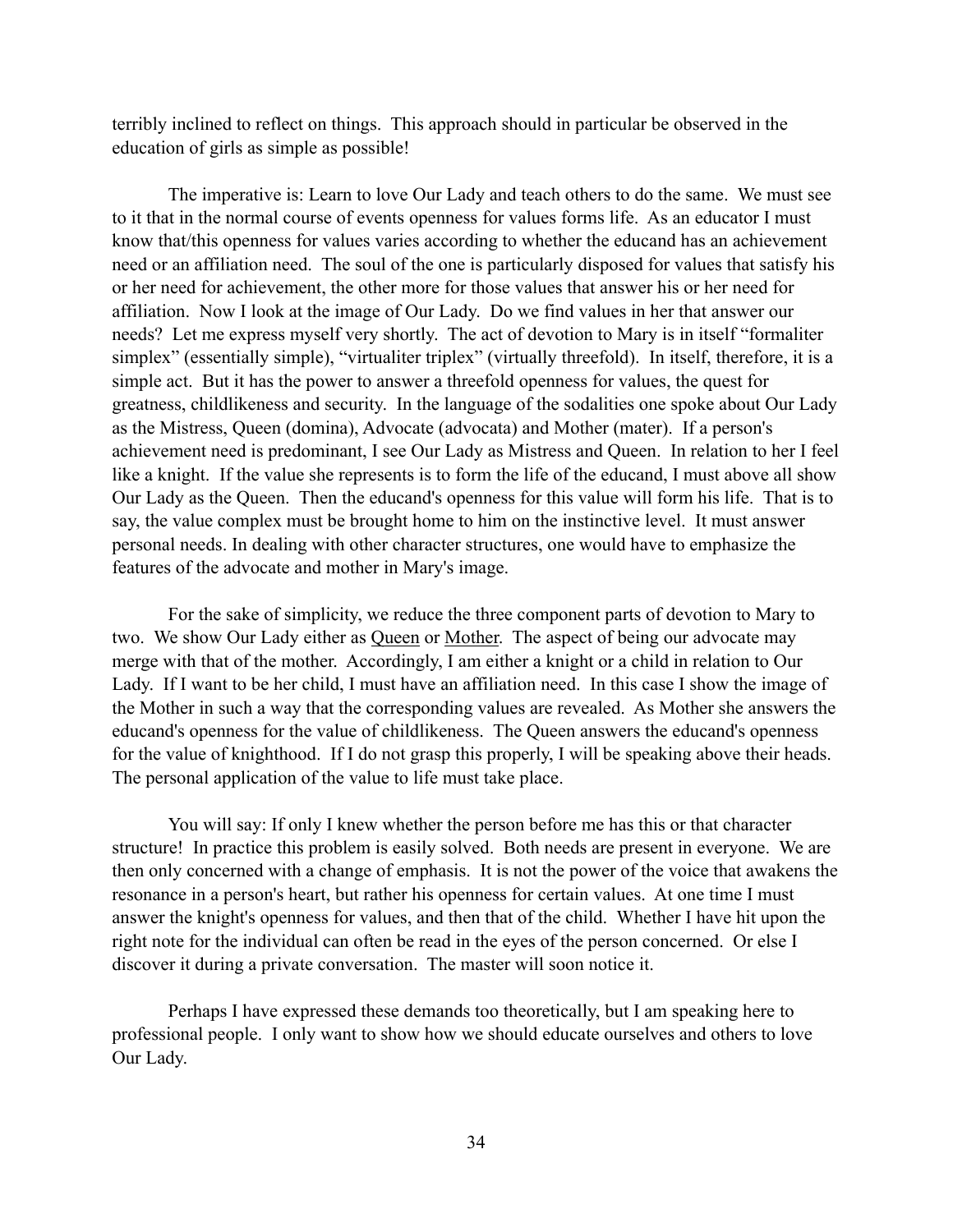terribly inclined to reflect on things. This approach should in particular be observed in the education of girls as simple as possible!

The imperative is: Learn to love Our Lady and teach others to do the same. We must see to it that in the normal course of events openness for values forms life. As an educator I must know that/this openness for values varies according to whether the educand has an achievement need or an affiliation need. The soul of the one is particularly disposed for values that satisfy his or her need for achievement, the other more for those values that answer his or her need for affiliation. Now I look at the image of Our Lady. Do we find values in her that answer our needs? Let me express myself very shortly. The act of devotion to Mary is in itself "formaliter simplex" (essentially simple), "virtualiter triplex" (virtually threefold). In itself, therefore, it is a simple act. But it has the power to answer a threefold openness for values, the quest for greatness, childlikeness and security. In the language of the sodalities one spoke about Our Lady as the Mistress, Queen (domina), Advocate (advocata) and Mother (mater). If a person's achievement need is predominant, I see Our Lady as Mistress and Queen. In relation to her I feel like a knight. If the value she represents is to form the life of the educand, I must above all show Our Lady as the Queen. Then the educand's openness for this value will form his life. That is to say, the value complex must be brought home to him on the instinctive level. It must answer personal needs. In dealing with other character structures, one would have to emphasize the features of the advocate and mother in Mary's image.

For the sake of simplicity, we reduce the three component parts of devotion to Mary to two. We show Our Lady either as <u>Queen</u> or <u>Mother</u>. The aspect of being our advocate may merge with that of the mother. Accordingly, I am either a knight or a child in relation to Our Lady. If I want to be her child, I must have an affiliation need. In this case I show the image of the Mother in such a way that the corresponding values are revealed. As Mother she answers the educand's openness for the value of childlikeness. The Queen answers the educand's openness for the value of knighthood. If I do not grasp this properly, I will be speaking above their heads. The personal application of the value to life must take place.

You will say: If only I knew whether the person before me has this or that character structure! In practice this problem is easily solved. Both needs are present in everyone. We are then only concerned with a change of emphasis. It is not the power of the voice that awakens the resonance in a person's heart, but rather his openness for certain values. At one time I must answer the knight's openness for values, and then that of the child. Whether I have hit upon the right note for the individual can often be read in the eyes of the person concerned. Or else I discover it during a private conversation. The master will soon notice it.

Perhaps I have expressed these demands too theoretically, but I am speaking here to professional people. I only want to show how we should educate ourselves and others to love Our Lady.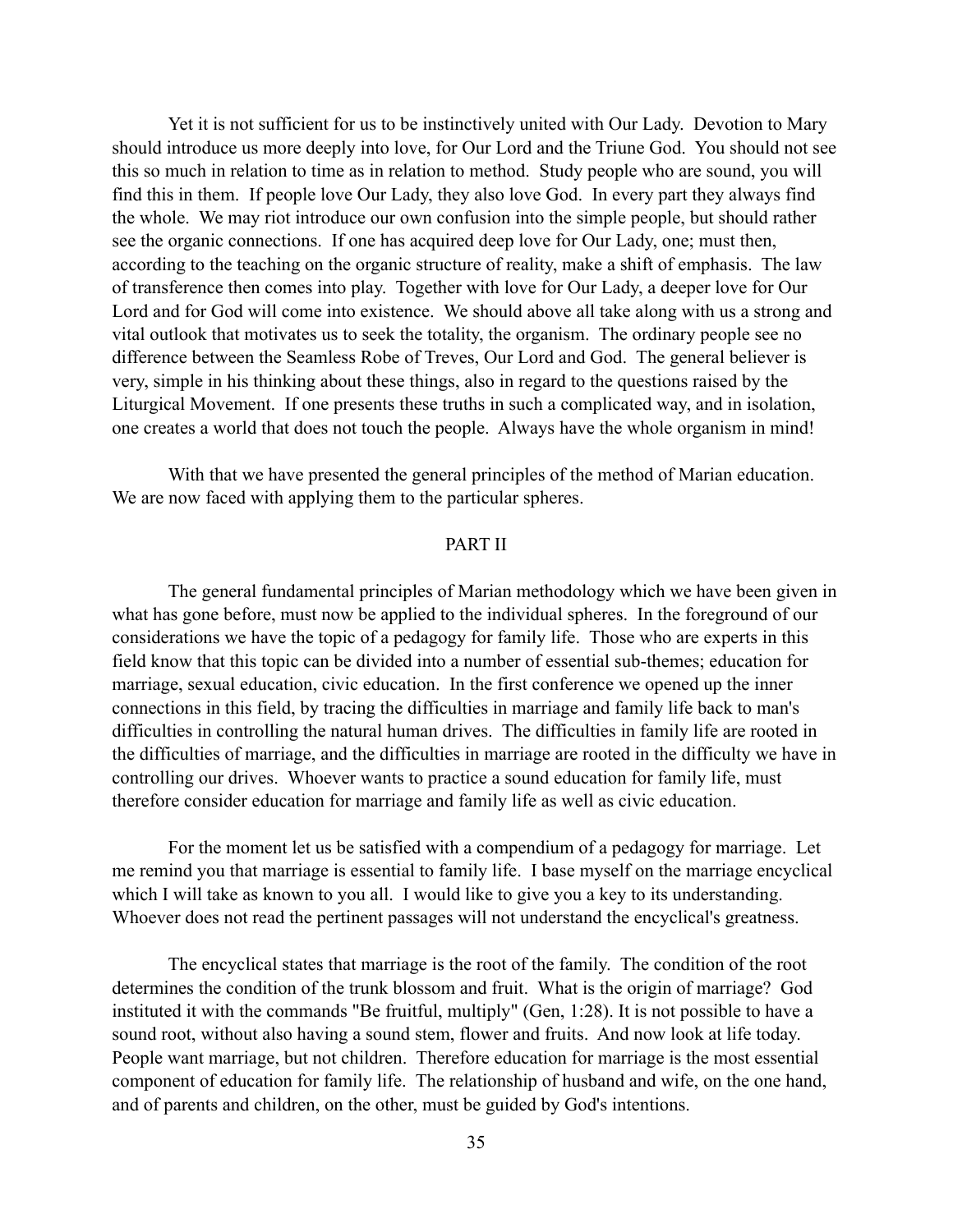Yet it is not sufficient for us to be instinctively united with Our Lady. Devotion to Mary should introduce us more deeply into love, for Our Lord and the Triune God. You should not see this so much in relation to time as in relation to method. Study people who are sound, you will find this in them. If people love Our Lady, they also love God. In every part they always find the whole. We may riot introduce our own confusion into the simple people, but should rather see the organic connections. If one has acquired deep love for Our Lady, one; must then, according to the teaching on the organic structure of reality, make a shift of emphasis. The law of transference then comes into play. Together with love for Our Lady, a deeper love for Our Lord and for God will come into existence. We should above all take along with us a strong and vital outlook that motivates us to seek the totality, the organism. The ordinary people see no difference between the Seamless Robe of Treves, Our Lord and God. The general believer is very, simple in his thinking about these things, also in regard to the questions raised by the Liturgical Movement. If one presents these truths in such a complicated way, and in isolation, one creates a world that does not touch the people. Always have the whole organism in mind!

With that we have presented the general principles of the method of Marian education. We are now faced with applying them to the particular spheres.

## PART II

The general fundamental principles of Marian methodology which we have been given in what has gone before, must now be applied to the individual spheres. In the foreground of our considerations we have the topic of a pedagogy for family life. Those who are experts in this field know that this topic can be divided into a number of essential sub-themes; education for marriage, sexual education, civic education. In the first conference we opened up the inner connections in this field, by tracing the difficulties in marriage and family life back to man's difficulties in controlling the natural human drives. The difficulties in family life are rooted in the difficulties of marriage, and the difficulties in marriage are rooted in the difficulty we have in controlling our drives. Whoever wants to practice a sound education for family life, must therefore consider education for marriage and family life as well as civic education.

For the moment let us be satisfied with a compendium of a pedagogy for marriage. Let me remind you that marriage is essential to family life. I base myself on the marriage encyclical which I will take as known to you all. I would like to give you a key to its understanding. Whoever does not read the pertinent passages will not understand the encyclical's greatness.

The encyclical states that marriage is the root of the family. The condition of the root determines the condition of the trunk blossom and fruit. What is the origin of marriage? God instituted it with the commands "Be fruitful, multiply" (Gen, 1:28). It is not possible to have a sound root, without also having a sound stem, flower and fruits. And now look at life today. People want marriage, but not children. Therefore education for marriage is the most essential component of education for family life. The relationship of husband and wife, on the one hand, and of parents and children, on the other, must be guided by God's intentions.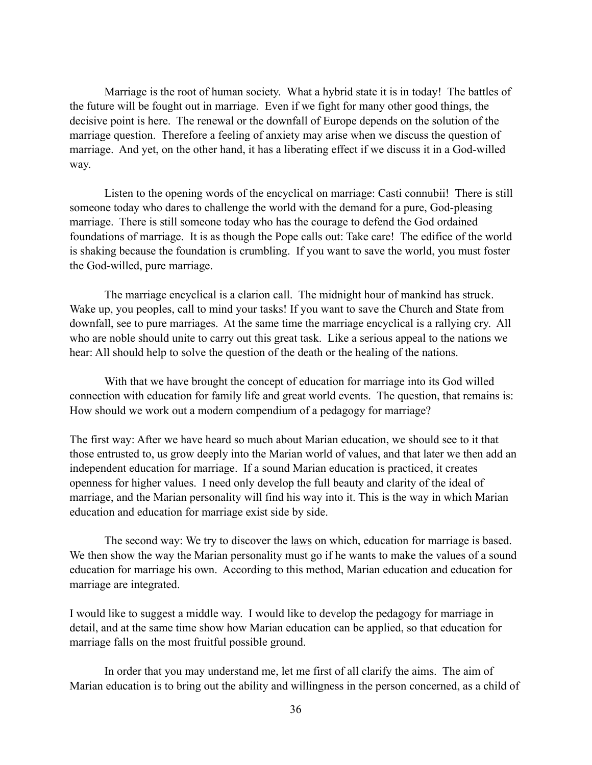Marriage is the root of human society. What a hybrid state it is in today! The battles of the future will be fought out in marriage. Even if we fight for many other good things, the decisive point is here. The renewal or the downfall of Europe depends on the solution of the marriage question. Therefore a feeling of anxiety may arise when we discuss the question of marriage. And yet, on the other hand, it has a liberating effect if we discuss it in a God-willed way.

Listen to the opening words of the encyclical on marriage: Casti connubii! There is still someone today who dares to challenge the world with the demand for a pure, God-pleasing marriage. There is still someone today who has the courage to defend the God ordained foundations of marriage. It is as though the Pope calls out: Take care! The edifice of the world is shaking because the foundation is crumbling. If you want to save the world, you must foster the God-willed, pure marriage.

The marriage encyclical is a clarion call. The midnight hour of mankind has struck. Wake up, you peoples, call to mind your tasks! If you want to save the Church and State from downfall, see to pure marriages. At the same time the marriage encyclical is a rallying cry. All who are noble should unite to carry out this great task. Like a serious appeal to the nations we hear: All should help to solve the question of the death or the healing of the nations.

With that we have brought the concept of education for marriage into its God willed connection with education for family life and great world events. The question, that remains is: How should we work out a modern compendium of a pedagogy for marriage?

The first way: After we have heard so much about Marian education, we should see to it that those entrusted to, us grow deeply into the Marian world of values, and that later we then add an independent education for marriage. If a sound Marian education is practiced, it creates openness for higher values. I need only develop the full beauty and clarity of the ideal of marriage, and the Marian personality will find his way into it. This is the way in which Marian education and education for marriage exist side by side.

The second way: We try to discover the <u>laws</u> on which, education for marriage is based. We then show the way the Marian personality must go if he wants to make the values of a sound education for marriage his own. According to this method, Marian education and education for marriage are integrated.

I would like to suggest a middle way. I would like to develop the pedagogy for marriage in detail, and at the same time show how Marian education can be applied, so that education for marriage falls on the most fruitful possible ground.

In order that you may understand me, let me first of all clarify the aims. The aim of Marian education is to bring out the ability and willingness in the person concerned, as a child of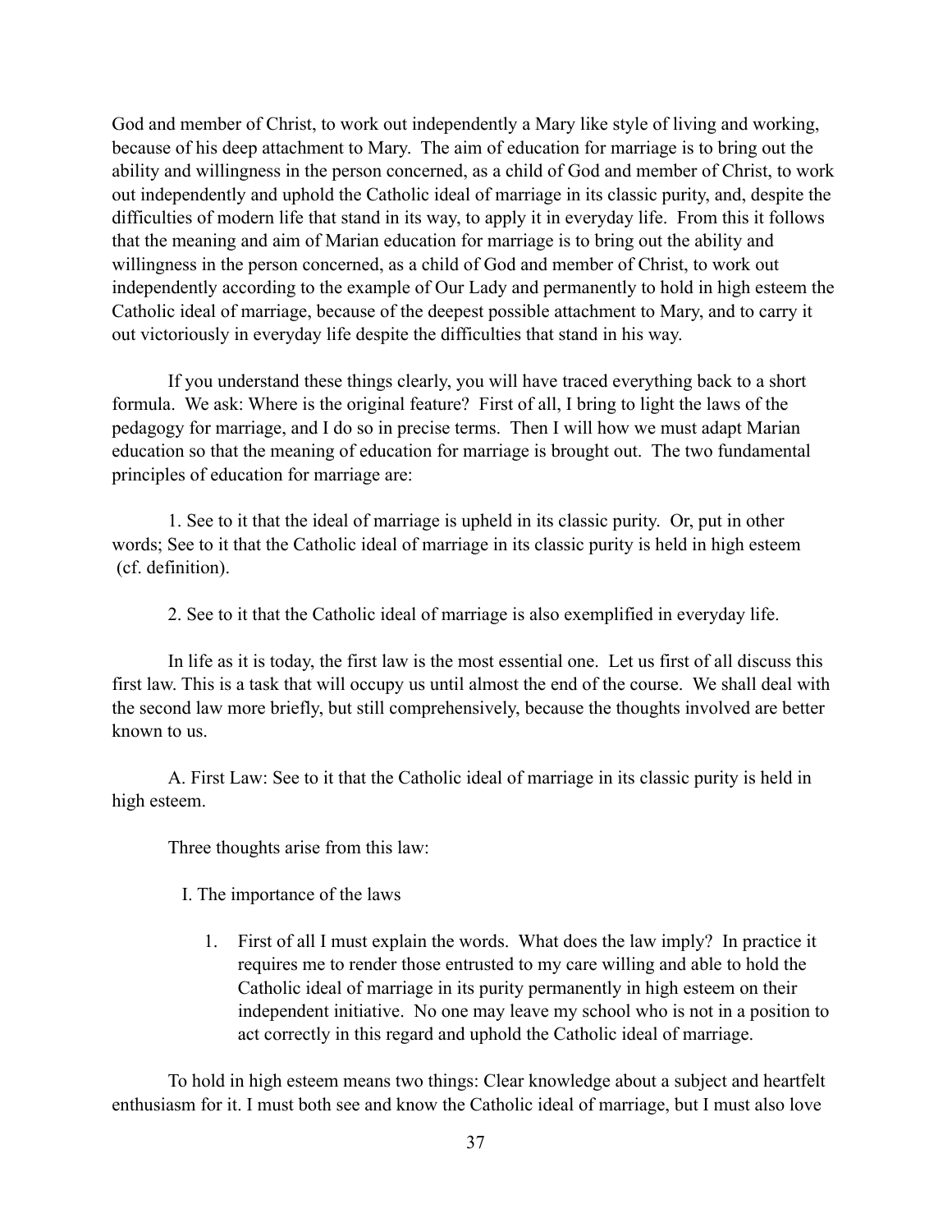God and member of Christ, to work out independently a Mary like style of living and working, because of his deep attachment to Mary. The aim of education for marriage is to bring out the ability and willingness in the person concerned, as a child of God and member of Christ, to work out independently and uphold the Catholic ideal of marriage in its classic purity, and, despite the difficulties of modern life that stand in its way, to apply it in everyday life. From this it follows that the meaning and aim of Marian education for marriage is to bring out the ability and willingness in the person concerned, as a child of God and member of Christ, to work out independently according to the example of Our Lady and permanently to hold in high esteem the Catholic ideal of marriage, because of the deepest possible attachment to Mary, and to carry it out victoriously in everyday life despite the difficulties that stand in his way.

If you understand these things clearly, you will have traced everything back to a short formula. We ask: Where is the original feature? First of all, I bring to light the laws of the pedagogy for marriage, and I do so in precise terms. Then I will how we must adapt Marian education so that the meaning of education for marriage is brought out. The two fundamental principles of education for marriage are:

1. See to it that the ideal of marriage is upheld in its classic purity. Or, put in other words; See to it that the Catholic ideal of marriage in its classic purity is held in high esteem (cf. definition).

2. See to it that the Catholic ideal of marriage is also exemplified in everyday life.

In life as it is today, the first law is the most essential one. Let us first of all discuss this first law. This is a task that will occupy us until almost the end of the course. We shall deal with the second law more briefly, but still comprehensively, because the thoughts involved are better known to us.

A. First Law: See to it that the Catholic ideal of marriage in its classic purity is held in high esteem.

Three thoughts arise from this law:

I. The importance of the laws

1. First of all I must explain the words. What does the law imply? In practice it requires me to render those entrusted to my care willing and able to hold the Catholic ideal of marriage in its purity permanently in high esteem on their independent initiative. No one may leave my school who is not in a position to act correctly in this regard and uphold the Catholic ideal of marriage.

To hold in high esteem means two things: Clear knowledge about a subject and heartfelt enthusiasm for it. I must both see and know the Catholic ideal of marriage, but I must also love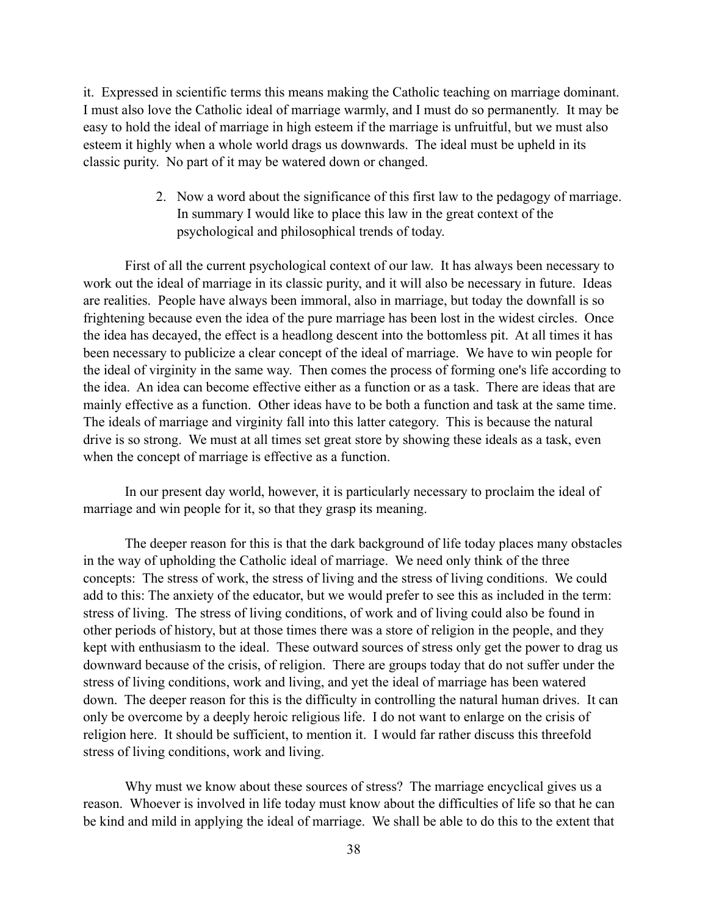it. Expressed in scientific terms this means making the Catholic teaching on marriage dominant. I must also love the Catholic ideal of marriage warmly, and I must do so permanently. It may be easy to hold the ideal of marriage in high esteem if the marriage is unfruitful, but we must also esteem it highly when a whole world drags us downwards. The ideal must be upheld in its classic purity. No part of it may be watered down or changed.

2. Now a word about the significance of this first law to the pedagogy of marriage. In summary I would like to place this law in the great context of the psychological and philosophical trends of today.

First of all the current psychological context of our law. It has always been necessary to work out the ideal of marriage in its classic purity, and it will also be necessary in future. Ideas are realities. People have always been immoral, also in marriage, but today the downfall is so frightening because even the idea of the pure marriage has been lost in the widest circles. Once the idea has decayed, the effect is a headlong descent into the bottomless pit. At all times it has been necessary to publicize a clear concept of the ideal of marriage. We have to win people for the ideal of virginity in the same way. Then comes the process of forming one's life according to the idea. An idea can become effective either as a function or as a task. There are ideas that are mainly effective as a function. Other ideas have to be both a function and task at the same time. The ideals of marriage and virginity fall into this latter category. This is because the natural drive is so strong. We must at all times set great store by showing these ideals as a task, even when the concept of marriage is effective as a function.

In our present day world, however, it is particularly necessary to proclaim the ideal of marriage and win people for it, so that they grasp its meaning.

The deeper reason for this is that the dark background of life today places many obstacles in the way of upholding the Catholic ideal of marriage. We need only think of the three concepts: The stress of work, the stress of living and the stress of living conditions. We could add to this: The anxiety of the educator, but we would prefer to see this as included in the term: stress of living. The stress of living conditions, of work and of living could also be found in other periods of history, but at those times there was a store of religion in the people, and they kept with enthusiasm to the ideal. These outward sources of stress only get the power to drag us downward because of the crisis, of religion. There are groups today that do not suffer under the stress of living conditions, work and living, and yet the ideal of marriage has been watered down. The deeper reason for this is the difficulty in controlling the natural human drives. It can only be overcome by a deeply heroic religious life. I do not want to enlarge on the crisis of religion here. It should be sufficient, to mention it. I would far rather discuss this threefold stress of living conditions, work and living.

Why must we know about these sources of stress? The marriage encyclical gives us a reason. Whoever is involved in life today must know about the difficulties of life so that he can be kind and mild in applying the ideal of marriage. We shall be able to do this to the extent that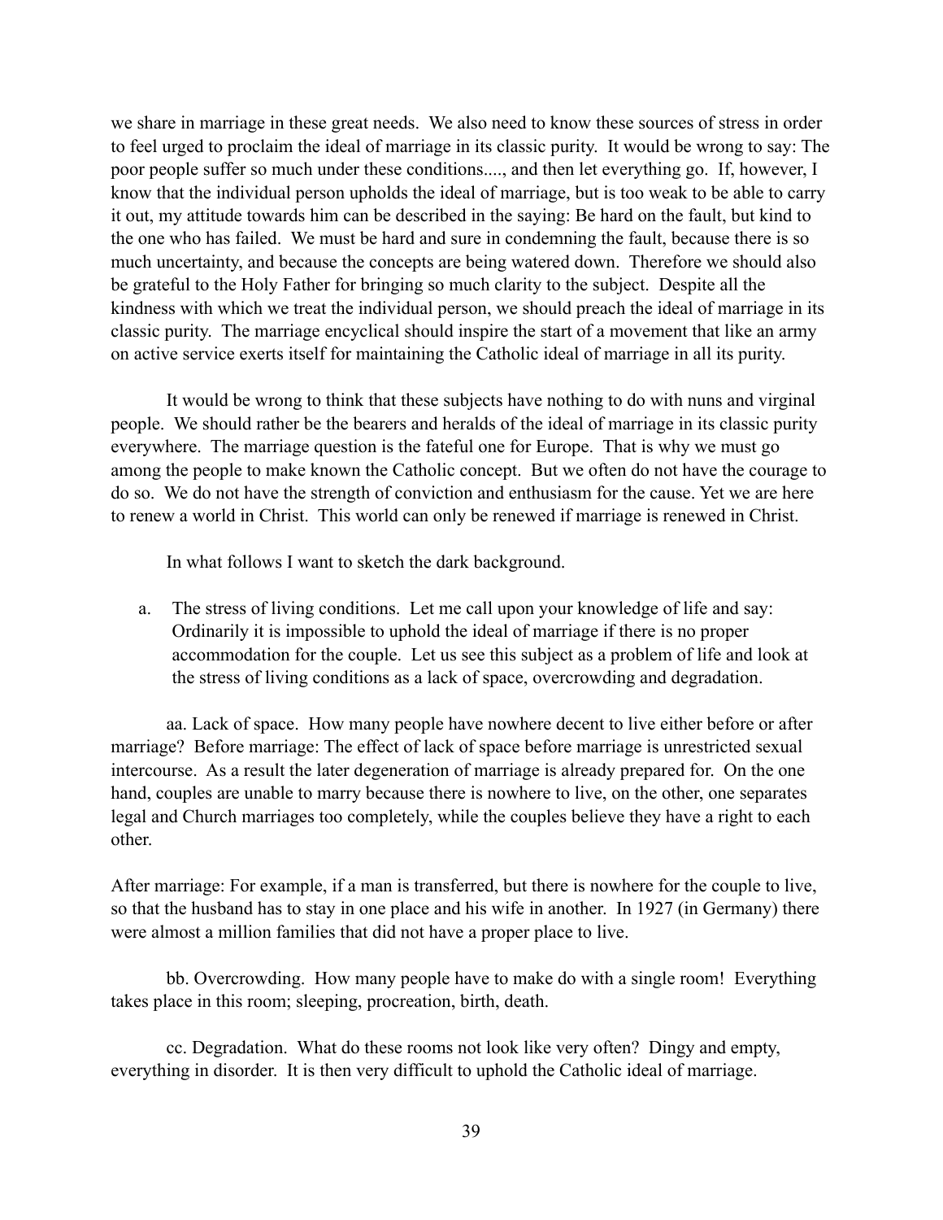we share in marriage in these great needs. We also need to know these sources of stress in order to feel urged to proclaim the ideal of marriage in its classic purity. It would be wrong to say: The poor people suffer so much under these conditions...., and then let everything go. If, however, I know that the individual person upholds the ideal of marriage, but is too weak to be able to carry it out, my attitude towards him can be described in the saying: Be hard on the fault, but kind to the one who has failed. We must be hard and sure in condemning the fault, because there is so much uncertainty, and because the concepts are being watered down. Therefore we should also be grateful to the Holy Father for bringing so much clarity to the subject. Despite all the kindness with which we treat the individual person, we should preach the ideal of marriage in its classic purity. The marriage encyclical should inspire the start of a movement that like an army on active service exerts itself for maintaining the Catholic ideal of marriage in all its purity.

It would be wrong to think that these subjects have nothing to do with nuns and virginal people. We should rather be the bearers and heralds of the ideal of marriage in its classic purity everywhere. The marriage question is the fateful one for Europe. That is why we must go among the people to make known the Catholic concept. But we often do not have the courage to do so. We do not have the strength of conviction and enthusiasm for the cause. Yet we are here to renew a world in Christ. This world can only be renewed if marriage is renewed in Christ.

In what follows I want to sketch the dark background.

a. The stress of living conditions. Let me call upon your knowledge of life and say: Ordinarily it is impossible to uphold the ideal of marriage if there is no proper accommodation for the couple. Let us see this subject as a problem of life and look at the stress of living conditions as a lack of space, overcrowding and degradation.

aa. Lack of space. How many people have nowhere decent to live either before or after marriage? Before marriage: The effect of lack of space before marriage is unrestricted sexual intercourse. As a result the later degeneration of marriage is already prepared for. On the one hand, couples are unable to marry because there is nowhere to live, on the other, one separates legal and Church marriages too completely, while the couples believe they have a right to each other.

After marriage: For example, if a man is transferred, but there is nowhere for the couple to live, so that the husband has to stay in one place and his wife in another. In 1927 (in Germany) there were almost a million families that did not have a proper place to live.

bb. Overcrowding. How many people have to make do with a single room! Everything takes place in this room; sleeping, procreation, birth, death.

cc. Degradation. What do these rooms not look like very often? Dingy and empty, everything in disorder. It is then very difficult to uphold the Catholic ideal of marriage.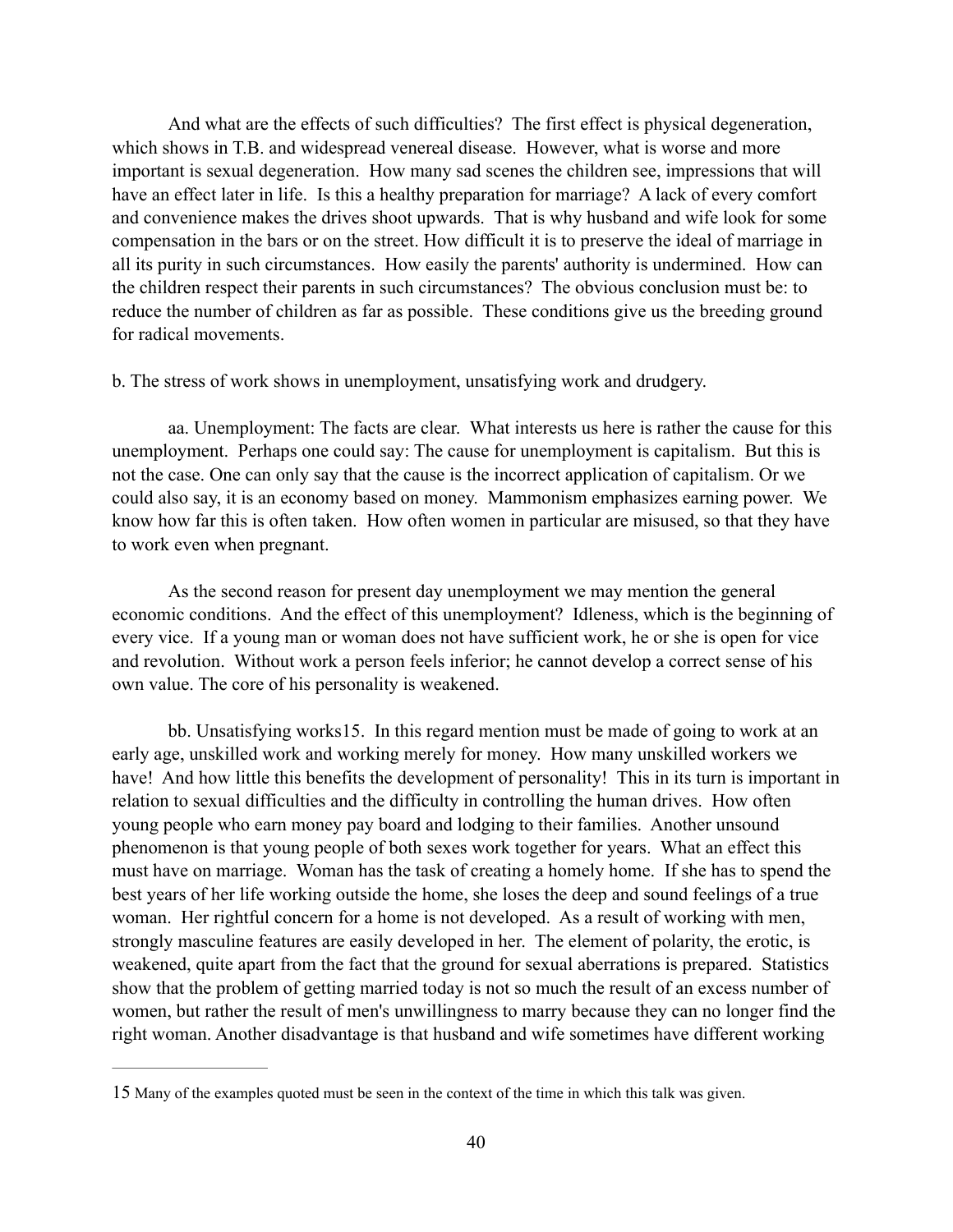And what are the effects of such difficulties? The first effect is physical degeneration, which shows in T.B. and widespread venereal disease. However, what is worse and more important is sexual degeneration. How many sad scenes the children see, impressions that will have an effect later in life. Is this a healthy preparation for marriage? A lack of every comfort and convenience makes the drives shoot upwards. That is why husband and wife look for some compensation in the bars or on the street. How difficult it is to preserve the ideal of marriage in all its purity in such circumstances. How easily the parents' authority is undermined. How can the children respect their parents in such circumstances? The obvious conclusion must be: to reduce the number of children as far as possible. These conditions give us the breeding ground for radical movements.

b. The stress of work shows in unemployment, unsatisfying work and drudgery.

aa. Unemployment: The facts are clear. What interests us here is rather the cause for this unemployment. Perhaps one could say: The cause for unemployment is capitalism. But this is not the case. One can only say that the cause is the incorrect application of capitalism. Or we could also say, it is an economy based on money. Mammonism emphasizes earning power. We know how far this is often taken. How often women in particular are misused, so that they have to work even when pregnant.

As the second reason for present day unemployment we may mention the general economic conditions. And the effect of this unemployment? Idleness, which is the beginning of every vice. If a young man or woman does not have sufficient work, he or she is open for vice and revolution. Without work a person feels inferior; he cannot develop a correct sense of his own value. The core of his personality is weakened.

bb. Unsatisfying works[15]. In this regard mention must be made of going to work at an early age, unskilled work and working merely for money. How many unskilled workers we have! And how little this benefits the development of personality! This in its turn is important in relation to sexual difficulties and the difficulty in controlling the human drives. How often young people who earn money pay board and lodging to their families. Another unsound phenomenon is that young people of both sexes work together for years. What an effect this must have on marriage. Woman has the task of creating a homely home. If she has to spend the best years of her life working outside the home, she loses the deep and sound feelings of a true woman. Her rightful concern for a home is not developed. As a result of working with men, strongly masculine features are easily developed in her. The element of polarity, the erotic, is weakened, quite apart from the fact that the ground for sexual aberrations is prepared. Statistics show that the problem of getting married today is not so much the result of an excess number of women, but rather the result of men's unwillingness to marry because they can no longer find the right woman. Another disadvantage is that husband and wife sometimes have different working

---

15 Many of the examples quoted must be seen in the context of the time in which this talk was given.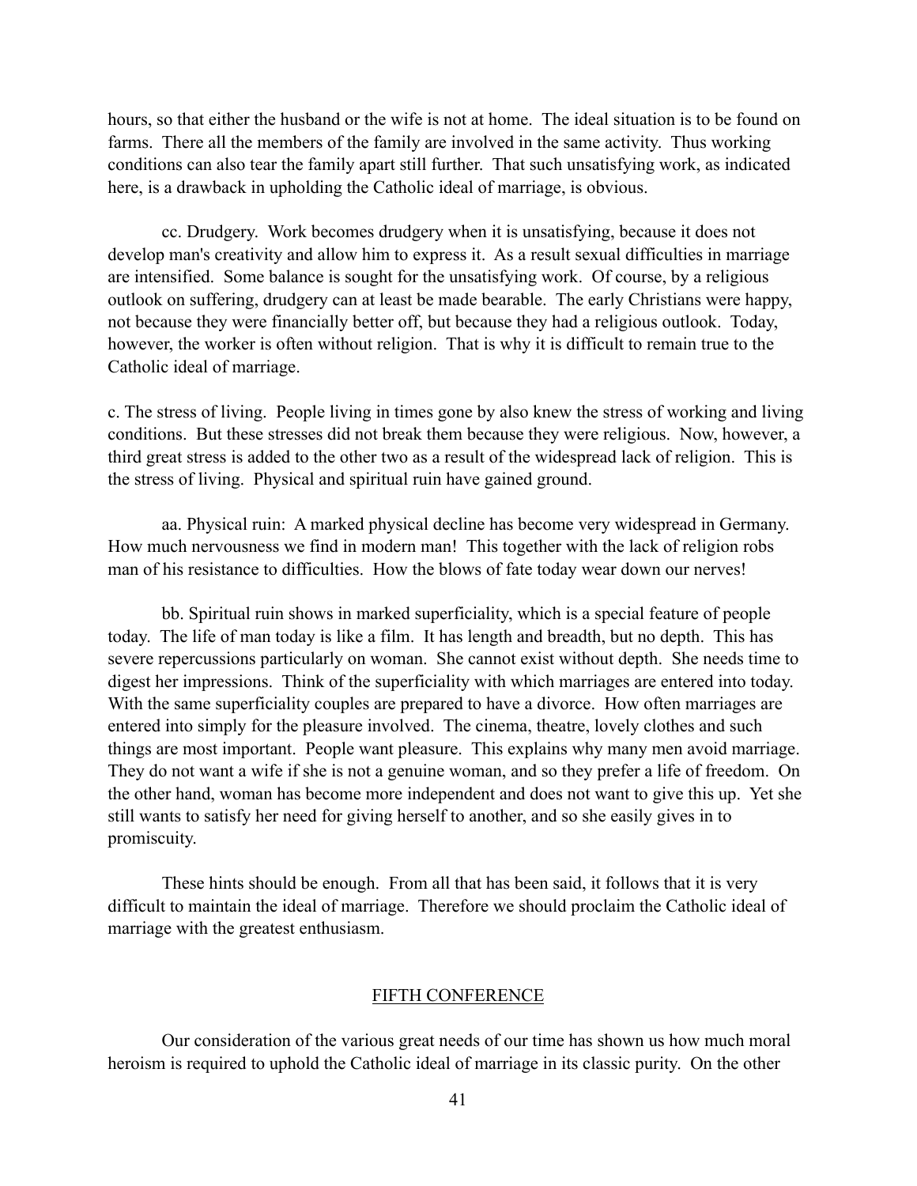hours, so that either the husband or the wife is not at home. The ideal situation is to be found on farms. There all the members of the family are involved in the same activity. Thus working conditions can also tear the family apart still further. That such unsatisfying work, as indicated here, is a drawback in upholding the Catholic ideal of marriage, is obvious.

cc. Drudgery. Work becomes drudgery when it is unsatisfying, because it does not develop man's creativity and allow him to express it. As a result sexual difficulties in marriage are intensified. Some balance is sought for the unsatisfying work. Of course, by a religious outlook on suffering, drudgery can at least be made bearable. The early Christians were happy, not because they were financially better off, but because they had a religious outlook. Today, however, the worker is often without religion. That is why it is difficult to remain true to the Catholic ideal of marriage.

c. The stress of living. People living in times gone by also knew the stress of working and living conditions. But these stresses did not break them because they were religious. Now, however, a third great stress is added to the other two as a result of the widespread lack of religion. This is the stress of living. Physical and spiritual ruin have gained ground.

aa. Physical ruin: A marked physical decline has become very widespread in Germany. How much nervousness we find in modern man! This together with the lack of religion robs man of his resistance to difficulties. How the blows of fate today wear down our nerves!

bb. Spiritual ruin shows in marked superficiality, which is a special feature of people today. The life of man today is like a film. It has length and breadth, but no depth. This has severe repercussions particularly on woman. She cannot exist without depth. She needs time to digest her impressions. Think of the superficiality with which marriages are entered into today. With the same superficiality couples are prepared to have a divorce. How often marriages are entered into simply for the pleasure involved. The cinema, theatre, lovely clothes and such things are most important. People want pleasure. This explains why many men avoid marriage. They do not want a wife if she is not a genuine woman, and so they prefer a life of freedom. On the other hand, woman has become more independent and does not want to give this up. Yet she still wants to satisfy her need for giving herself to another, and so she easily gives in to promiscuity.

These hints should be enough. From all that has been said, it follows that it is very difficult to maintain the ideal of marriage. Therefore we should proclaim the Catholic ideal of marriage with the greatest enthusiasm.

## FIFTH CONFERENCE

Our consideration of the various great needs of our time has shown us how much moral heroism is required to uphold the Catholic ideal of marriage in its classic purity. On the other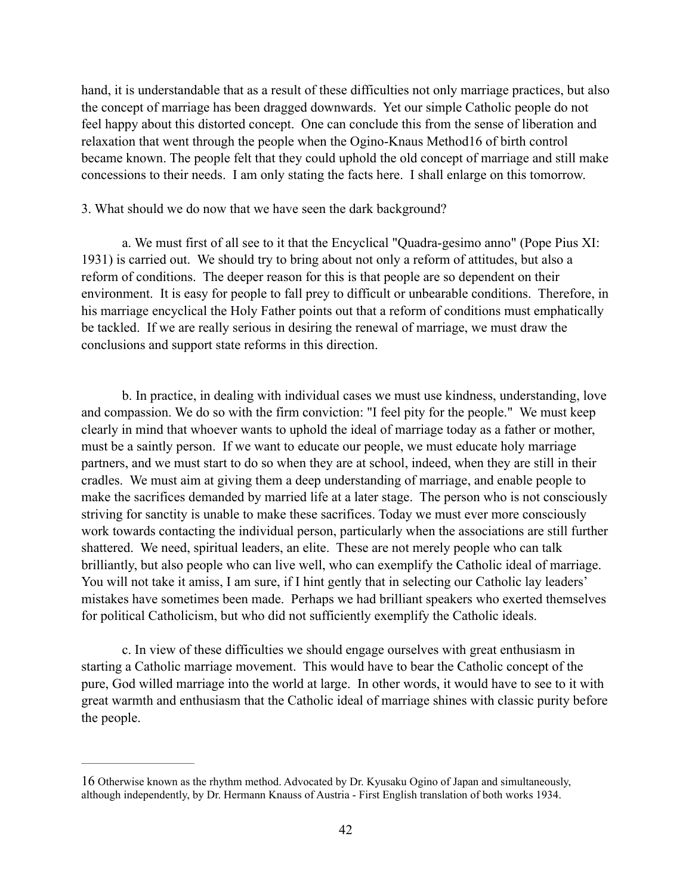hand, it is understandable that as a result of these difficulties not only marriage practices, but also the concept of marriage has been dragged downwards. Yet our simple Catholic people do not feel happy about this distorted concept. One can conclude this from the sense of liberation and relaxation that went through the people when the Ogino-Knaus Method[16] of birth control became known. The people felt that they could uphold the old concept of marriage and still make concessions to their needs. I am only stating the facts here. I shall enlarge on this tomorrow.

3. What should we do now that we have seen the dark background?

a. We must first of all see to it that the Encyclical "Quadra-gesimo anno" (Pope Pius XI: 1931) is carried out. We should try to bring about not only a reform of attitudes, but also a reform of conditions. The deeper reason for this is that people are so dependent on their environment. It is easy for people to fall prey to difficult or unbearable conditions. Therefore, in his marriage encyclical the Holy Father points out that a reform of conditions must emphatically be tackled. If we are really serious in desiring the renewal of marriage, we must draw the conclusions and support state reforms in this direction.

b. In practice, in dealing with individual cases we must use kindness, understanding, love and compassion. We do so with the firm conviction: "I feel pity for the people." We must keep clearly in mind that whoever wants to uphold the ideal of marriage today as a father or mother, must be a saintly person. If we want to educate our people, we must educate holy marriage partners, and we must start to do so when they are at school, indeed, when they are still in their cradles. We must aim at giving them a deep understanding of marriage, and enable people to make the sacrifices demanded by married life at a later stage. The person who is not consciously striving for sanctity is unable to make these sacrifices. Today we must ever more consciously work towards contacting the individual person, particularly when the associations are still further shattered. We need, spiritual leaders, an elite. These are not merely people who can talk brilliantly, but also people who can live well, who can exemplify the Catholic ideal of marriage. You will not take it amiss, I am sure, if I hint gently that in selecting our Catholic lay leaders' mistakes have sometimes been made. Perhaps we had brilliant speakers who exerted themselves for political Catholicism, but who did not sufficiently exemplify the Catholic ideals.

c. In view of these difficulties we should engage ourselves with great enthusiasm in starting a Catholic marriage movement. This would have to bear the Catholic concept of the pure, God willed marriage into the world at large. In other words, it would have to see to it with great warmth and enthusiasm that the Catholic ideal of marriage shines with classic purity before the people.

---

16 Otherwise known as the rhythm method. Advocated by Dr. Kyusaku Ogino of Japan and simultaneously, although independently, by Dr. Hermann Knauss of Austria - First English translation of both works 1934.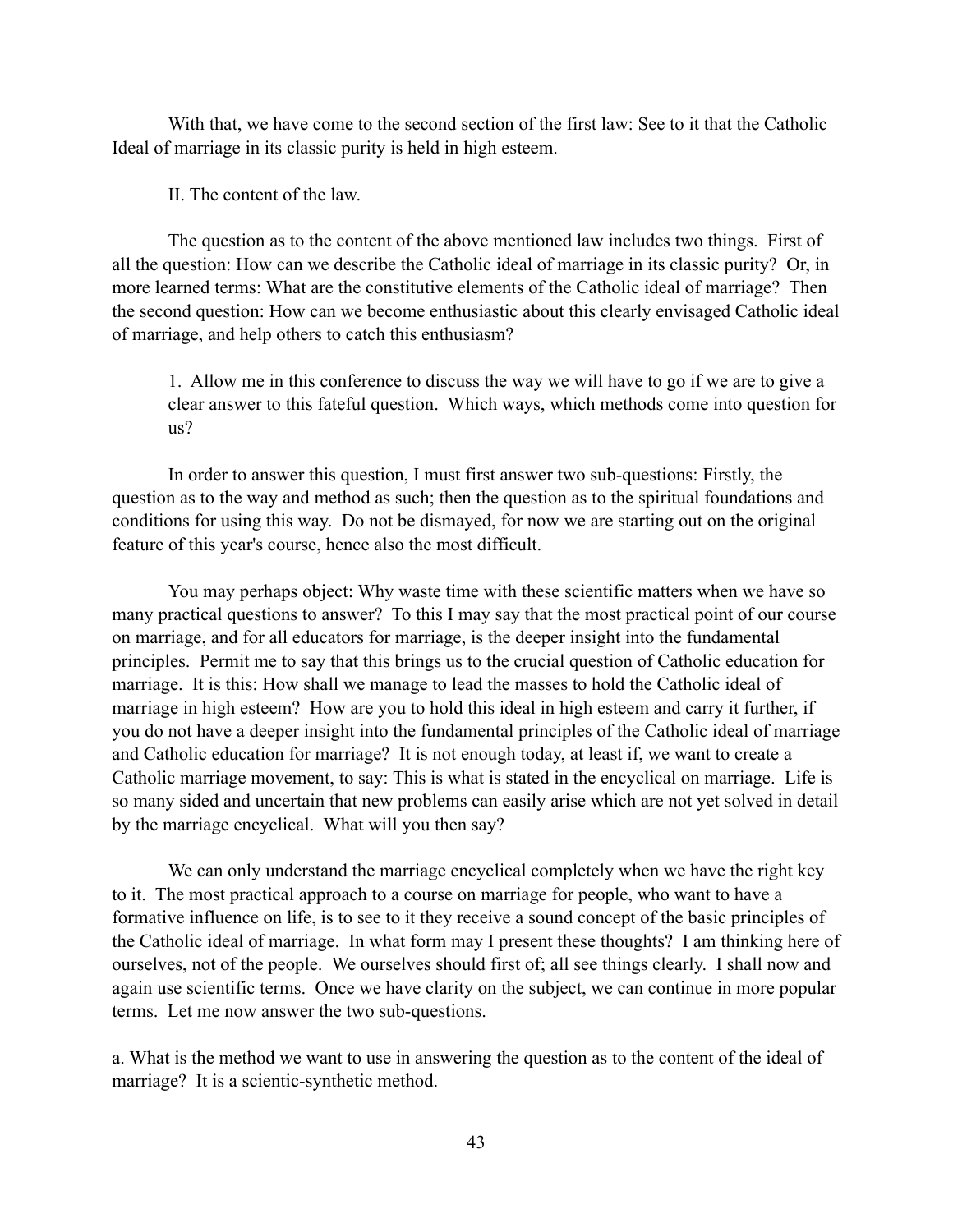With that, we have come to the second section of the first law: See to it that the Catholic Ideal of marriage in its classic purity is held in high esteem.

II. The content of the law.

The question as to the content of the above mentioned law includes two things. First of all the question: How can we describe the Catholic ideal of marriage in its classic purity? Or, in more learned terms: What are the constitutive elements of the Catholic ideal of marriage? Then the second question: How can we become enthusiastic about this clearly envisaged Catholic ideal of marriage, and help others to catch this enthusiasm?

> 1. Allow me in this conference to discuss the way we will have to go if we are to give a clear answer to this fateful question. Which ways, which methods come into question for us?

In order to answer this question, I must first answer two sub-questions: Firstly, the question as to the way and method as such; then the question as to the spiritual foundations and conditions for using this way. Do not be dismayed, for now we are starting out on the original feature of this year's course, hence also the most difficult.

You may perhaps object: Why waste time with these scientific matters when we have so many practical questions to answer? To this I may say that the most practical point of our course on marriage, and for all educators for marriage, is the deeper insight into the fundamental principles. Permit me to say that this brings us to the crucial question of Catholic education for marriage. It is this: How shall we manage to lead the masses to hold the Catholic ideal of marriage in high esteem? How are you to hold this ideal in high esteem and carry it further, if you do not have a deeper insight into the fundamental principles of the Catholic ideal of marriage and Catholic education for marriage? It is not enough today, at least if, we want to create a Catholic marriage movement, to say: This is what is stated in the encyclical on marriage. Life is so many sided and uncertain that new problems can easily arise which are not yet solved in detail by the marriage encyclical. What will you then say?

We can only understand the marriage encyclical completely when we have the right key to it. The most practical approach to a course on marriage for people, who want to have a formative influence on life, is to see to it they receive a sound concept of the basic principles of the Catholic ideal of marriage. In what form may I present these thoughts? I am thinking here of ourselves, not of the people. We ourselves should first of; all see things clearly. I shall now and again use scientific terms. Once we have clarity on the subject, we can continue in more popular terms. Let me now answer the two sub-questions.

a. What is the method we want to use in answering the question as to the content of the ideal of marriage? It is a scientic-synthetic method.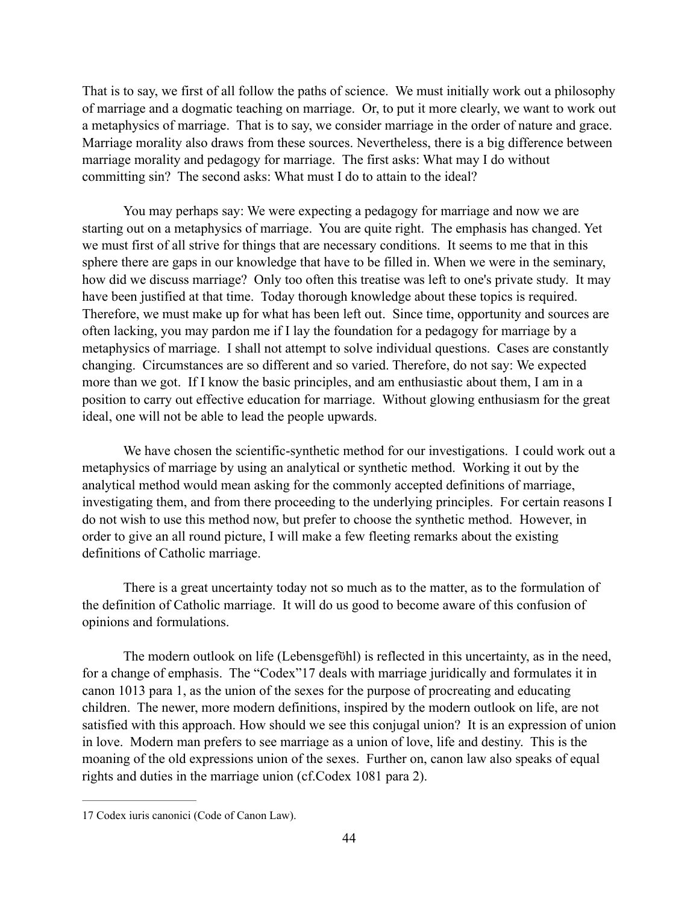That is to say, we first of all follow the paths of science. We must initially work out a philosophy of marriage and a dogmatic teaching on marriage. Or, to put it more clearly, we want to work out a metaphysics of marriage. That is to say, we consider marriage in the order of nature and grace. Marriage morality also draws from these sources. Nevertheless, there is a big difference between marriage morality and pedagogy for marriage. The first asks: What may I do without committing sin? The second asks: What must I do to attain to the ideal?

You may perhaps say: We were expecting a pedagogy for marriage and now we are starting out on a metaphysics of marriage. You are quite right. The emphasis has changed. Yet we must first of all strive for things that are necessary conditions. It seems to me that in this sphere there are gaps in our knowledge that have to be filled in. When we were in the seminary, how did we discuss marriage? Only too often this treatise was left to one's private study. It may have been justified at that time. Today thorough knowledge about these topics is required. Therefore, we must make up for what has been left out. Since time, opportunity and sources are often lacking, you may pardon me if I lay the foundation for a pedagogy for marriage by a metaphysics of marriage. I shall not attempt to solve individual questions. Cases are constantly changing. Circumstances are so different and so varied. Therefore, do not say: We expected more than we got. If I know the basic principles, and am enthusiastic about them, I am in a position to carry out effective education for marriage. Without glowing enthusiasm for the great ideal, one will not be able to lead the people upwards.

We have chosen the scientific-synthetic method for our investigations. I could work out a metaphysics of marriage by using an analytical or synthetic method. Working it out by the analytical method would mean asking for the commonly accepted definitions of marriage, investigating them, and from there proceeding to the underlying principles. For certain reasons I do not wish to use this method now, but prefer to choose the synthetic method. However, in order to give an all round picture, I will make a few fleeting remarks about the existing definitions of Catholic marriage.

There is a great uncertainty today not so much as to the matter, as to the formulation of the definition of Catholic marriage. It will do us good to become aware of this confusion of opinions and formulations.

The modern outlook on life (Lebensgefühl) is reflected in this uncertainty, as in the need, for a change of emphasis. The "Codex"[17] deals with marriage juridically and formulates it in canon 1013 para 1, as the union of the sexes for the purpose of procreating and educating children. The newer, more modern definitions, inspired by the modern outlook on life, are not satisfied with this approach. How should we see this conjugal union? It is an expression of union in love. Modern man prefers to see marriage as a union of love, life and destiny. This is the moaning of the old expressions union of the sexes. Further on, canon law also speaks of equal rights and duties in the marriage union (cf.Codex 1081 para 2).

---

17 Codex iuris canonici (Code of Canon Law).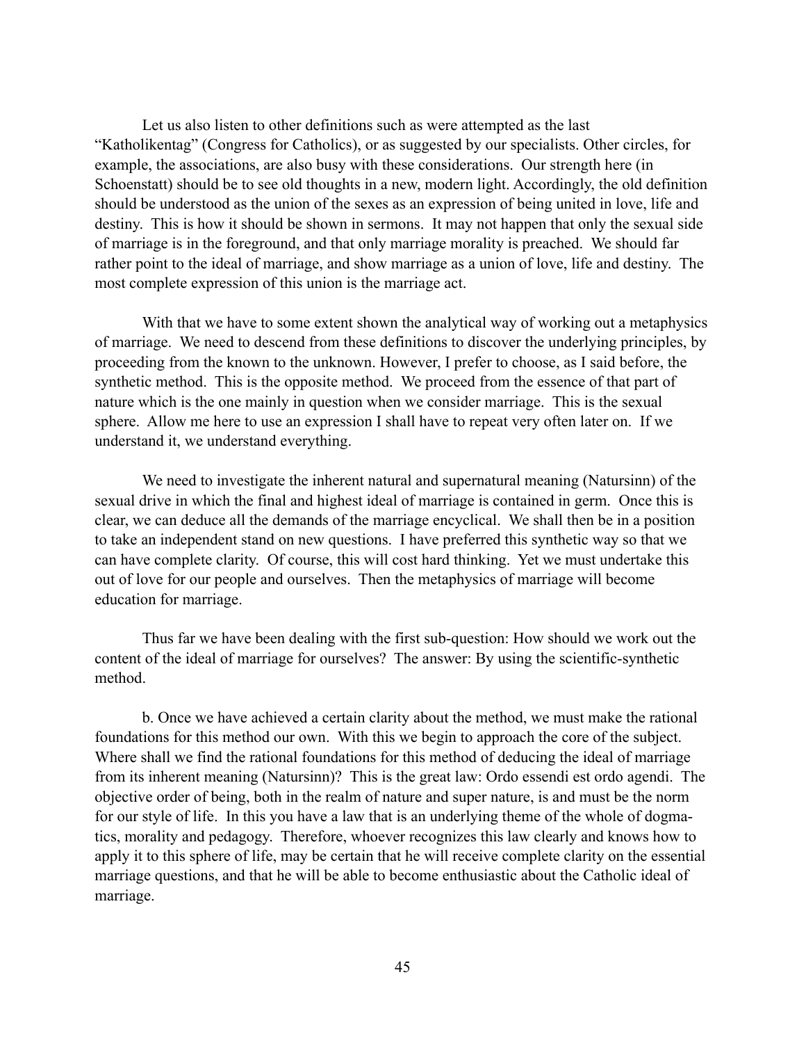Let us also listen to other definitions such as were attempted as the last "Katholikentag" (Congress for Catholics), or as suggested by our specialists. Other circles, for example, the associations, are also busy with these considerations. Our strength here (in Schoenstatt) should be to see old thoughts in a new, modern light. Accordingly, the old definition should be understood as the union of the sexes as an expression of being united in love, life and destiny. This is how it should be shown in sermons. It may not happen that only the sexual side of marriage is in the foreground, and that only marriage morality is preached. We should far rather point to the ideal of marriage, and show marriage as a union of love, life and destiny. The most complete expression of this union is the marriage act.

With that we have to some extent shown the analytical way of working out a metaphysics of marriage. We need to descend from these definitions to discover the underlying principles, by proceeding from the known to the unknown. However, I prefer to choose, as I said before, the synthetic method. This is the opposite method. We proceed from the essence of that part of nature which is the one mainly in question when we consider marriage. This is the sexual sphere. Allow me here to use an expression I shall have to repeat very often later on. If we understand it, we understand everything.

We need to investigate the inherent natural and supernatural meaning (Natursinn) of the sexual drive in which the final and highest ideal of marriage is contained in germ. Once this is clear, we can deduce all the demands of the marriage encyclical. We shall then be in a position to take an independent stand on new questions. I have preferred this synthetic way so that we can have complete clarity. Of course, this will cost hard thinking. Yet we must undertake this out of love for our people and ourselves. Then the metaphysics of marriage will become education for marriage.

Thus far we have been dealing with the first sub-question: How should we work out the content of the ideal of marriage for ourselves? The answer: By using the scientific-synthetic method.

b. Once we have achieved a certain clarity about the method, we must make the rational foundations for this method our own. With this we begin to approach the core of the subject. Where shall we find the rational foundations for this method of deducing the ideal of marriage from its inherent meaning (Natursinn)? This is the great law: Ordo essendi est ordo agendi. The objective order of being, both in the realm of nature and super nature, is and must be the norm for our style of life. In this you have a law that is an underlying theme of the whole of dogmatics, morality and pedagogy. Therefore, whoever recognizes this law clearly and knows how to apply it to this sphere of life, may be certain that he will receive complete clarity on the essential marriage questions, and that he will be able to become enthusiastic about the Catholic ideal of marriage.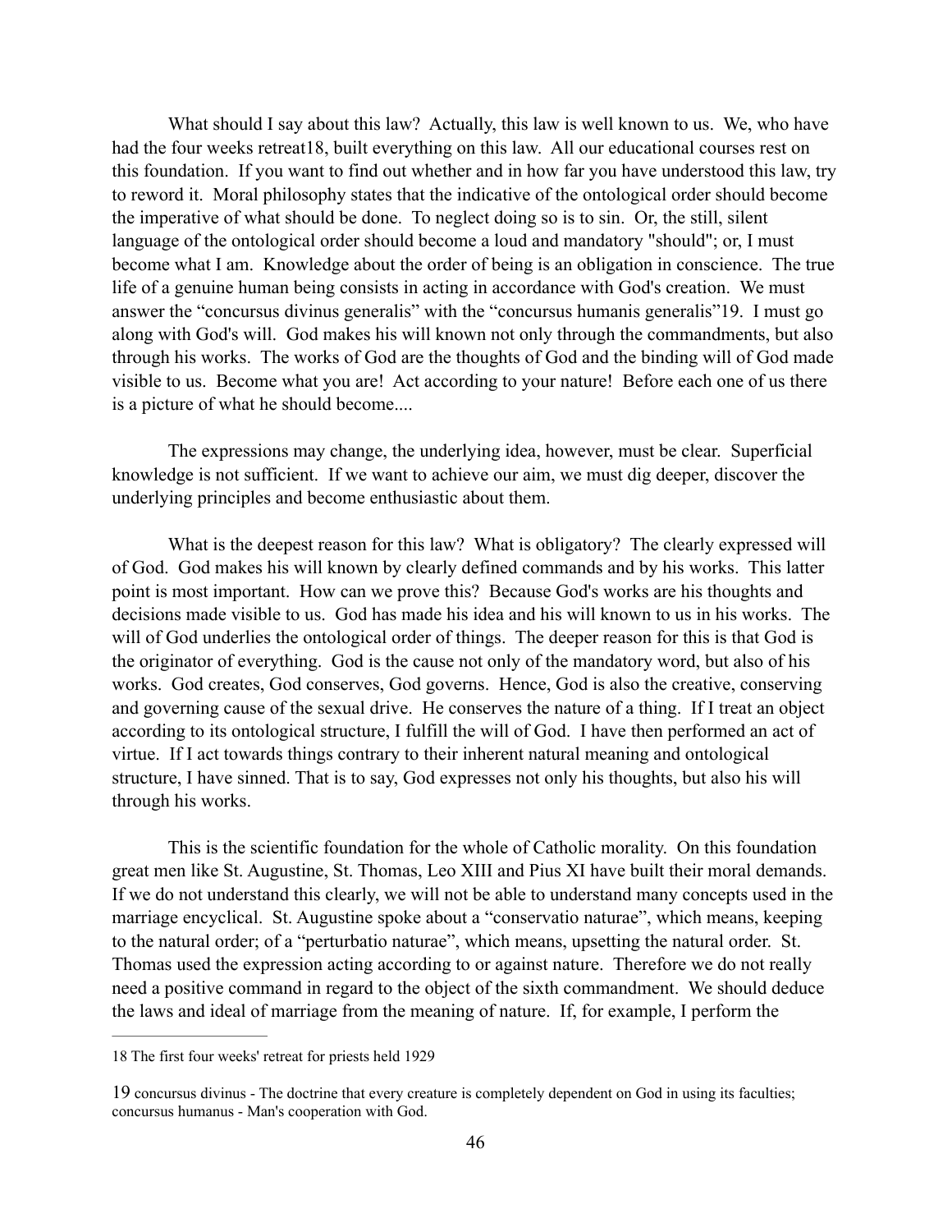What should I say about this law? Actually, this law is well known to us. We, who have had the four weeks retreat[18], built everything on this law. All our educational courses rest on this foundation. If you want to find out whether and in how far you have understood this law, try to reword it. Moral philosophy states that the indicative of the ontological order should become the imperative of what should be done. To neglect doing so is to sin. Or, the still, silent language of the ontological order should become a loud and mandatory "should"; or, I must become what I am. Knowledge about the order of being is an obligation in conscience. The true life of a genuine human being consists in acting in accordance with God's creation. We must answer the "concursus divinus generalis" with the "concursus humanis generalis"[19]. I must go along with God's will. God makes his will known not only through the commandments, but also through his works. The works of God are the thoughts of God and the binding will of God made visible to us. Become what you are! Act according to your nature! Before each one of us there is a picture of what he should become....

The expressions may change, the underlying idea, however, must be clear. Superficial knowledge is not sufficient. If we want to achieve our aim, we must dig deeper, discover the underlying principles and become enthusiastic about them.

What is the deepest reason for this law? What is obligatory? The clearly expressed will of God. God makes his will known by clearly defined commands and by his works. This latter point is most important. How can we prove this? Because God's works are his thoughts and decisions made visible to us. God has made his idea and his will known to us in his works. The will of God underlies the ontological order of things. The deeper reason for this is that God is the originator of everything. God is the cause not only of the mandatory word, but also of his works. God creates, God conserves, God governs. Hence, God is also the creative, conserving and governing cause of the sexual drive. He conserves the nature of a thing. If I treat an object according to its ontological structure, I fulfill the will of God. I have then performed an act of virtue. If I act towards things contrary to their inherent natural meaning and ontological structure, I have sinned. That is to say, God expresses not only his thoughts, but also his will through his works.

This is the scientific foundation for the whole of Catholic morality. On this foundation great men like St. Augustine, St. Thomas, Leo XIII and Pius XI have built their moral demands. If we do not understand this clearly, we will not be able to understand many concepts used in the marriage encyclical. St. Augustine spoke about a "conservatio naturae", which means, keeping to the natural order; of a "perturbatio naturae", which means, upsetting the natural order. St. Thomas used the expression acting according to or against nature. Therefore we do not really need a positive command in regard to the object of the sixth commandment. We should deduce the laws and ideal of marriage from the meaning of nature. If, for example, I perform the

---

18 The first four weeks' retreat for priests held 1929

19 concursus divinus - The doctrine that every creature is completely dependent on God in using its faculties; concursus humanus - Man's cooperation with God.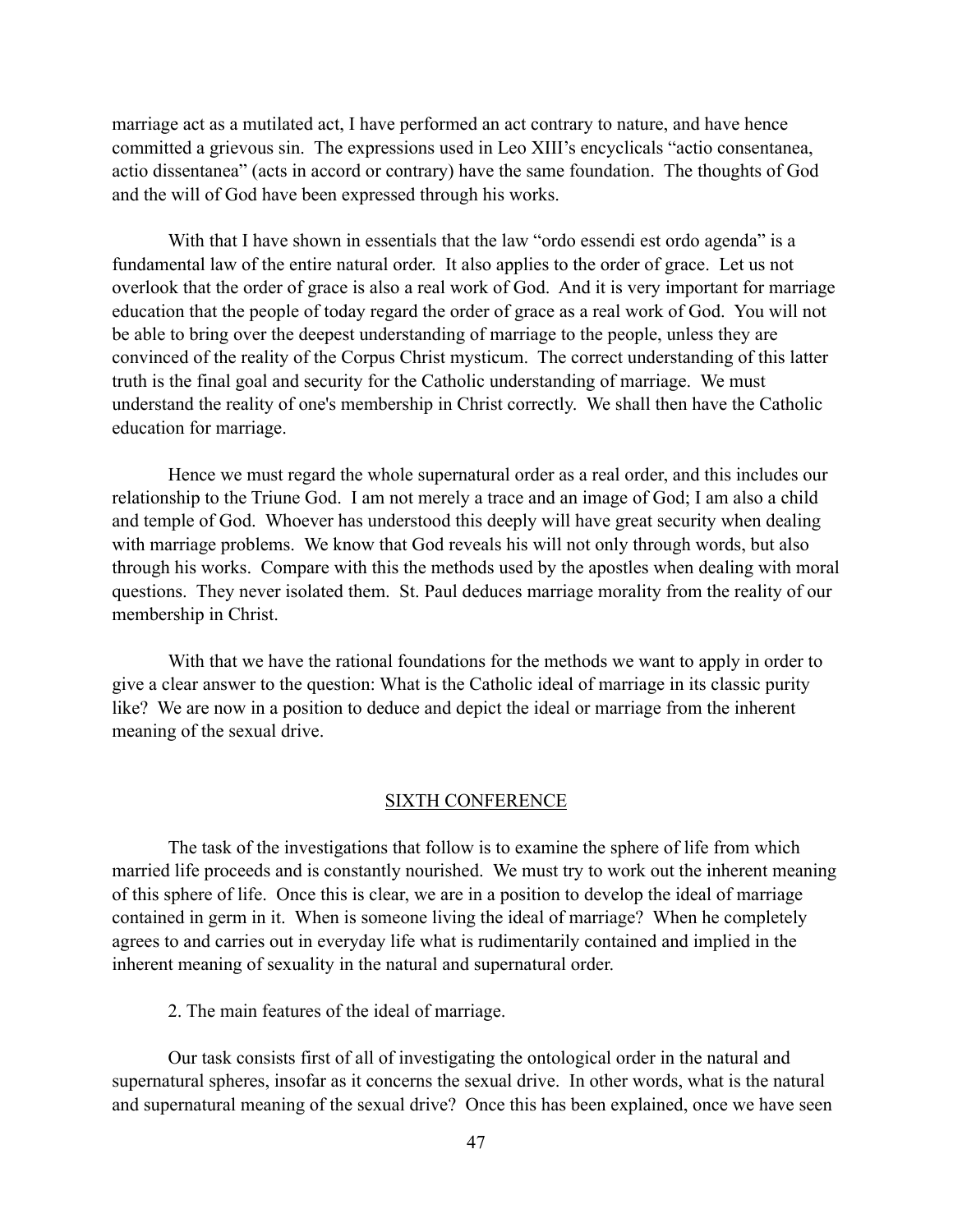marriage act as a mutilated act, I have performed an act contrary to nature, and have hence committed a grievous sin. The expressions used in Leo XIII's encyclicals "actio consentanea, actio dissentanea" (acts in accord or contrary) have the same foundation. The thoughts of God and the will of God have been expressed through his works.

With that I have shown in essentials that the law "ordo essendi est ordo agenda" is a fundamental law of the entire natural order. It also applies to the order of grace. Let us not overlook that the order of grace is also a real work of God. And it is very important for marriage education that the people of today regard the order of grace as a real work of God. You will not be able to bring over the deepest understanding of marriage to the people, unless they are convinced of the reality of the Corpus Christ mysticum. The correct understanding of this latter truth is the final goal and security for the Catholic understanding of marriage. We must understand the reality of one's membership in Christ correctly. We shall then have the Catholic education for marriage.

Hence we must regard the whole supernatural order as a real order, and this includes our relationship to the Triune God. I am not merely a trace and an image of God; I am also a child and temple of God. Whoever has understood this deeply will have great security when dealing with marriage problems. We know that God reveals his will not only through words, but also through his works. Compare with this the methods used by the apostles when dealing with moral questions. They never isolated them. St. Paul deduces marriage morality from the reality of our membership in Christ.

With that we have the rational foundations for the methods we want to apply in order to give a clear answer to the question: What is the Catholic ideal of marriage in its classic purity like? We are now in a position to deduce and depict the ideal or marriage from the inherent meaning of the sexual drive.

## SIXTH CONFERENCE

The task of the investigations that follow is to examine the sphere of life from which married life proceeds and is constantly nourished. We must try to work out the inherent meaning of this sphere of life. Once this is clear, we are in a position to develop the ideal of marriage contained in germ in it. When is someone living the ideal of marriage? When he completely agrees to and carries out in everyday life what is rudimentarily contained and implied in the inherent meaning of sexuality in the natural and supernatural order.

2. The main features of the ideal of marriage.

Our task consists first of all of investigating the ontological order in the natural and supernatural spheres, insofar as it concerns the sexual drive. In other words, what is the natural and supernatural meaning of the sexual drive? Once this has been explained, once we have seen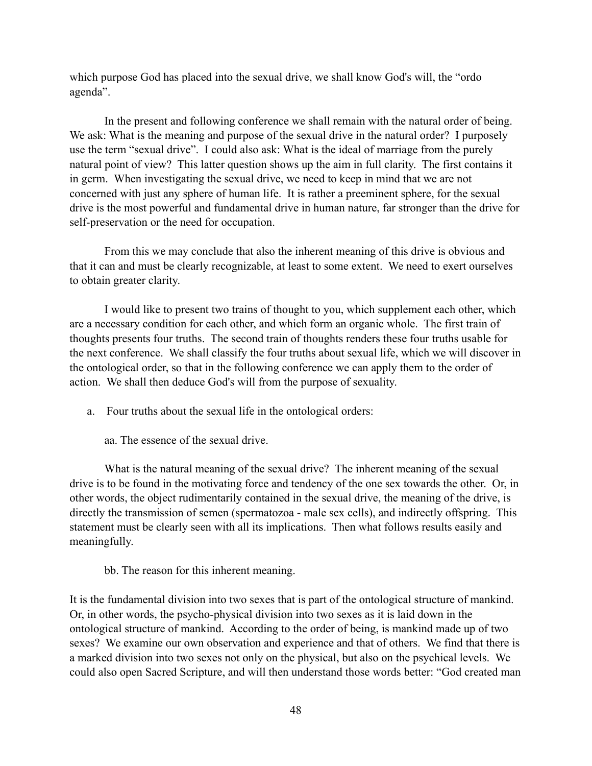which purpose God has placed into the sexual drive, we shall know God's will, the "ordo agenda".

In the present and following conference we shall remain with the natural order of being. We ask: What is the meaning and purpose of the sexual drive in the natural order? I purposely use the term "sexual drive". I could also ask: What is the ideal of marriage from the purely natural point of view? This latter question shows up the aim in full clarity. The first contains it in germ. When investigating the sexual drive, we need to keep in mind that we are not concerned with just any sphere of human life. It is rather a preeminent sphere, for the sexual drive is the most powerful and fundamental drive in human nature, far stronger than the drive for self-preservation or the need for occupation.

From this we may conclude that also the inherent meaning of this drive is obvious and that it can and must be clearly recognizable, at least to some extent. We need to exert ourselves to obtain greater clarity.

I would like to present two trains of thought to you, which supplement each other, which are a necessary condition for each other, and which form an organic whole. The first train of thoughts presents four truths. The second train of thoughts renders these four truths usable for the next conference. We shall classify the four truths about sexual life, which we will discover in the ontological order, so that in the following conference we can apply them to the order of action. We shall then deduce God's will from the purpose of sexuality.

a. Four truths about the sexual life in the ontological orders:

aa. The essence of the sexual drive.

What is the natural meaning of the sexual drive? The inherent meaning of the sexual drive is to be found in the motivating force and tendency of the one sex towards the other. Or, in other words, the object rudimentarily contained in the sexual drive, the meaning of the drive, is directly the transmission of semen (spermatozoa - male sex cells), and indirectly offspring. This statement must be clearly seen with all its implications. Then what follows results easily and meaningfully.

bb. The reason for this inherent meaning.

It is the fundamental division into two sexes that is part of the ontological structure of mankind. Or, in other words, the psycho-physical division into two sexes as it is laid down in the ontological structure of mankind. According to the order of being, is mankind made up of two sexes? We examine our own observation and experience and that of others. We find that there is a marked division into two sexes not only on the physical, but also on the psychical levels. We could also open Sacred Scripture, and will then understand those words better: "God created man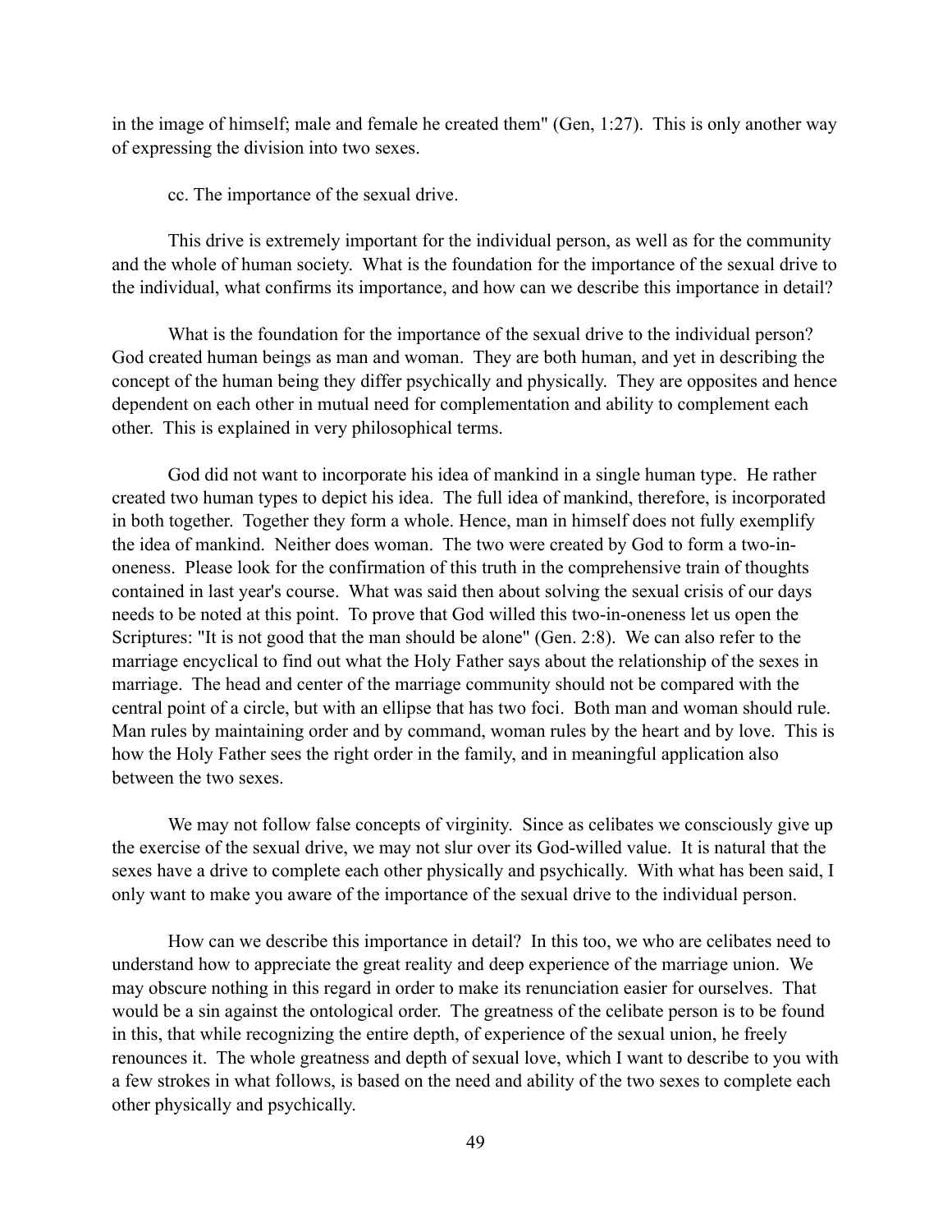in the image of himself; male and female he created them" (Gen, 1:27). This is only another way of expressing the division into two sexes.

cc. The importance of the sexual drive.

This drive is extremely important for the individual person, as well as for the community and the whole of human society. What is the foundation for the importance of the sexual drive to the individual, what confirms its importance, and how can we describe this importance in detail?

What is the foundation for the importance of the sexual drive to the individual person? God created human beings as man and woman. They are both human, and yet in describing the concept of the human being they differ psychically and physically. They are opposites and hence dependent on each other in mutual need for complementation and ability to complement each other. This is explained in very philosophical terms.

God did not want to incorporate his idea of mankind in a single human type. He rather created two human types to depict his idea. The full idea of mankind, therefore, is incorporated in both together. Together they form a whole. Hence, man in himself does not fully exemplify the idea of mankind. Neither does woman. The two were created by God to form a two-in-oneness. Please look for the confirmation of this truth in the comprehensive train of thoughts contained in last year's course. What was said then about solving the sexual crisis of our days needs to be noted at this point. To prove that God willed this two-in-oneness let us open the Scriptures: "It is not good that the man should be alone" (Gen. 2:8). We can also refer to the marriage encyclical to find out what the Holy Father says about the relationship of the sexes in marriage. The head and center of the marriage community should not be compared with the central point of a circle, but with an ellipse that has two foci. Both man and woman should rule. Man rules by maintaining order and by command, woman rules by the heart and by love. This is how the Holy Father sees the right order in the family, and in meaningful application also between the two sexes.

We may not follow false concepts of virginity. Since as celibates we consciously give up the exercise of the sexual drive, we may not slur over its God-willed value. It is natural that the sexes have a drive to complete each other physically and psychically. With what has been said, I only want to make you aware of the importance of the sexual drive to the individual person.

How can we describe this importance in detail? In this too, we who are celibates need to understand how to appreciate the great reality and deep experience of the marriage union. We may obscure nothing in this regard in order to make its renunciation easier for ourselves. That would be a sin against the ontological order. The greatness of the celibate person is to be found in this, that while recognizing the entire depth, of experience of the sexual union, he freely renounces it. The whole greatness and depth of sexual love, which I want to describe to you with a few strokes in what follows, is based on the need and ability of the two sexes to complete each other physically and psychically.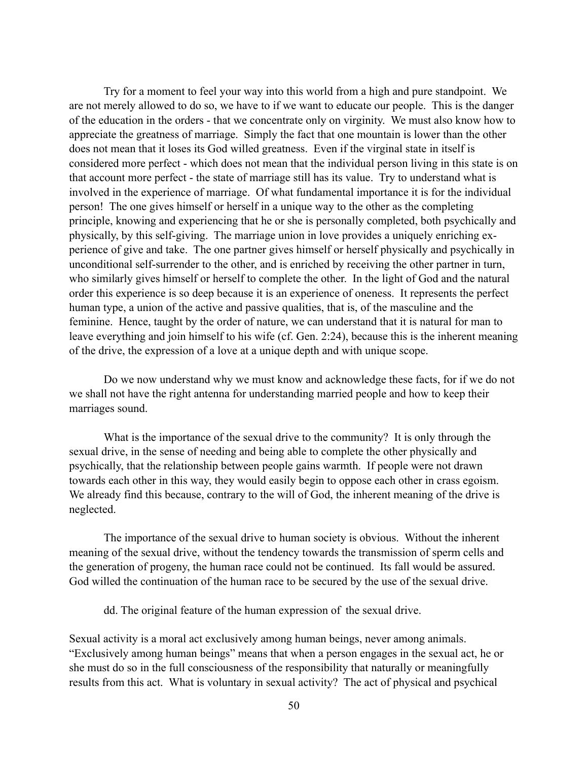Try for a moment to feel your way into this world from a high and pure standpoint. We are not merely allowed to do so, we have to if we want to educate our people. This is the danger of the education in the orders - that we concentrate only on virginity. We must also know how to appreciate the greatness of marriage. Simply the fact that one mountain is lower than the other does not mean that it loses its God willed greatness. Even if the virginal state in itself is considered more perfect - which does not mean that the individual person living in this state is on that account more perfect - the state of marriage still has its value. Try to understand what is involved in the experience of marriage. Of what fundamental importance it is for the individual person! The one gives himself or herself in a unique way to the other as the completing principle, knowing and experiencing that he or she is personally completed, both psychically and physically, by this self-giving. The marriage union in love provides a uniquely enriching experience of give and take. The one partner gives himself or herself physically and psychically in unconditional self-surrender to the other, and is enriched by receiving the other partner in turn, who similarly gives himself or herself to complete the other. In the light of God and the natural order this experience is so deep because it is an experience of oneness. It represents the perfect human type, a union of the active and passive qualities, that is, of the masculine and the feminine. Hence, taught by the order of nature, we can understand that it is natural for man to leave everything and join himself to his wife (cf. Gen. 2:24), because this is the inherent meaning of the drive, the expression of a love at a unique depth and with unique scope.

Do we now understand why we must know and acknowledge these facts, for if we do not we shall not have the right antenna for understanding married people and how to keep their marriages sound.

What is the importance of the sexual drive to the community? It is only through the sexual drive, in the sense of needing and being able to complete the other physically and psychically, that the relationship between people gains warmth. If people were not drawn towards each other in this way, they would easily begin to oppose each other in crass egoism. We already find this because, contrary to the will of God, the inherent meaning of the drive is neglected.

The importance of the sexual drive to human society is obvious. Without the inherent meaning of the sexual drive, without the tendency towards the transmission of sperm cells and the generation of progeny, the human race could not be continued. Its fall would be assured. God willed the continuation of the human race to be secured by the use of the sexual drive.

dd. The original feature of the human expression of the sexual drive.

Sexual activity is a moral act exclusively among human beings, never among animals. "Exclusively among human beings" means that when a person engages in the sexual act, he or she must do so in the full consciousness of the responsibility that naturally or meaningfully results from this act. What is voluntary in sexual activity? The act of physical and psychical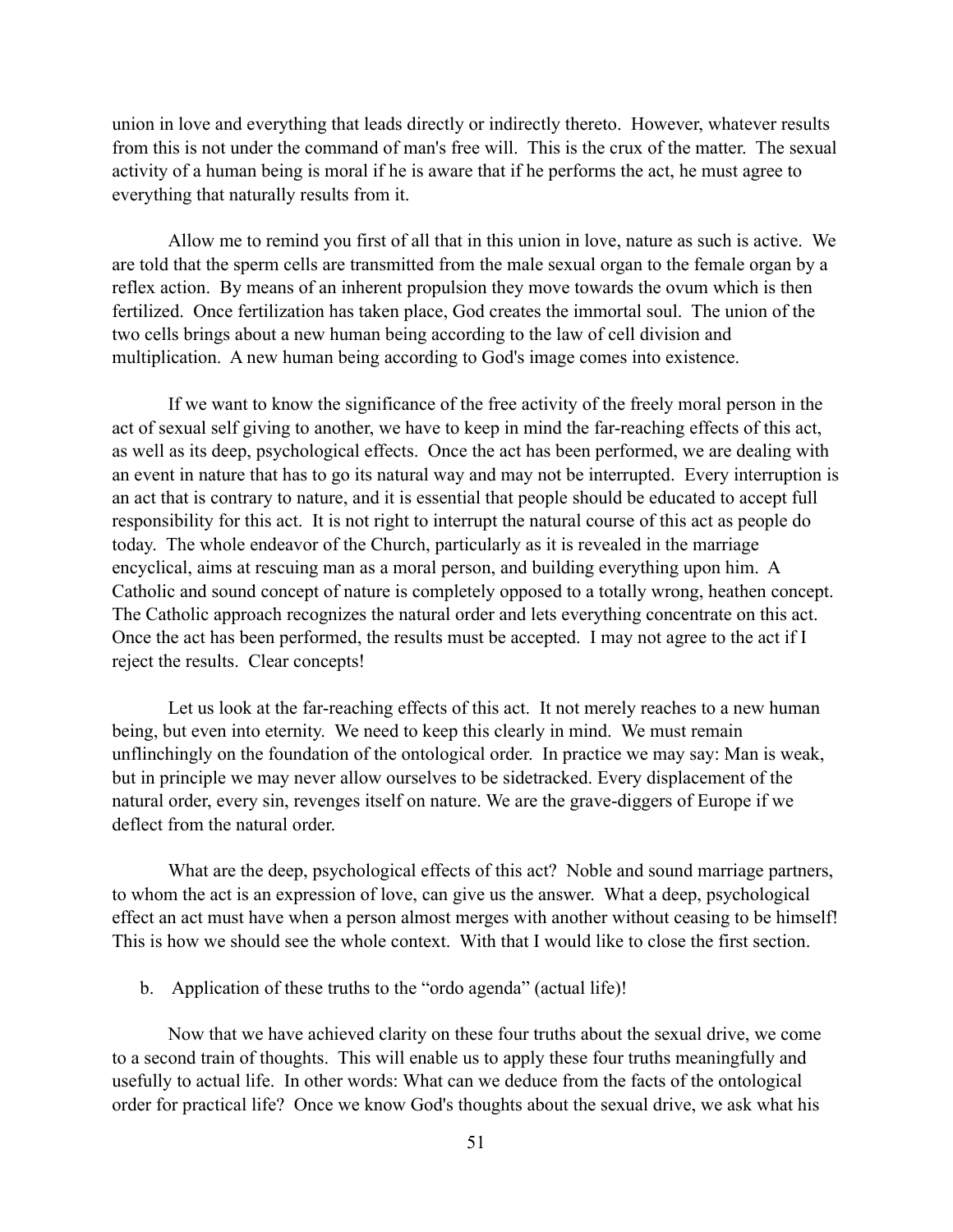union in love and everything that leads directly or indirectly thereto. However, whatever results from this is not under the command of man's free will. This is the crux of the matter. The sexual activity of a human being is moral if he is aware that if he performs the act, he must agree to everything that naturally results from it.

Allow me to remind you first of all that in this union in love, nature as such is active. We are told that the sperm cells are transmitted from the male sexual organ to the female organ by a reflex action. By means of an inherent propulsion they move towards the ovum which is then fertilized. Once fertilization has taken place, God creates the immortal soul. The union of the two cells brings about a new human being according to the law of cell division and multiplication. A new human being according to God's image comes into existence.

If we want to know the significance of the free activity of the freely moral person in the act of sexual self giving to another, we have to keep in mind the far-reaching effects of this act, as well as its deep, psychological effects. Once the act has been performed, we are dealing with an event in nature that has to go its natural way and may not be interrupted. Every interruption is an act that is contrary to nature, and it is essential that people should be educated to accept full responsibility for this act. It is not right to interrupt the natural course of this act as people do today. The whole endeavor of the Church, particularly as it is revealed in the marriage encyclical, aims at rescuing man as a moral person, and building everything upon him. A Catholic and sound concept of nature is completely opposed to a totally wrong, heathen concept. The Catholic approach recognizes the natural order and lets everything concentrate on this act. Once the act has been performed, the results must be accepted. I may not agree to the act if I reject the results. Clear concepts!

Let us look at the far-reaching effects of this act. It not merely reaches to a new human being, but even into eternity. We need to keep this clearly in mind. We must remain unflinchingly on the foundation of the ontological order. In practice we may say: Man is weak, but in principle we may never allow ourselves to be sidetracked. Every displacement of the natural order, every sin, revenges itself on nature. We are the grave-diggers of Europe if we deflect from the natural order.

What are the deep, psychological effects of this act? Noble and sound marriage partners, to whom the act is an expression of love, can give us the answer. What a deep, psychological effect an act must have when a person almost merges with another without ceasing to be himself! This is how we should see the whole context. With that I would like to close the first section.

b. Application of these truths to the "ordo agenda" (actual life)!

Now that we have achieved clarity on these four truths about the sexual drive, we come to a second train of thoughts. This will enable us to apply these four truths meaningfully and usefully to actual life. In other words: What can we deduce from the facts of the ontological order for practical life? Once we know God's thoughts about the sexual drive, we ask what his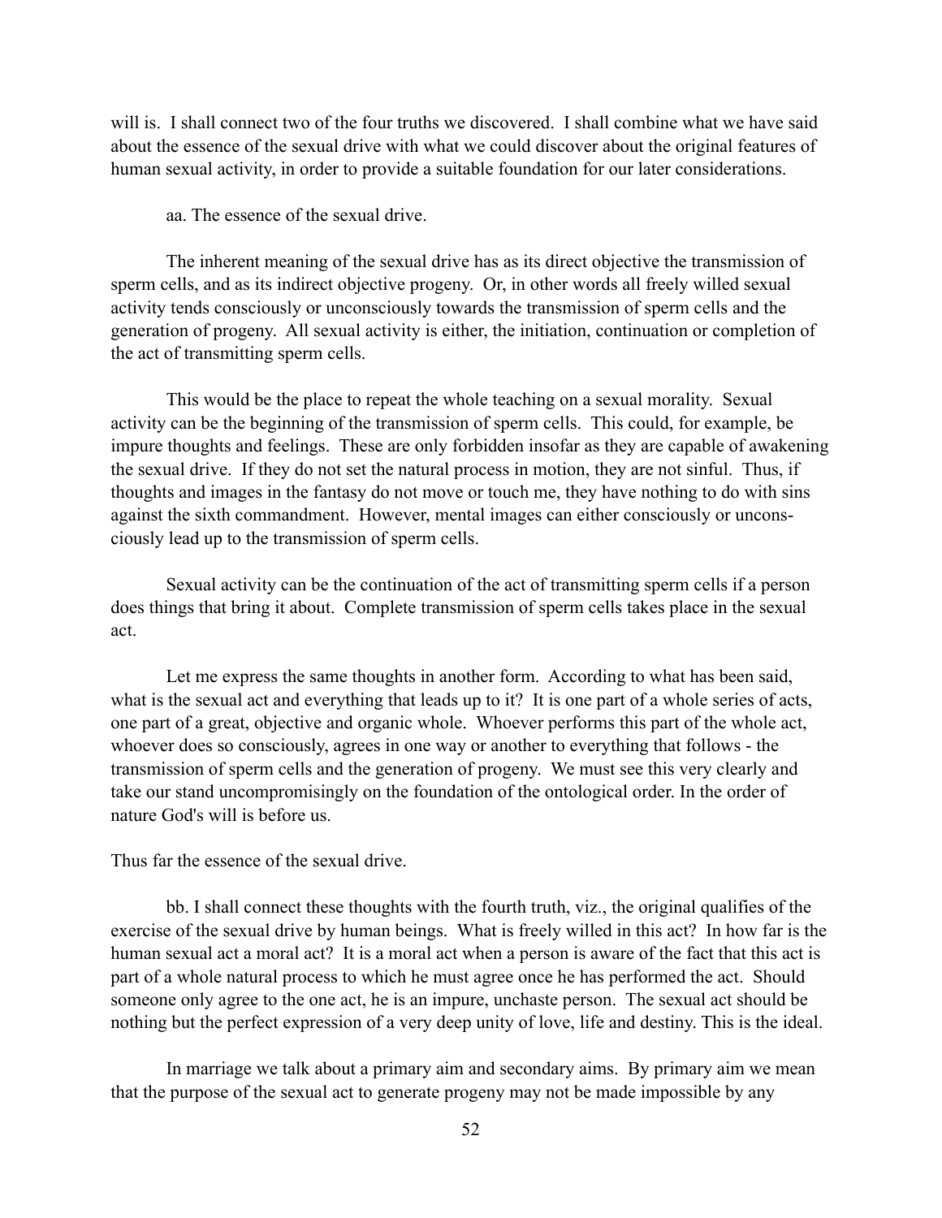will is. I shall connect two of the four truths we discovered. I shall combine what we have said about the essence of the sexual drive with what we could discover about the original features of human sexual activity, in order to provide a suitable foundation for our later considerations.

aa. The essence of the sexual drive.

The inherent meaning of the sexual drive has as its direct objective the transmission of sperm cells, and as its indirect objective progeny. Or, in other words all freely willed sexual activity tends consciously or unconsciously towards the transmission of sperm cells and the generation of progeny. All sexual activity is either, the initiation, continuation or completion of the act of transmitting sperm cells.

This would be the place to repeat the whole teaching on a sexual morality. Sexual activity can be the beginning of the transmission of sperm cells. This could, for example, be impure thoughts and feelings. These are only forbidden insofar as they are capable of awakening the sexual drive. If they do not set the natural process in motion, they are not sinful. Thus, if thoughts and images in the fantasy do not move or touch me, they have nothing to do with sins against the sixth commandment. However, mental images can either consciously or unconsciously lead up to the transmission of sperm cells.

Sexual activity can be the continuation of the act of transmitting sperm cells if a person does things that bring it about. Complete transmission of sperm cells takes place in the sexual act.

Let me express the same thoughts in another form. According to what has been said, what is the sexual act and everything that leads up to it? It is one part of a whole series of acts, one part of a great, objective and organic whole. Whoever performs this part of the whole act, whoever does so consciously, agrees in one way or another to everything that follows - the transmission of sperm cells and the generation of progeny. We must see this very clearly and take our stand uncompromisingly on the foundation of the ontological order. In the order of nature God's will is before us.

Thus far the essence of the sexual drive.

bb. I shall connect these thoughts with the fourth truth, viz., the original qualifies of the exercise of the sexual drive by human beings. What is freely willed in this act? In how far is the human sexual act a moral act? It is a moral act when a person is aware of the fact that this act is part of a whole natural process to which he must agree once he has performed the act. Should someone only agree to the one act, he is an impure, unchaste person. The sexual act should be nothing but the perfect expression of a very deep unity of love, life and destiny. This is the ideal.

In marriage we talk about a primary aim and secondary aims. By primary aim we mean that the purpose of the sexual act to generate progeny may not be made impossible by any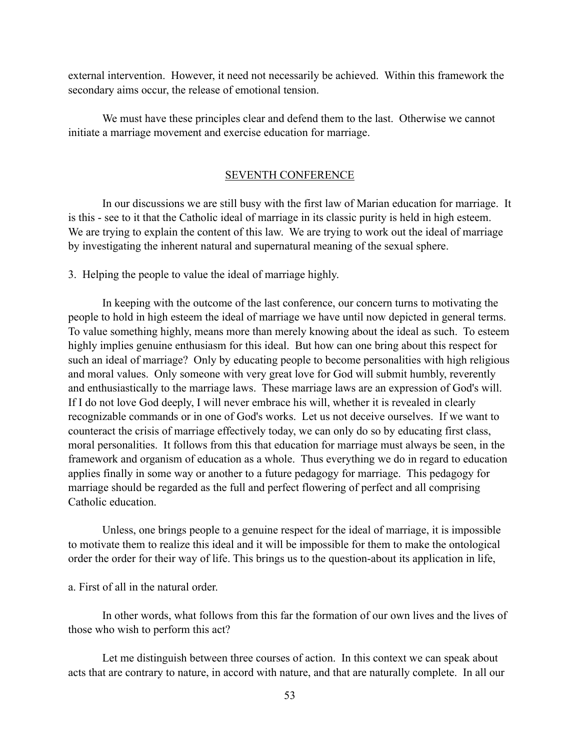external intervention. However, it need not necessarily be achieved. Within this framework the secondary aims occur, the release of emotional tension.

We must have these principles clear and defend them to the last. Otherwise we cannot initiate a marriage movement and exercise education for marriage.

## SEVENTH CONFERENCE

In our discussions we are still busy with the first law of Marian education for marriage. It is this - see to it that the Catholic ideal of marriage in its classic purity is held in high esteem. We are trying to explain the content of this law. We are trying to work out the ideal of marriage by investigating the inherent natural and supernatural meaning of the sexual sphere.

3. Helping the people to value the ideal of marriage highly.

In keeping with the outcome of the last conference, our concern turns to motivating the people to hold in high esteem the ideal of marriage we have until now depicted in general terms. To value something highly, means more than merely knowing about the ideal as such. To esteem highly implies genuine enthusiasm for this ideal. But how can one bring about this respect for such an ideal of marriage? Only by educating people to become personalities with high religious and moral values. Only someone with very great love for God will submit humbly, reverently and enthusiastically to the marriage laws. These marriage laws are an expression of God's will. If I do not love God deeply, I will never embrace his will, whether it is revealed in clearly recognizable commands or in one of God's works. Let us not deceive ourselves. If we want to counteract the crisis of marriage effectively today, we can only do so by educating first class, moral personalities. It follows from this that education for marriage must always be seen, in the framework and organism of education as a whole. Thus everything we do in regard to education applies finally in some way or another to a future pedagogy for marriage. This pedagogy for marriage should be regarded as the full and perfect flowering of perfect and all comprising Catholic education.

Unless, one brings people to a genuine respect for the ideal of marriage, it is impossible to motivate them to realize this ideal and it will be impossible for them to make the ontological order the order for their way of life. This brings us to the question-about its application in life,

a. First of all in the natural order.

In other words, what follows from this far the formation of our own lives and the lives of those who wish to perform this act?

Let me distinguish between three courses of action. In this context we can speak about acts that are contrary to nature, in accord with nature, and that are naturally complete. In all our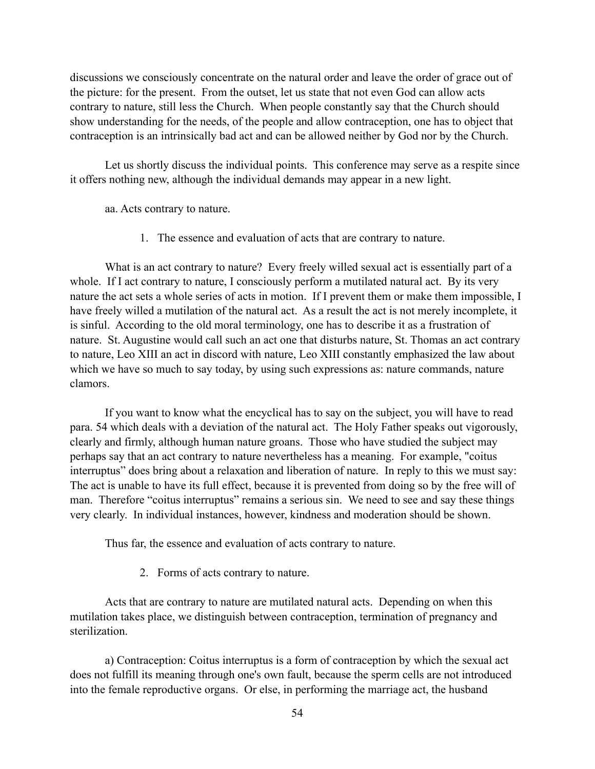discussions we consciously concentrate on the natural order and leave the order of grace out of the picture: for the present. From the outset, let us state that not even God can allow acts contrary to nature, still less the Church. When people constantly say that the Church should show understanding for the needs, of the people and allow contraception, one has to object that contraception is an intrinsically bad act and can be allowed neither by God nor by the Church.

Let us shortly discuss the individual points. This conference may serve as a respite since it offers nothing new, although the individual demands may appear in a new light.

aa. Acts contrary to nature.

1. The essence and evaluation of acts that are contrary to nature.

What is an act contrary to nature? Every freely willed sexual act is essentially part of a whole. If I act contrary to nature, I consciously perform a mutilated natural act. By its very nature the act sets a whole series of acts in motion. If I prevent them or make them impossible, I have freely willed a mutilation of the natural act. As a result the act is not merely incomplete, it is sinful. According to the old moral terminology, one has to describe it as a frustration of nature. St. Augustine would call such an act one that disturbs nature, St. Thomas an act contrary to nature, Leo XIII an act in discord with nature, Leo XIII constantly emphasized the law about which we have so much to say today, by using such expressions as: nature commands, nature clamors.

If you want to know what the encyclical has to say on the subject, you will have to read para. 54 which deals with a deviation of the natural act. The Holy Father speaks out vigorously, clearly and firmly, although human nature groans. Those who have studied the subject may perhaps say that an act contrary to nature nevertheless has a meaning. For example, "coitus interruptus" does bring about a relaxation and liberation of nature. In reply to this we must say: The act is unable to have its full effect, because it is prevented from doing so by the free will of man. Therefore "coitus interruptus" remains a serious sin. We need to see and say these things very clearly. In individual instances, however, kindness and moderation should be shown.

Thus far, the essence and evaluation of acts contrary to nature.

2. Forms of acts contrary to nature.

Acts that are contrary to nature are mutilated natural acts. Depending on when this mutilation takes place, we distinguish between contraception, termination of pregnancy and sterilization.

a) Contraception: Coitus interruptus is a form of contraception by which the sexual act does not fulfill its meaning through one's own fault, because the sperm cells are not introduced into the female reproductive organs. Or else, in performing the marriage act, the husband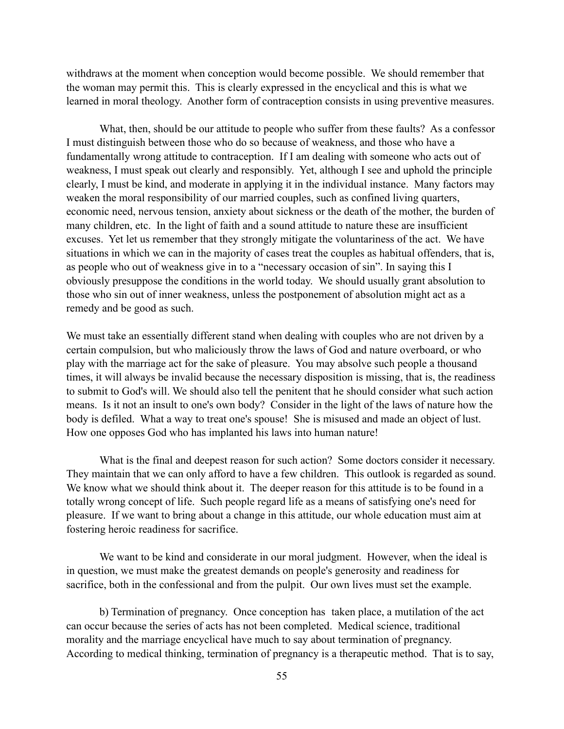withdraws at the moment when conception would become possible. We should remember that the woman may permit this. This is clearly expressed in the encyclical and this is what we learned in moral theology. Another form of contraception consists in using preventive measures.

What, then, should be our attitude to people who suffer from these faults? As a confessor I must distinguish between those who do so because of weakness, and those who have a fundamentally wrong attitude to contraception. If I am dealing with someone who acts out of weakness, I must speak out clearly and responsibly. Yet, although I see and uphold the principle clearly, I must be kind, and moderate in applying it in the individual instance. Many factors may weaken the moral responsibility of our married couples, such as confined living quarters, economic need, nervous tension, anxiety about sickness or the death of the mother, the burden of many children, etc. In the light of faith and a sound attitude to nature these are insufficient excuses. Yet let us remember that they strongly mitigate the voluntariness of the act. We have situations in which we can in the majority of cases treat the couples as habitual offenders, that is, as people who out of weakness give in to a "necessary occasion of sin". In saying this I obviously presuppose the conditions in the world today. We should usually grant absolution to those who sin out of inner weakness, unless the postponement of absolution might act as a remedy and be good as such.

We must take an essentially different stand when dealing with couples who are not driven by a certain compulsion, but who maliciously throw the laws of God and nature overboard, or who play with the marriage act for the sake of pleasure. You may absolve such people a thousand times, it will always be invalid because the necessary disposition is missing, that is, the readiness to submit to God's will. We should also tell the penitent that he should consider what such action means. Is it not an insult to one's own body? Consider in the light of the laws of nature how the body is defiled. What a way to treat one's spouse! She is misused and made an object of lust. How one opposes God who has implanted his laws into human nature!

What is the final and deepest reason for such action? Some doctors consider it necessary. They maintain that we can only afford to have a few children. This outlook is regarded as sound. We know what we should think about it. The deeper reason for this attitude is to be found in a totally wrong concept of life. Such people regard life as a means of satisfying one's need for pleasure. If we want to bring about a change in this attitude, our whole education must aim at fostering heroic readiness for sacrifice.

We want to be kind and considerate in our moral judgment. However, when the ideal is in question, we must make the greatest demands on people's generosity and readiness for sacrifice, both in the confessional and from the pulpit. Our own lives must set the example.

b) Termination of pregnancy. Once conception has taken place, a mutilation of the act can occur because the series of acts has not been completed. Medical science, traditional morality and the marriage encyclical have much to say about termination of pregnancy. According to medical thinking, termination of pregnancy is a therapeutic method. That is to say,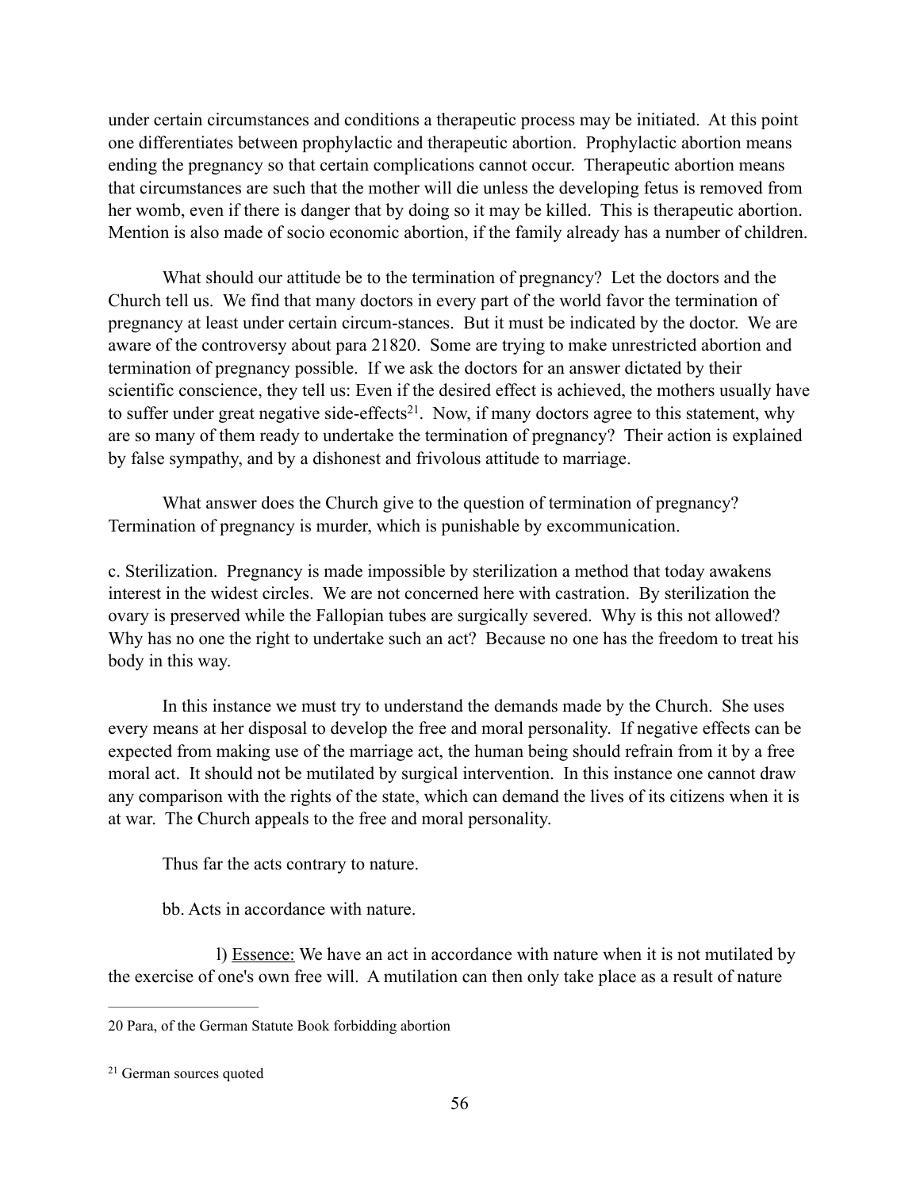under certain circumstances and conditions a therapeutic process may be initiated. At this point one differentiates between prophylactic and therapeutic abortion. Prophylactic abortion means ending the pregnancy so that certain complications cannot occur. Therapeutic abortion means that circumstances are such that the mother will die unless the developing fetus is removed from her womb, even if there is danger that by doing so it may be killed. This is therapeutic abortion. Mention is also made of socio economic abortion, if the family already has a number of children.

What should our attitude be to the termination of pregnancy? Let the doctors and the Church tell us. We find that many doctors in every part of the world favor the termination of pregnancy at least under certain circum-stances. But it must be indicated by the doctor. We are aware of the controversy about para 218[20]. Some are trying to make unrestricted abortion and termination of pregnancy possible. If we ask the doctors for an answer dictated by their scientific conscience, they tell us: Even if the desired effect is achieved, the mothers usually have to suffer under great negative side-effects[21]. Now, if many doctors agree to this statement, why are so many of them ready to undertake the termination of pregnancy? Their action is explained by false sympathy, and by a dishonest and frivolous attitude to marriage.

What answer does the Church give to the question of termination of pregnancy? Termination of pregnancy is murder, which is punishable by excommunication.

c. Sterilization. Pregnancy is made impossible by sterilization a method that today awakens interest in the widest circles. We are not concerned here with castration. By sterilization the ovary is preserved while the Fallopian tubes are surgically severed. Why is this not allowed? Why has no one the right to undertake such an act? Because no one has the freedom to treat his body in this way.

In this instance we must try to understand the demands made by the Church. She uses every means at her disposal to develop the free and moral personality. If negative effects can be expected from making use of the marriage act, the human being should refrain from it by a free moral act. It should not be mutilated by surgical intervention. In this instance one cannot draw any comparison with the rights of the state, which can demand the lives of its citizens when it is at war. The Church appeals to the free and moral personality.

Thus far the acts contrary to nature.

bb. Acts in accordance with nature.

l) Essence: We have an act in accordance with nature when it is not mutilated by the exercise of one's own free will. A mutilation can then only take place as a result of nature

---

20 Para, of the German Statute Book forbidding abortion

21 German sources quoted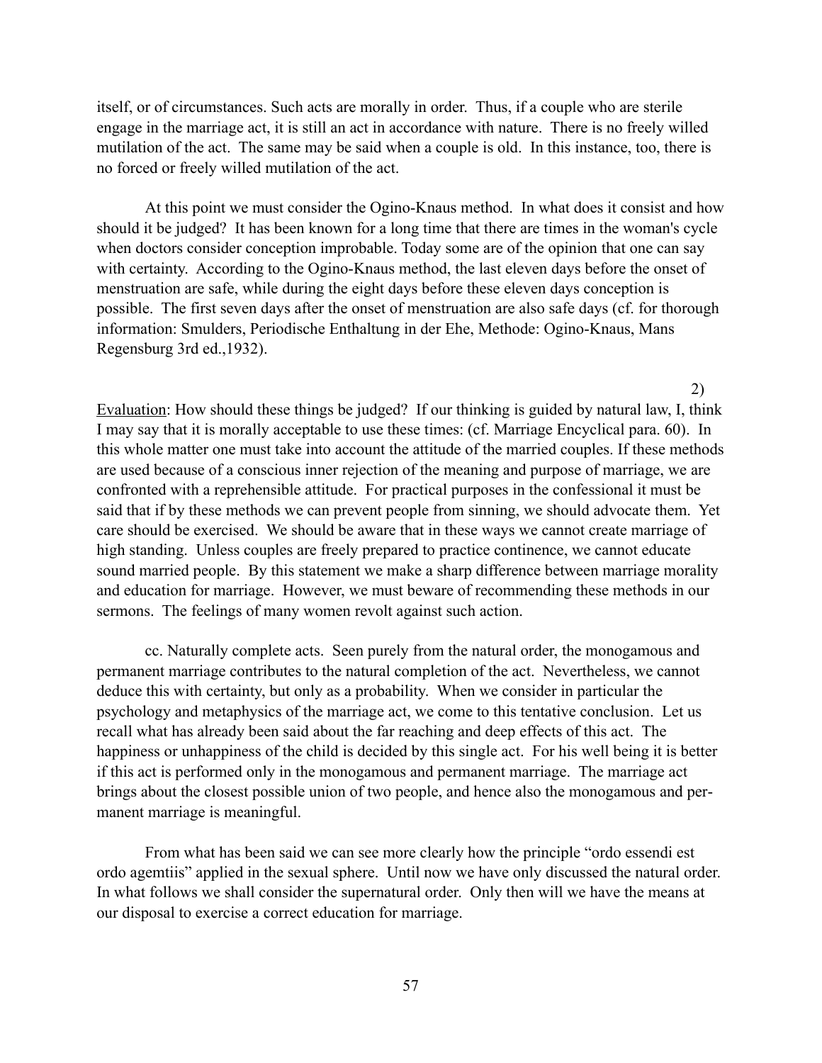itself, or of circumstances. Such acts are morally in order. Thus, if a couple who are sterile engage in the marriage act, it is still an act in accordance with nature. There is no freely willed mutilation of the act. The same may be said when a couple is old. In this instance, too, there is no forced or freely willed mutilation of the act.

At this point we must consider the Ogino-Knaus method. In what does it consist and how should it be judged? It has been known for a long time that there are times in the woman's cycle when doctors consider conception improbable. Today some are of the opinion that one can say with certainty. According to the Ogino-Knaus method, the last eleven days before the onset of menstruation are safe, while during the eight days before these eleven days conception is possible. The first seven days after the onset of menstruation are also safe days (cf. for thorough information: Smulders, Periodische Enthaltung in der Ehe, Methode: Ogino-Knaus, Mans Regensburg 3rd ed.,1932).

2)

Evaluation: How should these things be judged? If our thinking is guided by natural law, I, think I may say that it is morally acceptable to use these times: (cf. Marriage Encyclical para. 60). In this whole matter one must take into account the attitude of the married couples. If these methods are used because of a conscious inner rejection of the meaning and purpose of marriage, we are confronted with a reprehensible attitude. For practical purposes in the confessional it must be said that if by these methods we can prevent people from sinning, we should advocate them. Yet care should be exercised. We should be aware that in these ways we cannot create marriage of high standing. Unless couples are freely prepared to practice continence, we cannot educate sound married people. By this statement we make a sharp difference between marriage morality and education for marriage. However, we must beware of recommending these methods in our sermons. The feelings of many women revolt against such action.

cc. Naturally complete acts. Seen purely from the natural order, the monogamous and permanent marriage contributes to the natural completion of the act. Nevertheless, we cannot deduce this with certainty, but only as a probability. When we consider in particular the psychology and metaphysics of the marriage act, we come to this tentative conclusion. Let us recall what has already been said about the far reaching and deep effects of this act. The happiness or unhappiness of the child is decided by this single act. For his well being it is better if this act is performed only in the monogamous and permanent marriage. The marriage act brings about the closest possible union of two people, and hence also the monogamous and permanent marriage is meaningful.

From what has been said we can see more clearly how the principle "ordo essendi est ordo agemtiis" applied in the sexual sphere. Until now we have only discussed the natural order. In what follows we shall consider the supernatural order. Only then will we have the means at our disposal to exercise a correct education for marriage.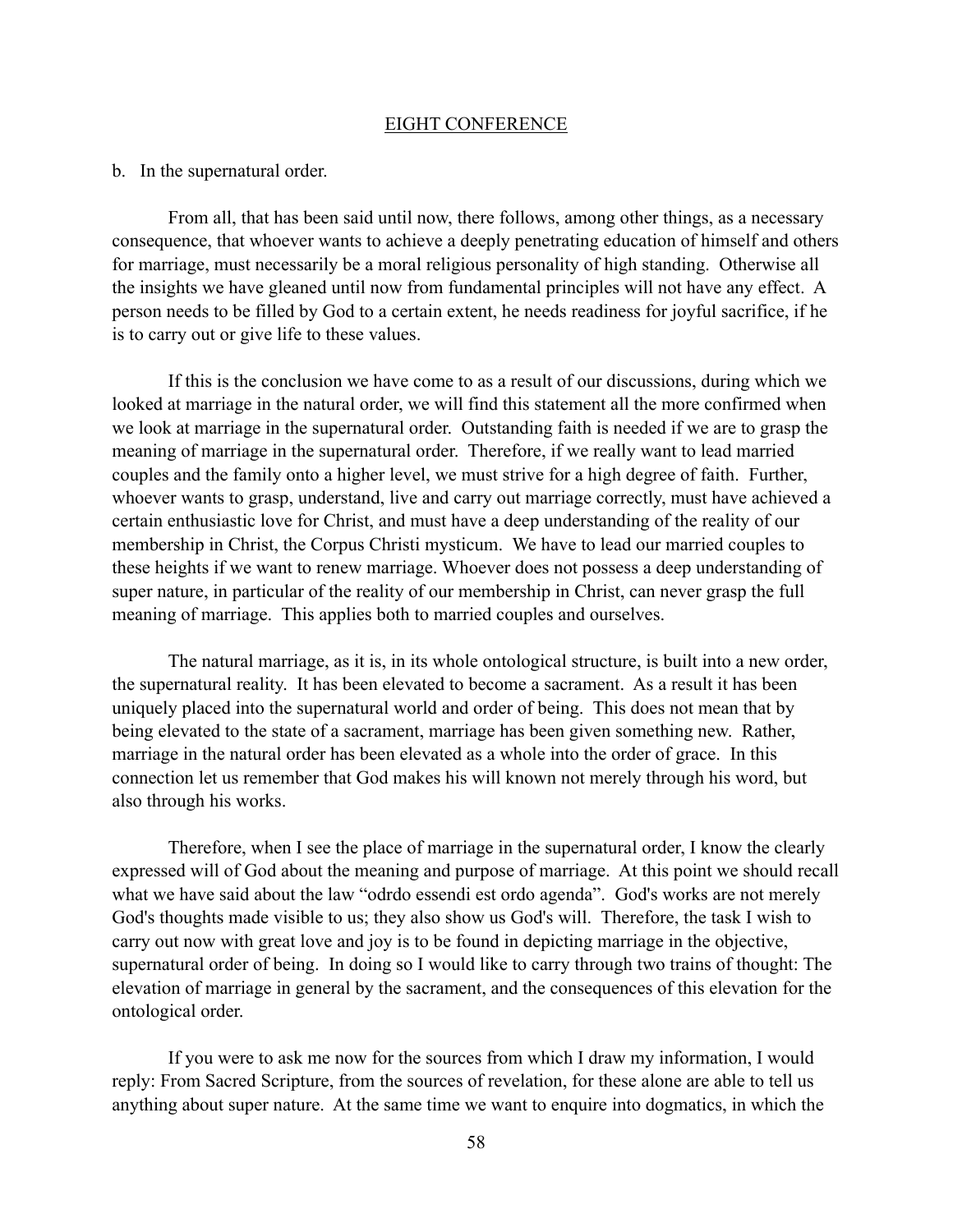## EIGHT CONFERENCE

b. In the supernatural order.

From all, that has been said until now, there follows, among other things, as a necessary consequence, that whoever wants to achieve a deeply penetrating education of himself and others for marriage, must necessarily be a moral religious personality of high standing. Otherwise all the insights we have gleaned until now from fundamental principles will not have any effect. A person needs to be filled by God to a certain extent, he needs readiness for joyful sacrifice, if he is to carry out or give life to these values.

If this is the conclusion we have come to as a result of our discussions, during which we looked at marriage in the natural order, we will find this statement all the more confirmed when we look at marriage in the supernatural order. Outstanding faith is needed if we are to grasp the meaning of marriage in the supernatural order. Therefore, if we really want to lead married couples and the family onto a higher level, we must strive for a high degree of faith. Further, whoever wants to grasp, understand, live and carry out marriage correctly, must have achieved a certain enthusiastic love for Christ, and must have a deep understanding of the reality of our membership in Christ, the Corpus Christi mysticum. We have to lead our married couples to these heights if we want to renew marriage. Whoever does not possess a deep understanding of super nature, in particular of the reality of our membership in Christ, can never grasp the full meaning of marriage. This applies both to married couples and ourselves.

The natural marriage, as it is, in its whole ontological structure, is built into a new order, the supernatural reality. It has been elevated to become a sacrament. As a result it has been uniquely placed into the supernatural world and order of being. This does not mean that by being elevated to the state of a sacrament, marriage has been given something new. Rather, marriage in the natural order has been elevated as a whole into the order of grace. In this connection let us remember that God makes his will known not merely through his word, but also through his works.

Therefore, when I see the place of marriage in the supernatural order, I know the clearly expressed will of God about the meaning and purpose of marriage. At this point we should recall what we have said about the law "odrdo essendi est ordo agenda". God's works are not merely God's thoughts made visible to us; they also show us God's will. Therefore, the task I wish to carry out now with great love and joy is to be found in depicting marriage in the objective, supernatural order of being. In doing so I would like to carry through two trains of thought: The elevation of marriage in general by the sacrament, and the consequences of this elevation for the ontological order.

If you were to ask me now for the sources from which I draw my information, I would reply: From Sacred Scripture, from the sources of revelation, for these alone are able to tell us anything about super nature. At the same time we want to enquire into dogmatics, in which the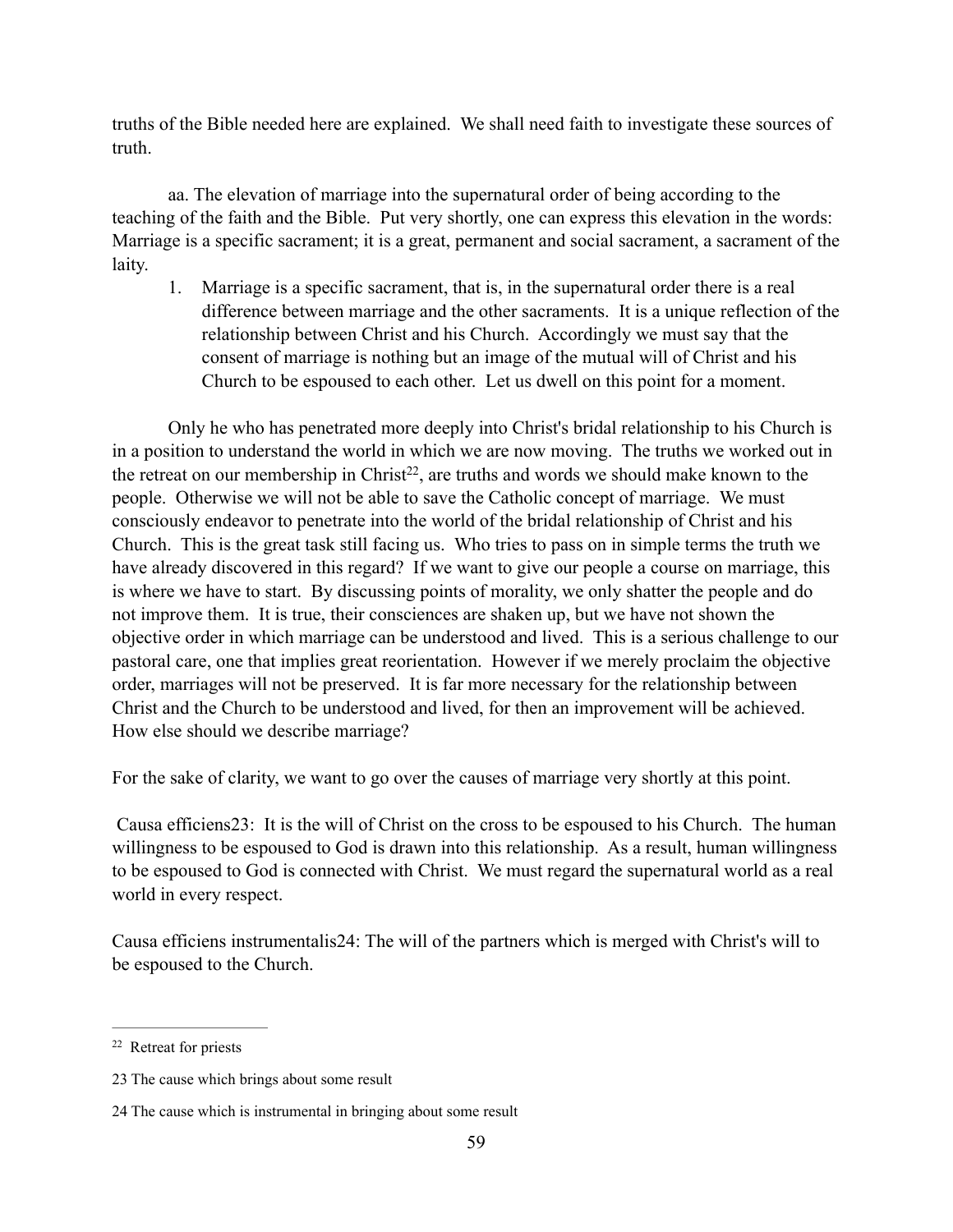truths of the Bible needed here are explained. We shall need faith to investigate these sources of truth.

aa. The elevation of marriage into the supernatural order of being according to the teaching of the faith and the Bible. Put very shortly, one can express this elevation in the words: Marriage is a specific sacrament; it is a great, permanent and social sacrament, a sacrament of the laity.

1. Marriage is a specific sacrament, that is, in the supernatural order there is a real difference between marriage and the other sacraments. It is a unique reflection of the relationship between Christ and his Church. Accordingly we must say that the consent of marriage is nothing but an image of the mutual will of Christ and his Church to be espoused to each other. Let us dwell on this point for a moment.

Only he who has penetrated more deeply into Christ's bridal relationship to his Church is in a position to understand the world in which we are now moving. The truths we worked out in the retreat on our membership in Christ[22], are truths and words we should make known to the people. Otherwise we will not be able to save the Catholic concept of marriage. We must consciously endeavor to penetrate into the world of the bridal relationship of Christ and his Church. This is the great task still facing us. Who tries to pass on in simple terms the truth we have already discovered in this regard? If we want to give our people a course on marriage, this is where we have to start. By discussing points of morality, we only shatter the people and do not improve them. It is true, their consciences are shaken up, but we have not shown the objective order in which marriage can be understood and lived. This is a serious challenge to our pastoral care, one that implies great reorientation. However if we merely proclaim the objective order, marriages will not be preserved. It is far more necessary for the relationship between Christ and the Church to be understood and lived, for then an improvement will be achieved. How else should we describe marriage?

For the sake of clarity, we want to go over the causes of marriage very shortly at this point.

Causa efficiens[23]: It is the will of Christ on the cross to be espoused to his Church. The human willingness to be espoused to God is drawn into this relationship. As a result, human willingness to be espoused to God is connected with Christ. We must regard the supernatural world as a real world in every respect.

Causa efficiens instrumentalis[24]: The will of the partners which is merged with Christ's will to be espoused to the Church.

---

[22] Retreat for priests

[23] The cause which brings about some result

[24] The cause which is instrumental in bringing about some result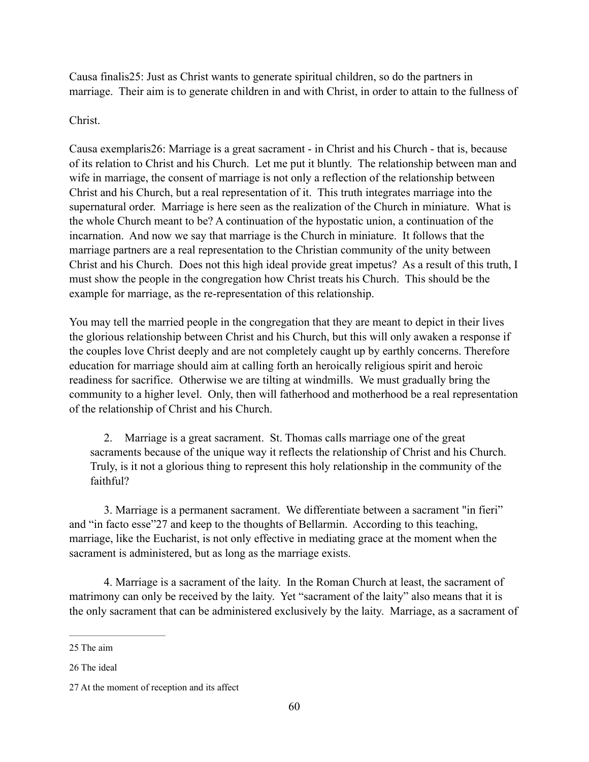Causa finalis[25]: Just as Christ wants to generate spiritual children, so do the partners in marriage. Their aim is to generate children in and with Christ, in order to attain to the fullness of

Christ.

Causa exemplaris[26]: Marriage is a great sacrament - in Christ and his Church - that is, because of its relation to Christ and his Church. Let me put it bluntly. The relationship between man and wife in marriage, the consent of marriage is not only a reflection of the relationship between Christ and his Church, but a real representation of it. This truth integrates marriage into the supernatural order. Marriage is here seen as the realization of the Church in miniature. What is the whole Church meant to be? A continuation of the hypostatic union, a continuation of the incarnation. And now we say that marriage is the Church in miniature. It follows that the marriage partners are a real representation to the Christian community of the unity between Christ and his Church. Does not this high ideal provide great impetus? As a result of this truth, I must show the people in the congregation how Christ treats his Church. This should be the example for marriage, as the re-representation of this relationship.

You may tell the married people in the congregation that they are meant to depict in their lives the glorious relationship between Christ and his Church, but this will only awaken a response if the couples love Christ deeply and are not completely caught up by earthly concerns. Therefore education for marriage should aim at calling forth an heroically religious spirit and heroic readiness for sacrifice. Otherwise we are tilting at windmills. We must gradually bring the community to a higher level. Only, then will fatherhood and motherhood be a real representation of the relationship of Christ and his Church.

2. Marriage is a great sacrament. St. Thomas calls marriage one of the great sacraments because of the unique way it reflects the relationship of Christ and his Church. Truly, is it not a glorious thing to represent this holy relationship in the community of the faithful?

3. Marriage is a permanent sacrament. We differentiate between a sacrament "in fieri" and "in facto esse"[27] and keep to the thoughts of Bellarmin. According to this teaching, marriage, like the Eucharist, is not only effective in mediating grace at the moment when the sacrament is administered, but as long as the marriage exists.

4. Marriage is a sacrament of the laity. In the Roman Church at least, the sacrament of matrimony can only be received by the laity. Yet "sacrament of the laity" also means that it is the only sacrament that can be administered exclusively by the laity. Marriage, as a sacrament of

---

25 The aim

26 The ideal

27 At the moment of reception and its affect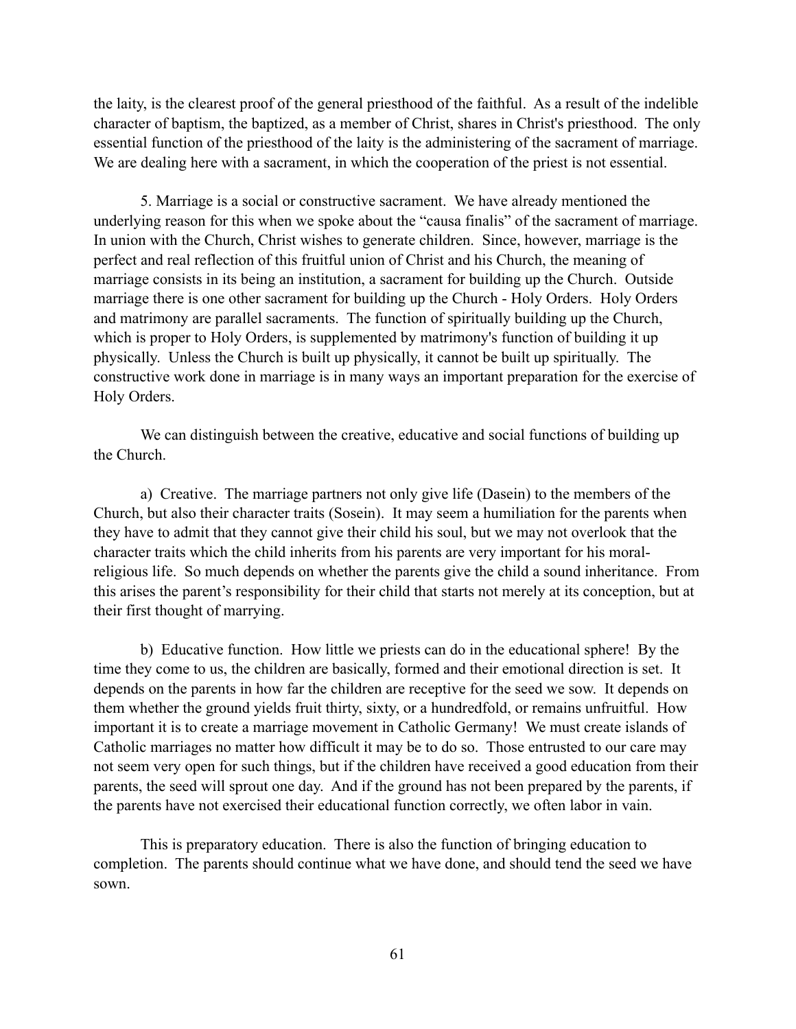the laity, is the clearest proof of the general priesthood of the faithful. As a result of the indelible character of baptism, the baptized, as a member of Christ, shares in Christ's priesthood. The only essential function of the priesthood of the laity is the administering of the sacrament of marriage. We are dealing here with a sacrament, in which the cooperation of the priest is not essential.

5. Marriage is a social or constructive sacrament. We have already mentioned the underlying reason for this when we spoke about the "causa finalis" of the sacrament of marriage. In union with the Church, Christ wishes to generate children. Since, however, marriage is the perfect and real reflection of this fruitful union of Christ and his Church, the meaning of marriage consists in its being an institution, a sacrament for building up the Church. Outside marriage there is one other sacrament for building up the Church - Holy Orders. Holy Orders and matrimony are parallel sacraments. The function of spiritually building up the Church, which is proper to Holy Orders, is supplemented by matrimony's function of building it up physically. Unless the Church is built up physically, it cannot be built up spiritually. The constructive work done in marriage is in many ways an important preparation for the exercise of Holy Orders.

We can distinguish between the creative, educative and social functions of building up the Church.

a) Creative. The marriage partners not only give life (Dasein) to the members of the Church, but also their character traits (Sosein). It may seem a humiliation for the parents when they have to admit that they cannot give their child his soul, but we may not overlook that the character traits which the child inherits from his parents are very important for his moral-religious life. So much depends on whether the parents give the child a sound inheritance. From this arises the parent's responsibility for their child that starts not merely at its conception, but at their first thought of marrying.

b) Educative function. How little we priests can do in the educational sphere! By the time they come to us, the children are basically, formed and their emotional direction is set. It depends on the parents in how far the children are receptive for the seed we sow. It depends on them whether the ground yields fruit thirty, sixty, or a hundredfold, or remains unfruitful. How important it is to create a marriage movement in Catholic Germany! We must create islands of Catholic marriages no matter how difficult it may be to do so. Those entrusted to our care may not seem very open for such things, but if the children have received a good education from their parents, the seed will sprout one day. And if the ground has not been prepared by the parents, if the parents have not exercised their educational function correctly, we often labor in vain.

This is preparatory education. There is also the function of bringing education to completion. The parents should continue what we have done, and should tend the seed we have sown.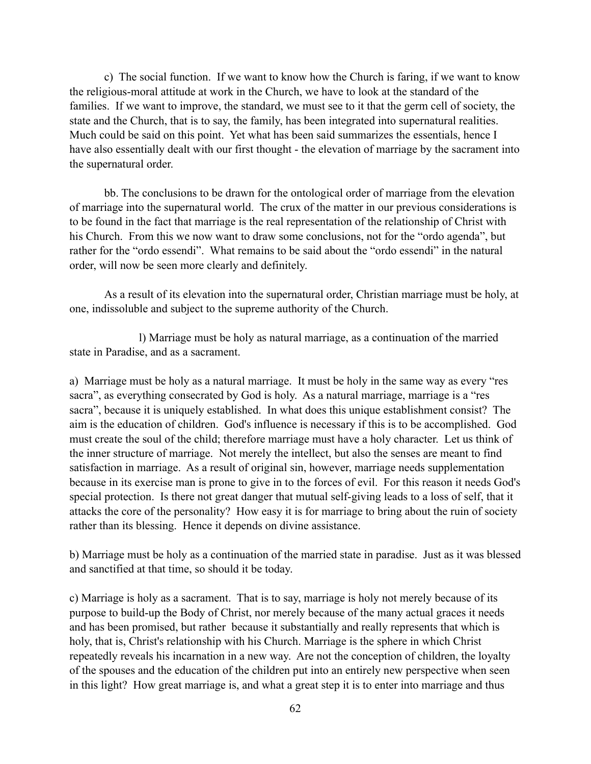c) The social function. If we want to know how the Church is faring, if we want to know the religious-moral attitude at work in the Church, we have to look at the standard of the families. If we want to improve, the standard, we must see to it that the germ cell of society, the state and the Church, that is to say, the family, has been integrated into supernatural realities. Much could be said on this point. Yet what has been said summarizes the essentials, hence I have also essentially dealt with our first thought - the elevation of marriage by the sacrament into the supernatural order.

bb. The conclusions to be drawn for the ontological order of marriage from the elevation of marriage into the supernatural world. The crux of the matter in our previous considerations is to be found in the fact that marriage is the real representation of the relationship of Christ with his Church. From this we now want to draw some conclusions, not for the "ordo agenda", but rather for the "ordo essendi". What remains to be said about the "ordo essendi" in the natural order, will now be seen more clearly and definitely.

As a result of its elevation into the supernatural order, Christian marriage must be holy, at one, indissoluble and subject to the supreme authority of the Church.

l) Marriage must be holy as natural marriage, as a continuation of the married state in Paradise, and as a sacrament.

a) Marriage must be holy as a natural marriage. It must be holy in the same way as every "res sacra", as everything consecrated by God is holy. As a natural marriage, marriage is a "res sacra", because it is uniquely established. In what does this unique establishment consist? The aim is the education of children. God's influence is necessary if this is to be accomplished. God must create the soul of the child; therefore marriage must have a holy character. Let us think of the inner structure of marriage. Not merely the intellect, but also the senses are meant to find satisfaction in marriage. As a result of original sin, however, marriage needs supplementation because in its exercise man is prone to give in to the forces of evil. For this reason it needs God's special protection. Is there not great danger that mutual self-giving leads to a loss of self, that it attacks the core of the personality? How easy it is for marriage to bring about the ruin of society rather than its blessing. Hence it depends on divine assistance.

b) Marriage must be holy as a continuation of the married state in paradise. Just as it was blessed and sanctified at that time, so should it be today.

c) Marriage is holy as a sacrament. That is to say, marriage is holy not merely because of its purpose to build-up the Body of Christ, nor merely because of the many actual graces it needs and has been promised, but rather because it substantially and really represents that which is holy, that is, Christ's relationship with his Church. Marriage is the sphere in which Christ repeatedly reveals his incarnation in a new way. Are not the conception of children, the loyalty of the spouses and the education of the children put into an entirely new perspective when seen in this light? How great marriage is, and what a great step it is to enter into marriage and thus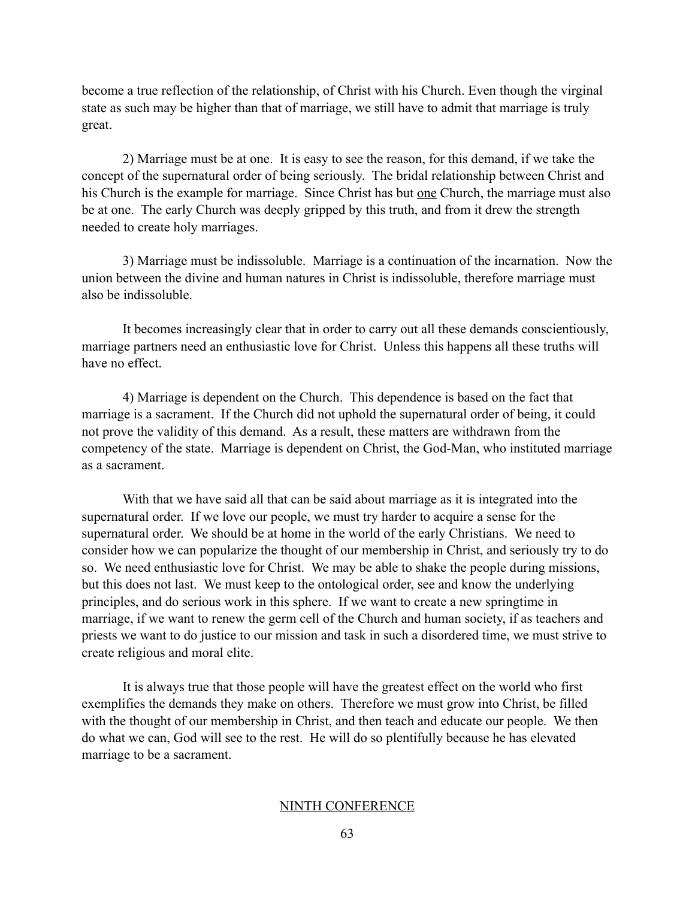become a true reflection of the relationship, of Christ with his Church. Even though the virginal state as such may be higher than that of marriage, we still have to admit that marriage is truly great.

2) Marriage must be at one. It is easy to see the reason, for this demand, if we take the concept of the supernatural order of being seriously. The bridal relationship between Christ and his Church is the example for marriage. Since Christ has but one Church, the marriage must also be at one. The early Church was deeply gripped by this truth, and from it drew the strength needed to create holy marriages.

3) Marriage must be indissoluble. Marriage is a continuation of the incarnation. Now the union between the divine and human natures in Christ is indissoluble, therefore marriage must also be indissoluble.

It becomes increasingly clear that in order to carry out all these demands conscientiously, marriage partners need an enthusiastic love for Christ. Unless this happens all these truths will have no effect.

4) Marriage is dependent on the Church. This dependence is based on the fact that marriage is a sacrament. If the Church did not uphold the supernatural order of being, it could not prove the validity of this demand. As a result, these matters are withdrawn from the competency of the state. Marriage is dependent on Christ, the God-Man, who instituted marriage as a sacrament.

With that we have said all that can be said about marriage as it is integrated into the supernatural order. If we love our people, we must try harder to acquire a sense for the supernatural order. We should be at home in the world of the early Christians. We need to consider how we can popularize the thought of our membership in Christ, and seriously try to do so. We need enthusiastic love for Christ. We may be able to shake the people during missions, but this does not last. We must keep to the ontological order, see and know the underlying principles, and do serious work in this sphere. If we want to create a new springtime in marriage, if we want to renew the germ cell of the Church and human society, if as teachers and priests we want to do justice to our mission and task in such a disordered time, we must strive to create religious and moral elite.

It is always true that those people will have the greatest effect on the world who first exemplifies the demands they make on others. Therefore we must grow into Christ, be filled with the thought of our membership in Christ, and then teach and educate our people. We then do what we can, God will see to the rest. He will do so plentifully because he has elevated marriage to be a sacrament.

## NINTH CONFERENCE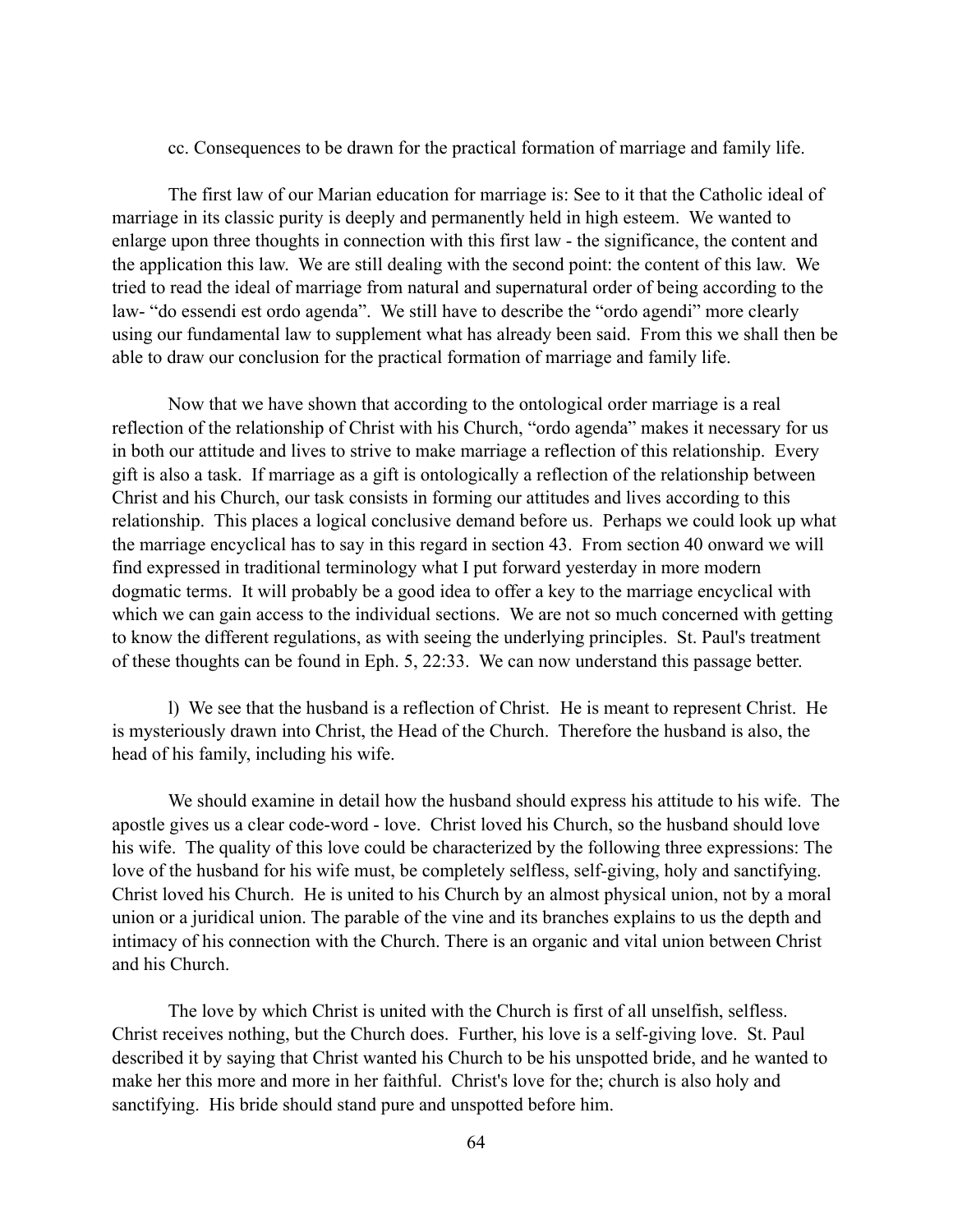cc. Consequences to be drawn for the practical formation of marriage and family life.

The first law of our Marian education for marriage is: See to it that the Catholic ideal of marriage in its classic purity is deeply and permanently held in high esteem. We wanted to enlarge upon three thoughts in connection with this first law - the significance, the content and the application this law. We are still dealing with the second point: the content of this law. We tried to read the ideal of marriage from natural and supernatural order of being according to the law- "do essendi est ordo agenda". We still have to describe the "ordo agendi" more clearly using our fundamental law to supplement what has already been said. From this we shall then be able to draw our conclusion for the practical formation of marriage and family life.

Now that we have shown that according to the ontological order marriage is a real reflection of the relationship of Christ with his Church, "ordo agenda" makes it necessary for us in both our attitude and lives to strive to make marriage a reflection of this relationship. Every gift is also a task. If marriage as a gift is ontologically a reflection of the relationship between Christ and his Church, our task consists in forming our attitudes and lives according to this relationship. This places a logical conclusive demand before us. Perhaps we could look up what the marriage encyclical has to say in this regard in section 43. From section 40 onward we will find expressed in traditional terminology what I put forward yesterday in more modern dogmatic terms. It will probably be a good idea to offer a key to the marriage encyclical with which we can gain access to the individual sections. We are not so much concerned with getting to know the different regulations, as with seeing the underlying principles. St. Paul's treatment of these thoughts can be found in Eph. 5, 22:33. We can now understand this passage better.

l) We see that the husband is a reflection of Christ. He is meant to represent Christ. He is mysteriously drawn into Christ, the Head of the Church. Therefore the husband is also, the head of his family, including his wife.

We should examine in detail how the husband should express his attitude to his wife. The apostle gives us a clear code-word - love. Christ loved his Church, so the husband should love his wife. The quality of this love could be characterized by the following three expressions: The love of the husband for his wife must, be completely selfless, self-giving, holy and sanctifying. Christ loved his Church. He is united to his Church by an almost physical union, not by a moral union or a juridical union. The parable of the vine and its branches explains to us the depth and intimacy of his connection with the Church. There is an organic and vital union between Christ and his Church.

The love by which Christ is united with the Church is first of all unselfish, selfless. Christ receives nothing, but the Church does. Further, his love is a self-giving love. St. Paul described it by saying that Christ wanted his Church to be his unspotted bride, and he wanted to make her this more and more in her faithful. Christ's love for the; church is also holy and sanctifying. His bride should stand pure and unspotted before him.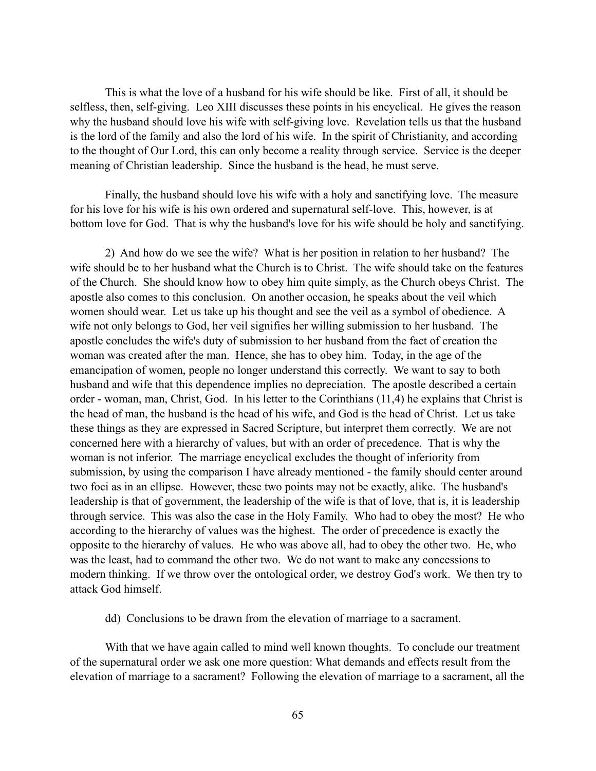This is what the love of a husband for his wife should be like. First of all, it should be selfless, then, self-giving. Leo XIII discusses these points in his encyclical. He gives the reason why the husband should love his wife with self-giving love. Revelation tells us that the husband is the lord of the family and also the lord of his wife. In the spirit of Christianity, and according to the thought of Our Lord, this can only become a reality through service. Service is the deeper meaning of Christian leadership. Since the husband is the head, he must serve.

Finally, the husband should love his wife with a holy and sanctifying love. The measure for his love for his wife is his own ordered and supernatural self-love. This, however, is at bottom love for God. That is why the husband's love for his wife should be holy and sanctifying.

2) And how do we see the wife? What is her position in relation to her husband? The wife should be to her husband what the Church is to Christ. The wife should take on the features of the Church. She should know how to obey him quite simply, as the Church obeys Christ. The apostle also comes to this conclusion. On another occasion, he speaks about the veil which women should wear. Let us take up his thought and see the veil as a symbol of obedience. A wife not only belongs to God, her veil signifies her willing submission to her husband. The apostle concludes the wife's duty of submission to her husband from the fact of creation the woman was created after the man. Hence, she has to obey him. Today, in the age of the emancipation of women, people no longer understand this correctly. We want to say to both husband and wife that this dependence implies no depreciation. The apostle described a certain order - woman, man, Christ, God. In his letter to the Corinthians (11,4) he explains that Christ is the head of man, the husband is the head of his wife, and God is the head of Christ. Let us take these things as they are expressed in Sacred Scripture, but interpret them correctly. We are not concerned here with a hierarchy of values, but with an order of precedence. That is why the woman is not inferior. The marriage encyclical excludes the thought of inferiority from submission, by using the comparison I have already mentioned - the family should center around two foci as in an ellipse. However, these two points may not be exactly, alike. The husband's leadership is that of government, the leadership of the wife is that of love, that is, it is leadership through service. This was also the case in the Holy Family. Who had to obey the most? He who according to the hierarchy of values was the highest. The order of precedence is exactly the opposite to the hierarchy of values. He who was above all, had to obey the other two. He, who was the least, had to command the other two. We do not want to make any concessions to modern thinking. If we throw over the ontological order, we destroy God's work. We then try to attack God himself.

dd) Conclusions to be drawn from the elevation of marriage to a sacrament.

With that we have again called to mind well known thoughts. To conclude our treatment of the supernatural order we ask one more question: What demands and effects result from the elevation of marriage to a sacrament? Following the elevation of marriage to a sacrament, all the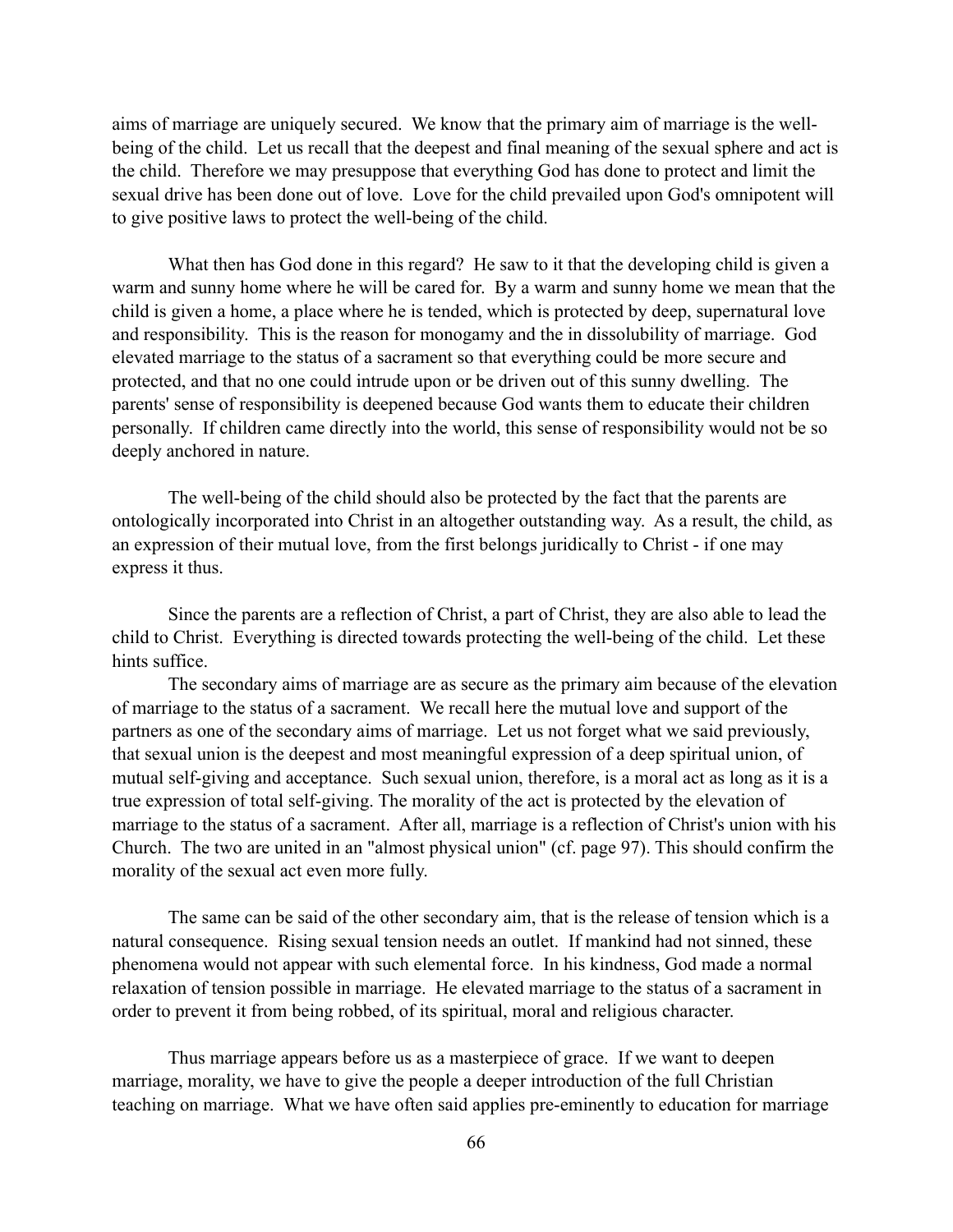aims of marriage are uniquely secured. We know that the primary aim of marriage is the well-being of the child. Let us recall that the deepest and final meaning of the sexual sphere and act is the child. Therefore we may presuppose that everything God has done to protect and limit the sexual drive has been done out of love. Love for the child prevailed upon God's omnipotent will to give positive laws to protect the well-being of the child.

What then has God done in this regard? He saw to it that the developing child is given a warm and sunny home where he will be cared for. By a warm and sunny home we mean that the child is given a home, a place where he is tended, which is protected by deep, supernatural love and responsibility. This is the reason for monogamy and the in dissolubility of marriage. God elevated marriage to the status of a sacrament so that everything could be more secure and protected, and that no one could intrude upon or be driven out of this sunny dwelling. The parents' sense of responsibility is deepened because God wants them to educate their children personally. If children came directly into the world, this sense of responsibility would not be so deeply anchored in nature.

The well-being of the child should also be protected by the fact that the parents are ontologically incorporated into Christ in an altogether outstanding way. As a result, the child, as an expression of their mutual love, from the first belongs juridically to Christ - if one may express it thus.

Since the parents are a reflection of Christ, a part of Christ, they are also able to lead the child to Christ. Everything is directed towards protecting the well-being of the child. Let these hints suffice.

The secondary aims of marriage are as secure as the primary aim because of the elevation of marriage to the status of a sacrament. We recall here the mutual love and support of the partners as one of the secondary aims of marriage. Let us not forget what we said previously, that sexual union is the deepest and most meaningful expression of a deep spiritual union, of mutual self-giving and acceptance. Such sexual union, therefore, is a moral act as long as it is a true expression of total self-giving. The morality of the act is protected by the elevation of marriage to the status of a sacrament. After all, marriage is a reflection of Christ's union with his Church. The two are united in an "almost physical union" (cf. page 97). This should confirm the morality of the sexual act even more fully.

The same can be said of the other secondary aim, that is the release of tension which is a natural consequence. Rising sexual tension needs an outlet. If mankind had not sinned, these phenomena would not appear with such elemental force. In his kindness, God made a normal relaxation of tension possible in marriage. He elevated marriage to the status of a sacrament in order to prevent it from being robbed, of its spiritual, moral and religious character.

Thus marriage appears before us as a masterpiece of grace. If we want to deepen marriage, morality, we have to give the people a deeper introduction of the full Christian teaching on marriage. What we have often said applies pre-eminently to education for marriage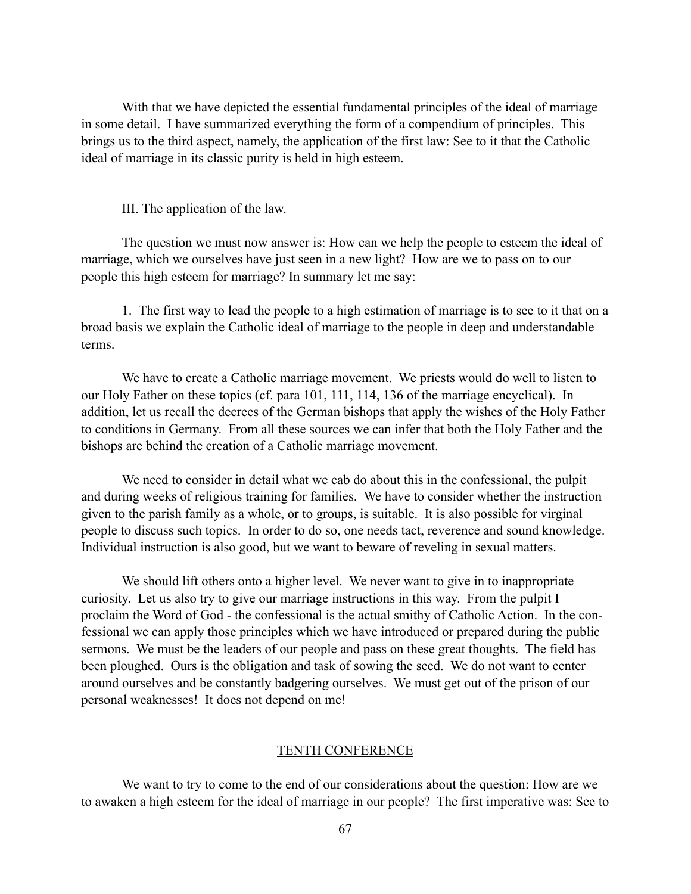With that we have depicted the essential fundamental principles of the ideal of marriage in some detail. I have summarized everything the form of a compendium of principles. This brings us to the third aspect, namely, the application of the first law: See to it that the Catholic ideal of marriage in its classic purity is held in high esteem.

III. The application of the law.

The question we must now answer is: How can we help the people to esteem the ideal of marriage, which we ourselves have just seen in a new light? How are we to pass on to our people this high esteem for marriage? In summary let me say:

1. The first way to lead the people to a high estimation of marriage is to see to it that on a broad basis we explain the Catholic ideal of marriage to the people in deep and understandable terms.

We have to create a Catholic marriage movement. We priests would do well to listen to our Holy Father on these topics (cf. para 101, 111, 114, 136 of the marriage encyclical). In addition, let us recall the decrees of the German bishops that apply the wishes of the Holy Father to conditions in Germany. From all these sources we can infer that both the Holy Father and the bishops are behind the creation of a Catholic marriage movement.

We need to consider in detail what we cab do about this in the confessional, the pulpit and during weeks of religious training for families. We have to consider whether the instruction given to the parish family as a whole, or to groups, is suitable. It is also possible for virginal people to discuss such topics. In order to do so, one needs tact, reverence and sound knowledge. Individual instruction is also good, but we want to beware of reveling in sexual matters.

We should lift others onto a higher level. We never want to give in to inappropriate curiosity. Let us also try to give our marriage instructions in this way. From the pulpit I proclaim the Word of God - the confessional is the actual smithy of Catholic Action. In the confessional we can apply those principles which we have introduced or prepared during the public sermons. We must be the leaders of our people and pass on these great thoughts. The field has been ploughed. Ours is the obligation and task of sowing the seed. We do not want to center around ourselves and be constantly badgering ourselves. We must get out of the prison of our personal weaknesses! It does not depend on me!

## TENTH CONFERENCE

We want to try to come to the end of our considerations about the question: How are we to awaken a high esteem for the ideal of marriage in our people? The first imperative was: See to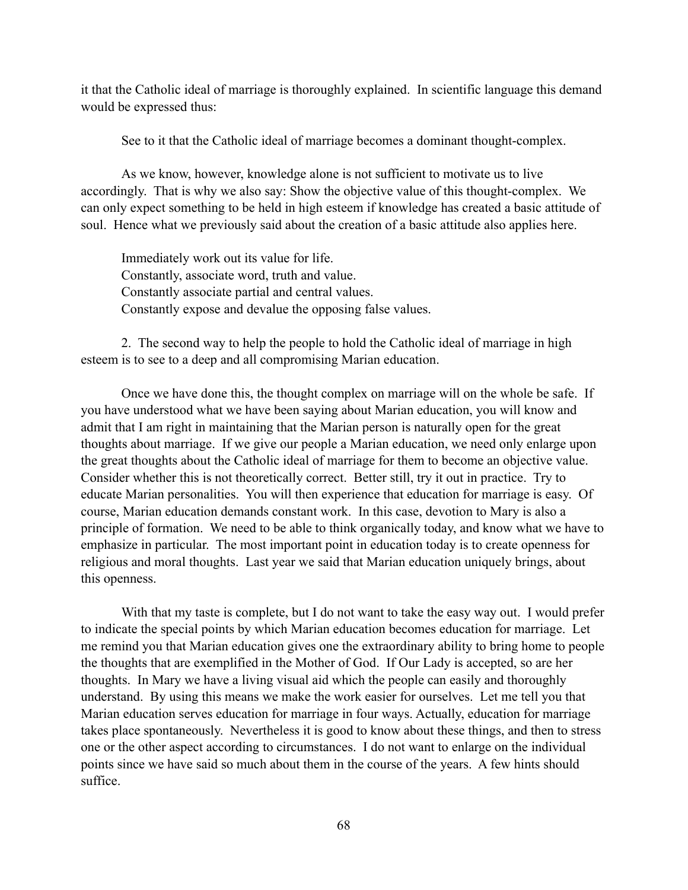it that the Catholic ideal of marriage is thoroughly explained. In scientific language this demand would be expressed thus:

See to it that the Catholic ideal of marriage becomes a dominant thought-complex.

As we know, however, knowledge alone is not sufficient to motivate us to live accordingly. That is why we also say: Show the objective value of this thought-complex. We can only expect something to be held in high esteem if knowledge has created a basic attitude of soul. Hence what we previously said about the creation of a basic attitude also applies here.

Immediately work out its value for life.
Constantly, associate word, truth and value.
Constantly associate partial and central values.
Constantly expose and devalue the opposing false values.

2. The second way to help the people to hold the Catholic ideal of marriage in high esteem is to see to a deep and all compromising Marian education.

Once we have done this, the thought complex on marriage will on the whole be safe. If you have understood what we have been saying about Marian education, you will know and admit that I am right in maintaining that the Marian person is naturally open for the great thoughts about marriage. If we give our people a Marian education, we need only enlarge upon the great thoughts about the Catholic ideal of marriage for them to become an objective value. Consider whether this is not theoretically correct. Better still, try it out in practice. Try to educate Marian personalities. You will then experience that education for marriage is easy. Of course, Marian education demands constant work. In this case, devotion to Mary is also a principle of formation. We need to be able to think organically today, and know what we have to emphasize in particular. The most important point in education today is to create openness for religious and moral thoughts. Last year we said that Marian education uniquely brings, about this openness.

With that my taste is complete, but I do not want to take the easy way out. I would prefer to indicate the special points by which Marian education becomes education for marriage. Let me remind you that Marian education gives one the extraordinary ability to bring home to people the thoughts that are exemplified in the Mother of God. If Our Lady is accepted, so are her thoughts. In Mary we have a living visual aid which the people can easily and thoroughly understand. By using this means we make the work easier for ourselves. Let me tell you that Marian education serves education for marriage in four ways. Actually, education for marriage takes place spontaneously. Nevertheless it is good to know about these things, and then to stress one or the other aspect according to circumstances. I do not want to enlarge on the individual points since we have said so much about them in the course of the years. A few hints should suffice.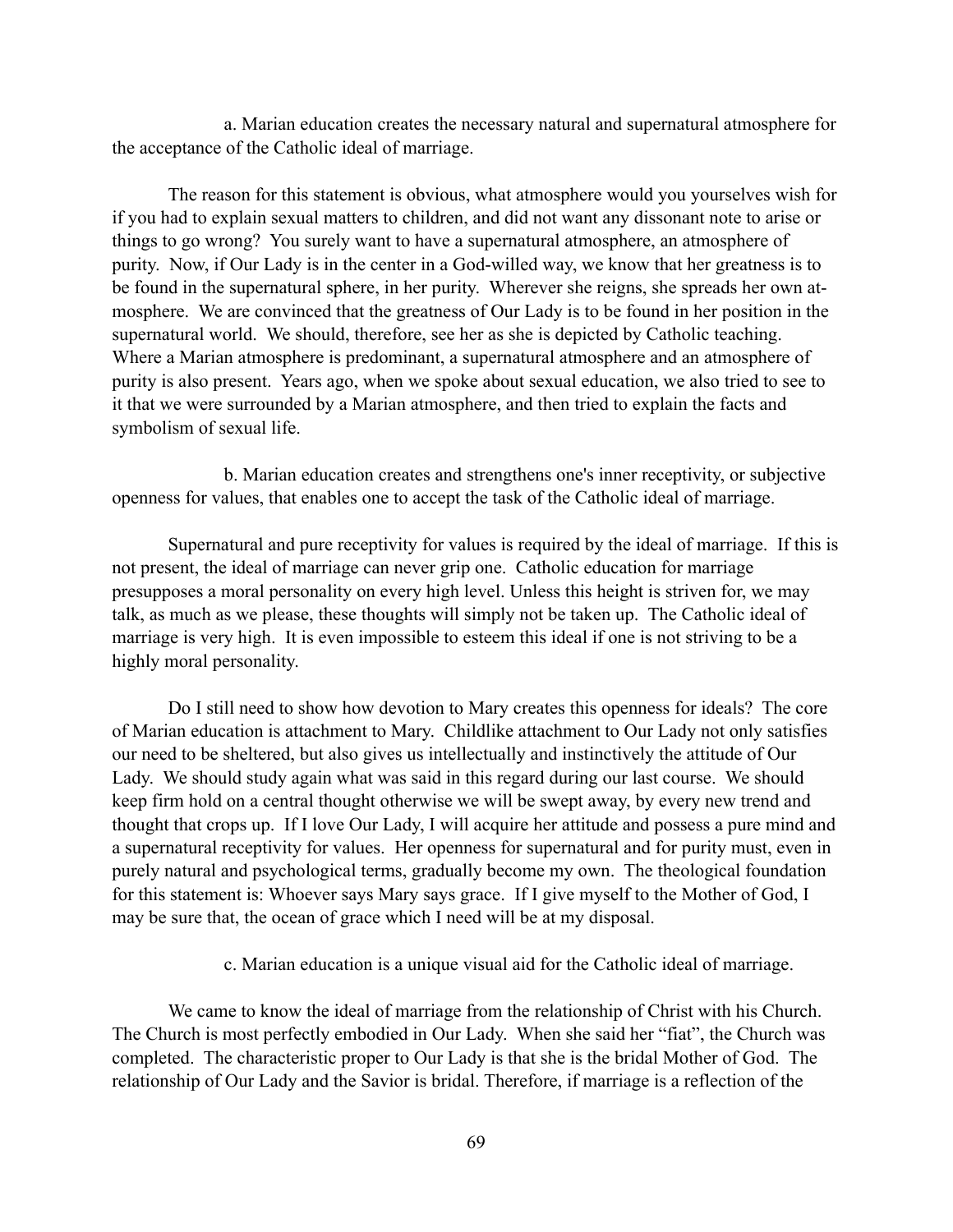a. Marian education creates the necessary natural and supernatural atmosphere for the acceptance of the Catholic ideal of marriage.

The reason for this statement is obvious, what atmosphere would you yourselves wish for if you had to explain sexual matters to children, and did not want any dissonant note to arise or things to go wrong? You surely want to have a supernatural atmosphere, an atmosphere of purity. Now, if Our Lady is in the center in a God-willed way, we know that her greatness is to be found in the supernatural sphere, in her purity. Wherever she reigns, she spreads her own atmosphere. We are convinced that the greatness of Our Lady is to be found in her position in the supernatural world. We should, therefore, see her as she is depicted by Catholic teaching. Where a Marian atmosphere is predominant, a supernatural atmosphere and an atmosphere of purity is also present. Years ago, when we spoke about sexual education, we also tried to see to it that we were surrounded by a Marian atmosphere, and then tried to explain the facts and symbolism of sexual life.

b. Marian education creates and strengthens one's inner receptivity, or subjective openness for values, that enables one to accept the task of the Catholic ideal of marriage.

Supernatural and pure receptivity for values is required by the ideal of marriage. If this is not present, the ideal of marriage can never grip one. Catholic education for marriage presupposes a moral personality on every high level. Unless this height is striven for, we may talk, as much as we please, these thoughts will simply not be taken up. The Catholic ideal of marriage is very high. It is even impossible to esteem this ideal if one is not striving to be a highly moral personality.

Do I still need to show how devotion to Mary creates this openness for ideals? The core of Marian education is attachment to Mary. Childlike attachment to Our Lady not only satisfies our need to be sheltered, but also gives us intellectually and instinctively the attitude of Our Lady. We should study again what was said in this regard during our last course. We should keep firm hold on a central thought otherwise we will be swept away, by every new trend and thought that crops up. If I love Our Lady, I will acquire her attitude and possess a pure mind and a supernatural receptivity for values. Her openness for supernatural and for purity must, even in purely natural and psychological terms, gradually become my own. The theological foundation for this statement is: Whoever says Mary says grace. If I give myself to the Mother of God, I may be sure that, the ocean of grace which I need will be at my disposal.

c. Marian education is a unique visual aid for the Catholic ideal of marriage.

We came to know the ideal of marriage from the relationship of Christ with his Church. The Church is most perfectly embodied in Our Lady. When she said her "fiat", the Church was completed. The characteristic proper to Our Lady is that she is the bridal Mother of God. The relationship of Our Lady and the Savior is bridal. Therefore, if marriage is a reflection of the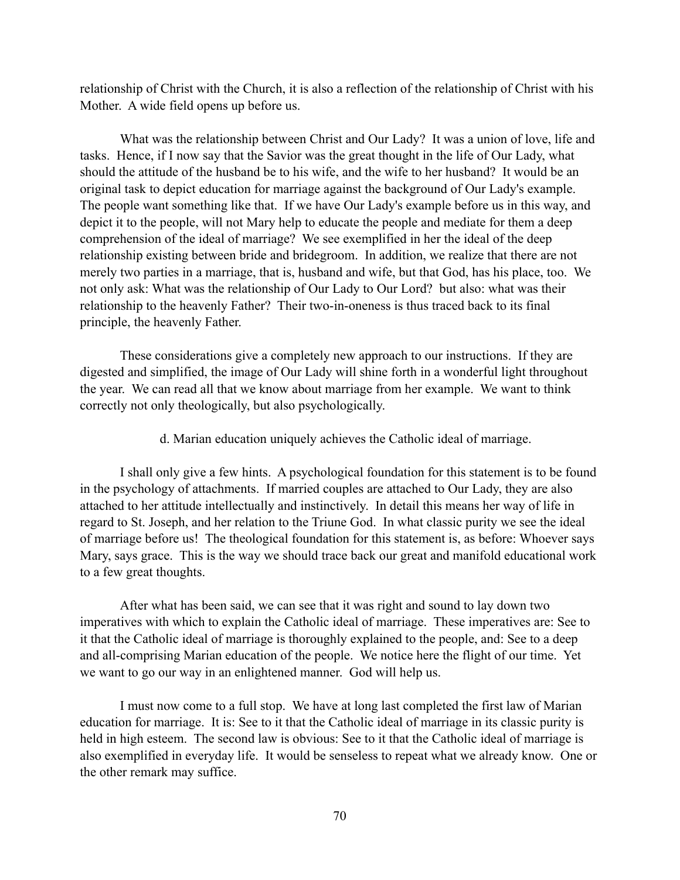relationship of Christ with the Church, it is also a reflection of the relationship of Christ with his Mother. A wide field opens up before us.

What was the relationship between Christ and Our Lady? It was a union of love, life and tasks. Hence, if I now say that the Savior was the great thought in the life of Our Lady, what should the attitude of the husband be to his wife, and the wife to her husband? It would be an original task to depict education for marriage against the background of Our Lady's example. The people want something like that. If we have Our Lady's example before us in this way, and depict it to the people, will not Mary help to educate the people and mediate for them a deep comprehension of the ideal of marriage? We see exemplified in her the ideal of the deep relationship existing between bride and bridegroom. In addition, we realize that there are not merely two parties in a marriage, that is, husband and wife, but that God, has his place, too. We not only ask: What was the relationship of Our Lady to Our Lord? but also: what was their relationship to the heavenly Father? Their two-in-oneness is thus traced back to its final principle, the heavenly Father.

These considerations give a completely new approach to our instructions. If they are digested and simplified, the image of Our Lady will shine forth in a wonderful light throughout the year. We can read all that we know about marriage from her example. We want to think correctly not only theologically, but also psychologically.

d. Marian education uniquely achieves the Catholic ideal of marriage.

I shall only give a few hints. A psychological foundation for this statement is to be found in the psychology of attachments. If married couples are attached to Our Lady, they are also attached to her attitude intellectually and instinctively. In detail this means her way of life in regard to St. Joseph, and her relation to the Triune God. In what classic purity we see the ideal of marriage before us! The theological foundation for this statement is, as before: Whoever says Mary, says grace. This is the way we should trace back our great and manifold educational work to a few great thoughts.

After what has been said, we can see that it was right and sound to lay down two imperatives with which to explain the Catholic ideal of marriage. These imperatives are: See to it that the Catholic ideal of marriage is thoroughly explained to the people, and: See to a deep and all-comprising Marian education of the people. We notice here the flight of our time. Yet we want to go our way in an enlightened manner. God will help us.

I must now come to a full stop. We have at long last completed the first law of Marian education for marriage. It is: See to it that the Catholic ideal of marriage in its classic purity is held in high esteem. The second law is obvious: See to it that the Catholic ideal of marriage is also exemplified in everyday life. It would be senseless to repeat what we already know. One or the other remark may suffice.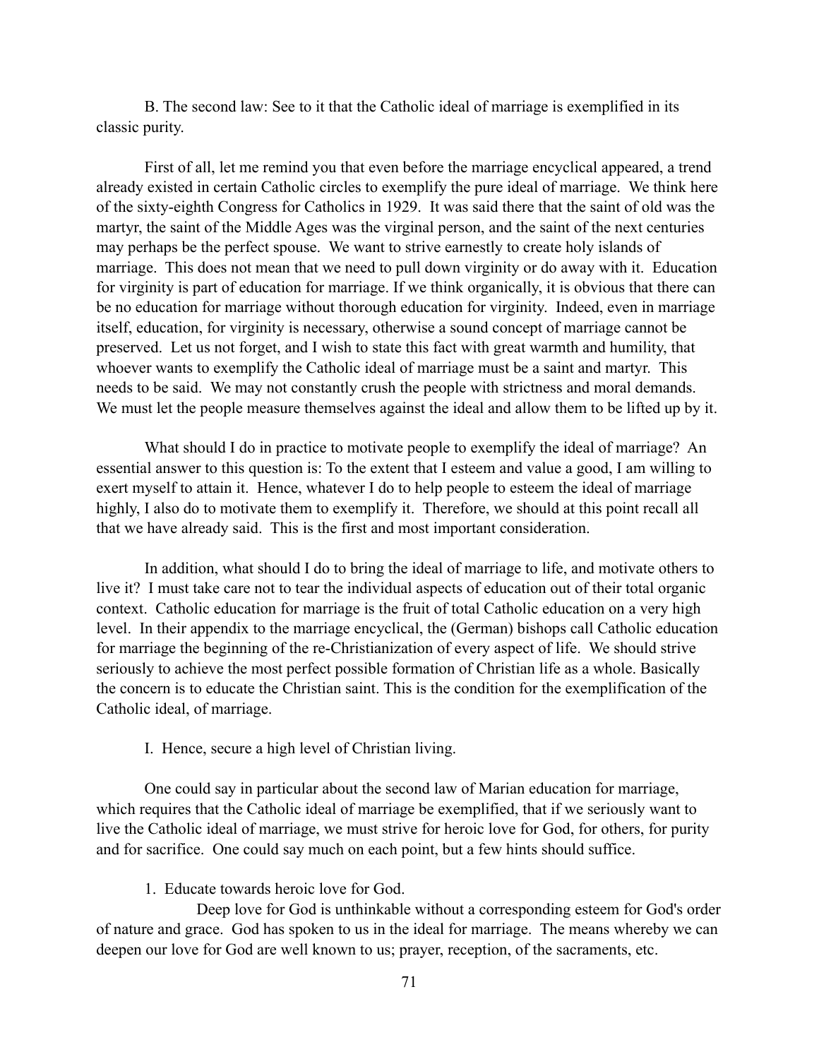B. The second law: See to it that the Catholic ideal of marriage is exemplified in its classic purity.

First of all, let me remind you that even before the marriage encyclical appeared, a trend already existed in certain Catholic circles to exemplify the pure ideal of marriage. We think here of the sixty-eighth Congress for Catholics in 1929. It was said there that the saint of old was the martyr, the saint of the Middle Ages was the virginal person, and the saint of the next centuries may perhaps be the perfect spouse. We want to strive earnestly to create holy islands of marriage. This does not mean that we need to pull down virginity or do away with it. Education for virginity is part of education for marriage. If we think organically, it is obvious that there can be no education for marriage without thorough education for virginity. Indeed, even in marriage itself, education, for virginity is necessary, otherwise a sound concept of marriage cannot be preserved. Let us not forget, and I wish to state this fact with great warmth and humility, that whoever wants to exemplify the Catholic ideal of marriage must be a saint and martyr. This needs to be said. We may not constantly crush the people with strictness and moral demands. We must let the people measure themselves against the ideal and allow them to be lifted up by it.

What should I do in practice to motivate people to exemplify the ideal of marriage? An essential answer to this question is: To the extent that I esteem and value a good, I am willing to exert myself to attain it. Hence, whatever I do to help people to esteem the ideal of marriage highly, I also do to motivate them to exemplify it. Therefore, we should at this point recall all that we have already said. This is the first and most important consideration.

In addition, what should I do to bring the ideal of marriage to life, and motivate others to live it? I must take care not to tear the individual aspects of education out of their total organic context. Catholic education for marriage is the fruit of total Catholic education on a very high level. In their appendix to the marriage encyclical, the (German) bishops call Catholic education for marriage the beginning of the re-Christianization of every aspect of life. We should strive seriously to achieve the most perfect possible formation of Christian life as a whole. Basically the concern is to educate the Christian saint. This is the condition for the exemplification of the Catholic ideal, of marriage.

I. Hence, secure a high level of Christian living.

One could say in particular about the second law of Marian education for marriage, which requires that the Catholic ideal of marriage be exemplified, that if we seriously want to live the Catholic ideal of marriage, we must strive for heroic love for God, for others, for purity and for sacrifice. One could say much on each point, but a few hints should suffice.

1. Educate towards heroic love for God.

Deep love for God is unthinkable without a corresponding esteem for God's order of nature and grace. God has spoken to us in the ideal for marriage. The means whereby we can deepen our love for God are well known to us; prayer, reception, of the sacraments, etc.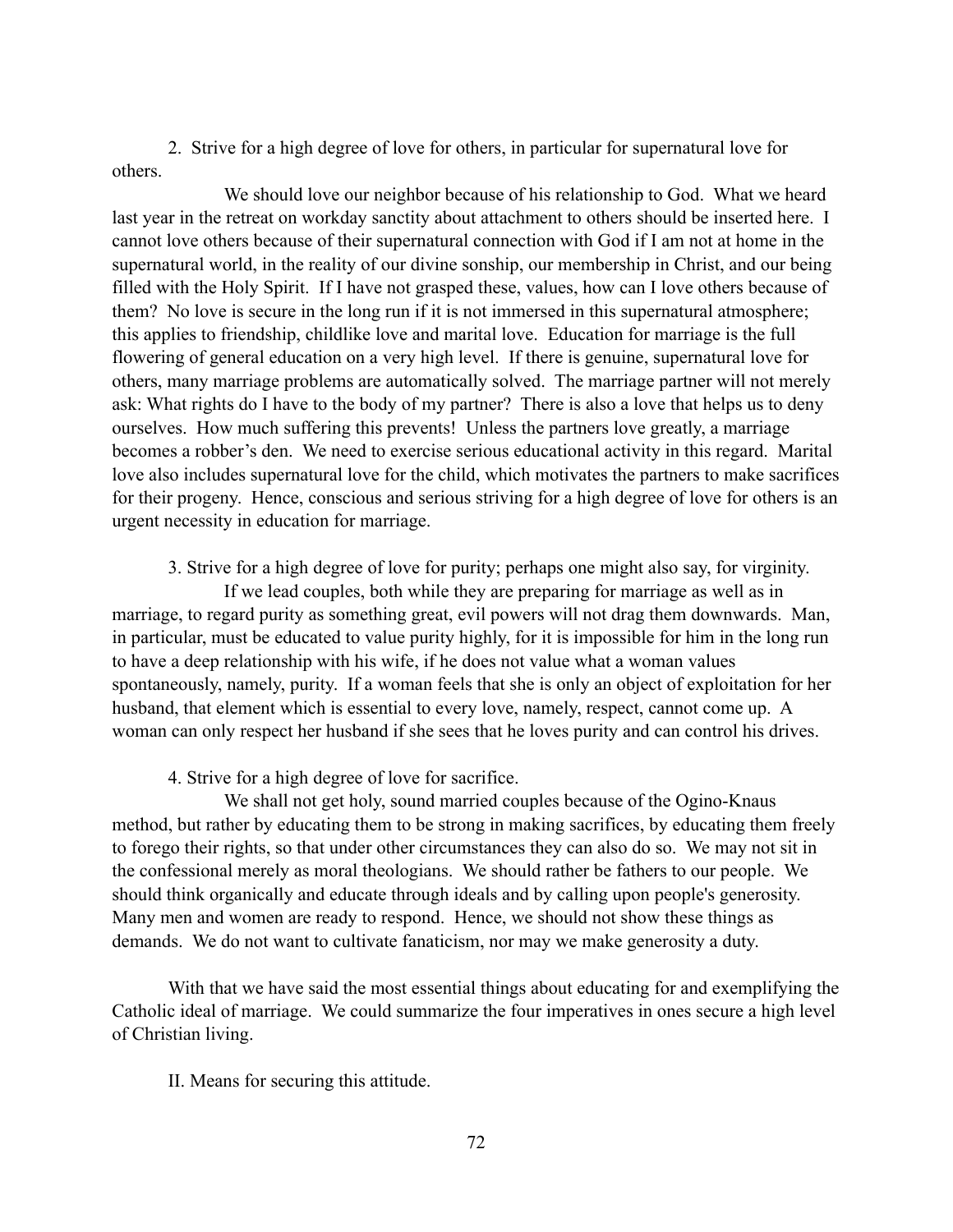2. Strive for a high degree of love for others, in particular for supernatural love for others.

We should love our neighbor because of his relationship to God. What we heard last year in the retreat on workday sanctity about attachment to others should be inserted here. I cannot love others because of their supernatural connection with God if I am not at home in the supernatural world, in the reality of our divine sonship, our membership in Christ, and our being filled with the Holy Spirit. If I have not grasped these, values, how can I love others because of them? No love is secure in the long run if it is not immersed in this supernatural atmosphere; this applies to friendship, childlike love and marital love. Education for marriage is the full flowering of general education on a very high level. If there is genuine, supernatural love for others, many marriage problems are automatically solved. The marriage partner will not merely ask: What rights do I have to the body of my partner? There is also a love that helps us to deny ourselves. How much suffering this prevents! Unless the partners love greatly, a marriage becomes a robber's den. We need to exercise serious educational activity in this regard. Marital love also includes supernatural love for the child, which motivates the partners to make sacrifices for their progeny. Hence, conscious and serious striving for a high degree of love for others is an urgent necessity in education for marriage.

3. Strive for a high degree of love for purity; perhaps one might also say, for virginity.

If we lead couples, both while they are preparing for marriage as well as in marriage, to regard purity as something great, evil powers will not drag them downwards. Man, in particular, must be educated to value purity highly, for it is impossible for him in the long run to have a deep relationship with his wife, if he does not value what a woman values spontaneously, namely, purity. If a woman feels that she is only an object of exploitation for her husband, that element which is essential to every love, namely, respect, cannot come up. A woman can only respect her husband if she sees that he loves purity and can control his drives.

4. Strive for a high degree of love for sacrifice.

We shall not get holy, sound married couples because of the Ogino-Knaus method, but rather by educating them to be strong in making sacrifices, by educating them freely to forego their rights, so that under other circumstances they can also do so. We may not sit in the confessional merely as moral theologians. We should rather be fathers to our people. We should think organically and educate through ideals and by calling upon people's generosity. Many men and women are ready to respond. Hence, we should not show these things as demands. We do not want to cultivate fanaticism, nor may we make generosity a duty.

With that we have said the most essential things about educating for and exemplifying the Catholic ideal of marriage. We could summarize the four imperatives in ones secure a high level of Christian living.

II. Means for securing this attitude.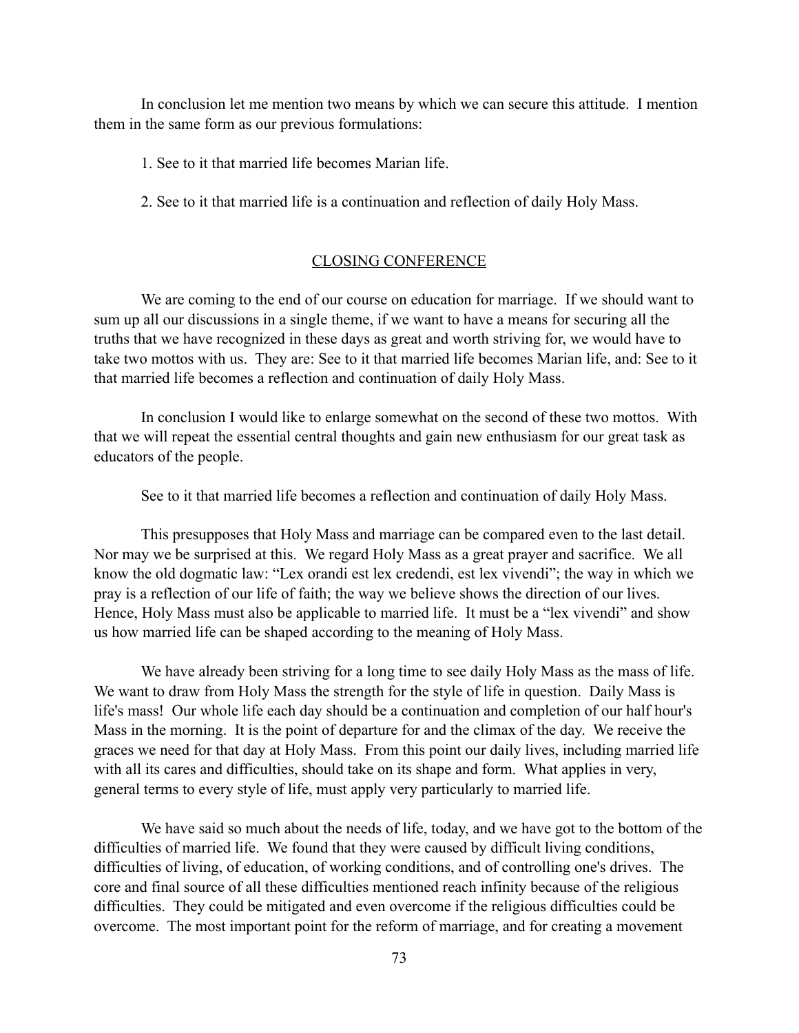In conclusion let me mention two means by which we can secure this attitude. I mention them in the same form as our previous formulations:

1. See to it that married life becomes Marian life.

2. See to it that married life is a continuation and reflection of daily Holy Mass.

## CLOSING CONFERENCE

We are coming to the end of our course on education for marriage. If we should want to sum up all our discussions in a single theme, if we want to have a means for securing all the truths that we have recognized in these days as great and worth striving for, we would have to take two mottos with us. They are: See to it that married life becomes Marian life, and: See to it that married life becomes a reflection and continuation of daily Holy Mass.

In conclusion I would like to enlarge somewhat on the second of these two mottos. With that we will repeat the essential central thoughts and gain new enthusiasm for our great task as educators of the people.

See to it that married life becomes a reflection and continuation of daily Holy Mass.

This presupposes that Holy Mass and marriage can be compared even to the last detail. Nor may we be surprised at this. We regard Holy Mass as a great prayer and sacrifice. We all know the old dogmatic law: "Lex orandi est lex credendi, est lex vivendi"; the way in which we pray is a reflection of our life of faith; the way we believe shows the direction of our lives. Hence, Holy Mass must also be applicable to married life. It must be a "lex vivendi" and show us how married life can be shaped according to the meaning of Holy Mass.

We have already been striving for a long time to see daily Holy Mass as the mass of life. We want to draw from Holy Mass the strength for the style of life in question. Daily Mass is life's mass! Our whole life each day should be a continuation and completion of our half hour's Mass in the morning. It is the point of departure for and the climax of the day. We receive the graces we need for that day at Holy Mass. From this point our daily lives, including married life with all its cares and difficulties, should take on its shape and form. What applies in very, general terms to every style of life, must apply very particularly to married life.

We have said so much about the needs of life, today, and we have got to the bottom of the difficulties of married life. We found that they were caused by difficult living conditions, difficulties of living, of education, of working conditions, and of controlling one's drives. The core and final source of all these difficulties mentioned reach infinity because of the religious difficulties. They could be mitigated and even overcome if the religious difficulties could be overcome. The most important point for the reform of marriage, and for creating a movement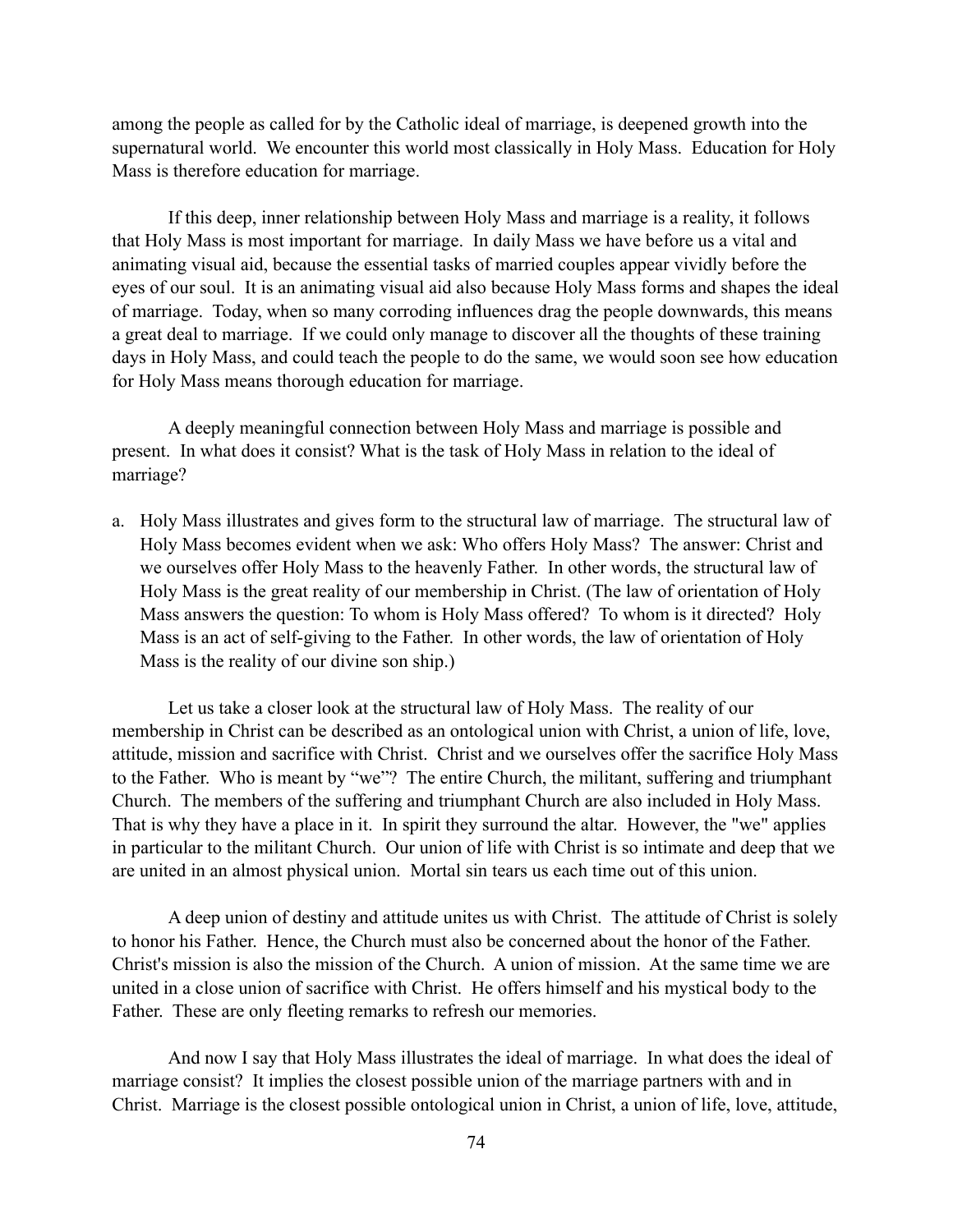among the people as called for by the Catholic ideal of marriage, is deepened growth into the supernatural world. We encounter this world most classically in Holy Mass. Education for Holy Mass is therefore education for marriage.

If this deep, inner relationship between Holy Mass and marriage is a reality, it follows that Holy Mass is most important for marriage. In daily Mass we have before us a vital and animating visual aid, because the essential tasks of married couples appear vividly before the eyes of our soul. It is an animating visual aid also because Holy Mass forms and shapes the ideal of marriage. Today, when so many corroding influences drag the people downwards, this means a great deal to marriage. If we could only manage to discover all the thoughts of these training days in Holy Mass, and could teach the people to do the same, we would soon see how education for Holy Mass means thorough education for marriage.

A deeply meaningful connection between Holy Mass and marriage is possible and present. In what does it consist? What is the task of Holy Mass in relation to the ideal of marriage?

a. Holy Mass illustrates and gives form to the structural law of marriage. The structural law of Holy Mass becomes evident when we ask: Who offers Holy Mass? The answer: Christ and we ourselves offer Holy Mass to the heavenly Father. In other words, the structural law of Holy Mass is the great reality of our membership in Christ. (The law of orientation of Holy Mass answers the question: To whom is Holy Mass offered? To whom is it directed? Holy Mass is an act of self-giving to the Father. In other words, the law of orientation of Holy Mass is the reality of our divine son ship.)

Let us take a closer look at the structural law of Holy Mass. The reality of our membership in Christ can be described as an ontological union with Christ, a union of life, love, attitude, mission and sacrifice with Christ. Christ and we ourselves offer the sacrifice Holy Mass to the Father. Who is meant by "we"? The entire Church, the militant, suffering and triumphant Church. The members of the suffering and triumphant Church are also included in Holy Mass. That is why they have a place in it. In spirit they surround the altar. However, the "we" applies in particular to the militant Church. Our union of life with Christ is so intimate and deep that we are united in an almost physical union. Mortal sin tears us each time out of this union.

A deep union of destiny and attitude unites us with Christ. The attitude of Christ is solely to honor his Father. Hence, the Church must also be concerned about the honor of the Father. Christ's mission is also the mission of the Church. A union of mission. At the same time we are united in a close union of sacrifice with Christ. He offers himself and his mystical body to the Father. These are only fleeting remarks to refresh our memories.

And now I say that Holy Mass illustrates the ideal of marriage. In what does the ideal of marriage consist? It implies the closest possible union of the marriage partners with and in Christ. Marriage is the closest possible ontological union in Christ, a union of life, love, attitude,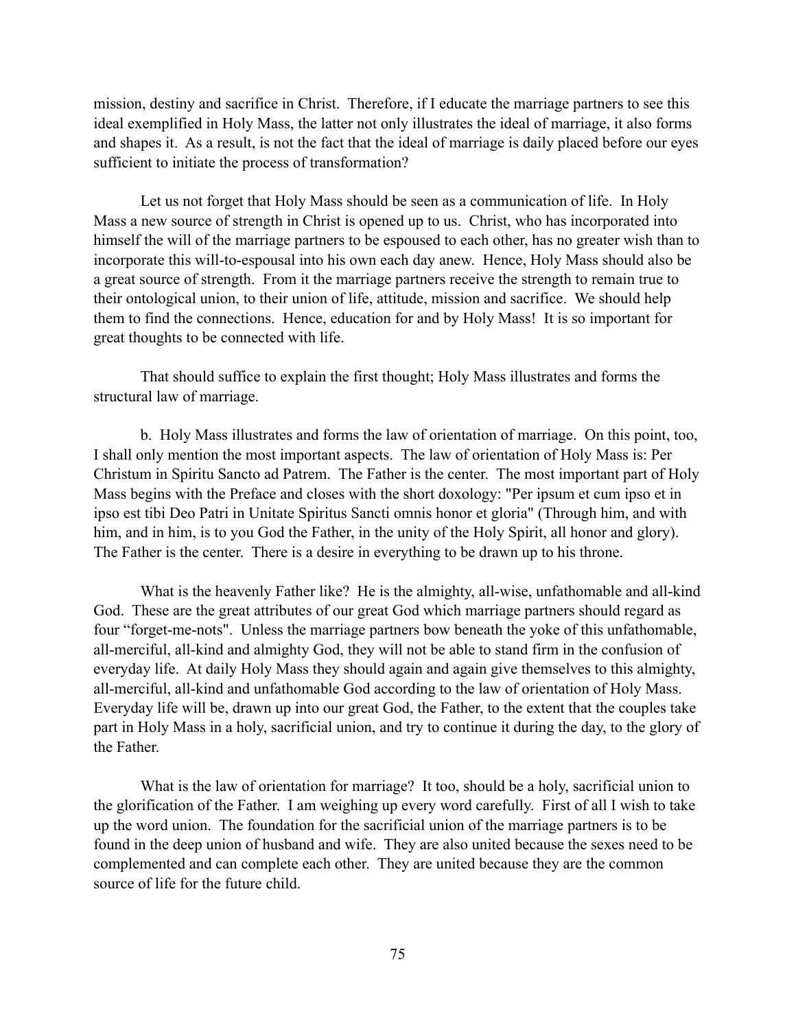mission, destiny and sacrifice in Christ. Therefore, if I educate the marriage partners to see this ideal exemplified in Holy Mass, the latter not only illustrates the ideal of marriage, it also forms and shapes it. As a result, is not the fact that the ideal of marriage is daily placed before our eyes sufficient to initiate the process of transformation?

Let us not forget that Holy Mass should be seen as a communication of life. In Holy Mass a new source of strength in Christ is opened up to us. Christ, who has incorporated into himself the will of the marriage partners to be espoused to each other, has no greater wish than to incorporate this will-to-espousal into his own each day anew. Hence, Holy Mass should also be a great source of strength. From it the marriage partners receive the strength to remain true to their ontological union, to their union of life, attitude, mission and sacrifice. We should help them to find the connections. Hence, education for and by Holy Mass! It is so important for great thoughts to be connected with life.

That should suffice to explain the first thought; Holy Mass illustrates and forms the structural law of marriage.

b. Holy Mass illustrates and forms the law of orientation of marriage. On this point, too, I shall only mention the most important aspects. The law of orientation of Holy Mass is: Per Christum in Spiritu Sancto ad Patrem. The Father is the center. The most important part of Holy Mass begins with the Preface and closes with the short doxology: "Per ipsum et cum ipso et in ipso est tibi Deo Patri in Unitate Spiritus Sancti omnis honor et gloria" (Through him, and with him, and in him, is to you God the Father, in the unity of the Holy Spirit, all honor and glory). The Father is the center. There is a desire in everything to be drawn up to his throne.

What is the heavenly Father like? He is the almighty, all-wise, unfathomable and all-kind God. These are the great attributes of our great God which marriage partners should regard as four "forget-me-nots". Unless the marriage partners bow beneath the yoke of this unfathomable, all-merciful, all-kind and almighty God, they will not be able to stand firm in the confusion of everyday life. At daily Holy Mass they should again and again give themselves to this almighty, all-merciful, all-kind and unfathomable God according to the law of orientation of Holy Mass. Everyday life will be, drawn up into our great God, the Father, to the extent that the couples take part in Holy Mass in a holy, sacrificial union, and try to continue it during the day, to the glory of the Father.

What is the law of orientation for marriage? It too, should be a holy, sacrificial union to the glorification of the Father. I am weighing up every word carefully. First of all I wish to take up the word union. The foundation for the sacrificial union of the marriage partners is to be found in the deep union of husband and wife. They are also united because the sexes need to be complemented and can complete each other. They are united because they are the common source of life for the future child.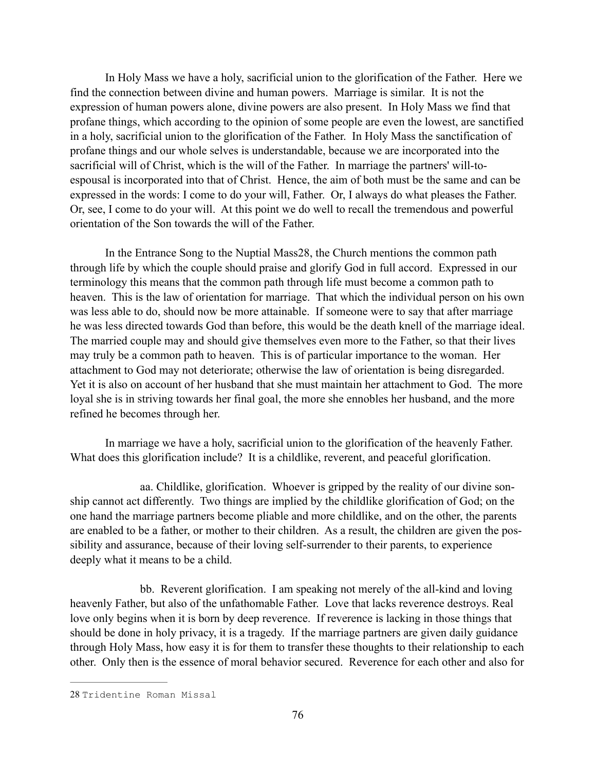In Holy Mass we have a holy, sacrificial union to the glorification of the Father. Here we find the connection between divine and human powers. Marriage is similar. It is not the expression of human powers alone, divine powers are also present. In Holy Mass we find that profane things, which according to the opinion of some people are even the lowest, are sanctified in a holy, sacrificial union to the glorification of the Father. In Holy Mass the sanctification of profane things and our whole selves is understandable, because we are incorporated into the sacrificial will of Christ, which is the will of the Father. In marriage the partners' will-to-espousal is incorporated into that of Christ. Hence, the aim of both must be the same and can be expressed in the words: I come to do your will, Father. Or, I always do what pleases the Father. Or, see, I come to do your will. At this point we do well to recall the tremendous and powerful orientation of the Son towards the will of the Father.

In the Entrance Song to the Nuptial Mass[28], the Church mentions the common path through life by which the couple should praise and glorify God in full accord. Expressed in our terminology this means that the common path through life must become a common path to heaven. This is the law of orientation for marriage. That which the individual person on his own was less able to do, should now be more attainable. If someone were to say that after marriage he was less directed towards God than before, this would be the death knell of the marriage ideal. The married couple may and should give themselves even more to the Father, so that their lives may truly be a common path to heaven. This is of particular importance to the woman. Her attachment to God may not deteriorate; otherwise the law of orientation is being disregarded. Yet it is also on account of her husband that she must maintain her attachment to God. The more loyal she is in striving towards her final goal, the more she ennobles her husband, and the more refined he becomes through her.

In marriage we have a holy, sacrificial union to the glorification of the heavenly Father. What does this glorification include? It is a childlike, reverent, and peaceful glorification.

aa. Childlike, glorification. Whoever is gripped by the reality of our divine sonship cannot act differently. Two things are implied by the childlike glorification of God; on the one hand the marriage partners become pliable and more childlike, and on the other, the parents are enabled to be a father, or mother to their children. As a result, the children are given the possibility and assurance, because of their loving self-surrender to their parents, to experience deeply what it means to be a child.

bb. Reverent glorification. I am speaking not merely of the all-kind and loving heavenly Father, but also of the unfathomable Father. Love that lacks reverence destroys. Real love only begins when it is born by deep reverence. If reverence is lacking in those things that should be done in holy privacy, it is a tragedy. If the marriage partners are given daily guidance through Holy Mass, how easy it is for them to transfer these thoughts to their relationship to each other. Only then is the essence of moral behavior secured. Reverence for each other and also for

---

[28] Tridentine Roman Missal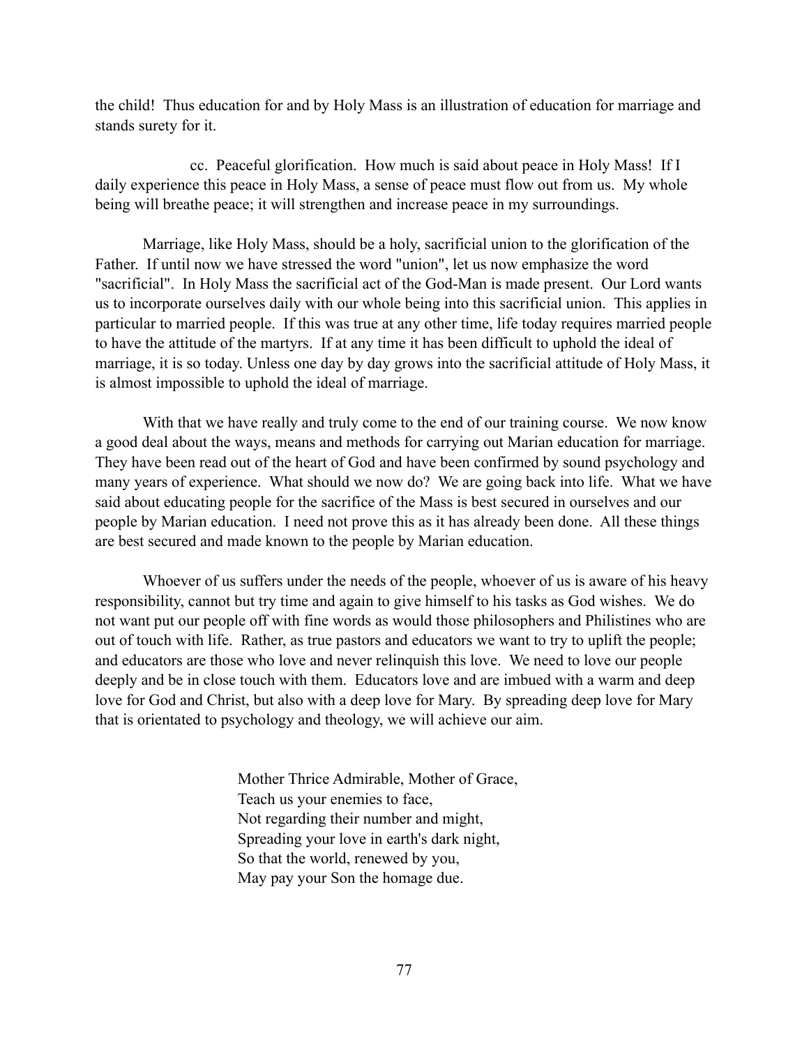the child! Thus education for and by Holy Mass is an illustration of education for marriage and stands surety for it.

cc. Peaceful glorification. How much is said about peace in Holy Mass! If I daily experience this peace in Holy Mass, a sense of peace must flow out from us. My whole being will breathe peace; it will strengthen and increase peace in my surroundings.

Marriage, like Holy Mass, should be a holy, sacrificial union to the glorification of the Father. If until now we have stressed the word "union", let us now emphasize the word "sacrificial". In Holy Mass the sacrificial act of the God-Man is made present. Our Lord wants us to incorporate ourselves daily with our whole being into this sacrificial union. This applies in particular to married people. If this was true at any other time, life today requires married people to have the attitude of the martyrs. If at any time it has been difficult to uphold the ideal of marriage, it is so today. Unless one day by day grows into the sacrificial attitude of Holy Mass, it is almost impossible to uphold the ideal of marriage.

With that we have really and truly come to the end of our training course. We now know a good deal about the ways, means and methods for carrying out Marian education for marriage. They have been read out of the heart of God and have been confirmed by sound psychology and many years of experience. What should we now do? We are going back into life. What we have said about educating people for the sacrifice of the Mass is best secured in ourselves and our people by Marian education. I need not prove this as it has already been done. All these things are best secured and made known to the people by Marian education.

Whoever of us suffers under the needs of the people, whoever of us is aware of his heavy responsibility, cannot but try time and again to give himself to his tasks as God wishes. We do not want put our people off with fine words as would those philosophers and Philistines who are out of touch with life. Rather, as true pastors and educators we want to try to uplift the people; and educators are those who love and never relinquish this love. We need to love our people deeply and be in close touch with them. Educators love and are imbued with a warm and deep love for God and Christ, but also with a deep love for Mary. By spreading deep love for Mary that is orientated to psychology and theology, we will achieve our aim.

Mother Thrice Admirable, Mother of Grace,  
Teach us your enemies to face,  
Not regarding their number and might,  
Spreading your love in earth's dark night,  
So that the world, renewed by you,  
May pay your Son the homage due.